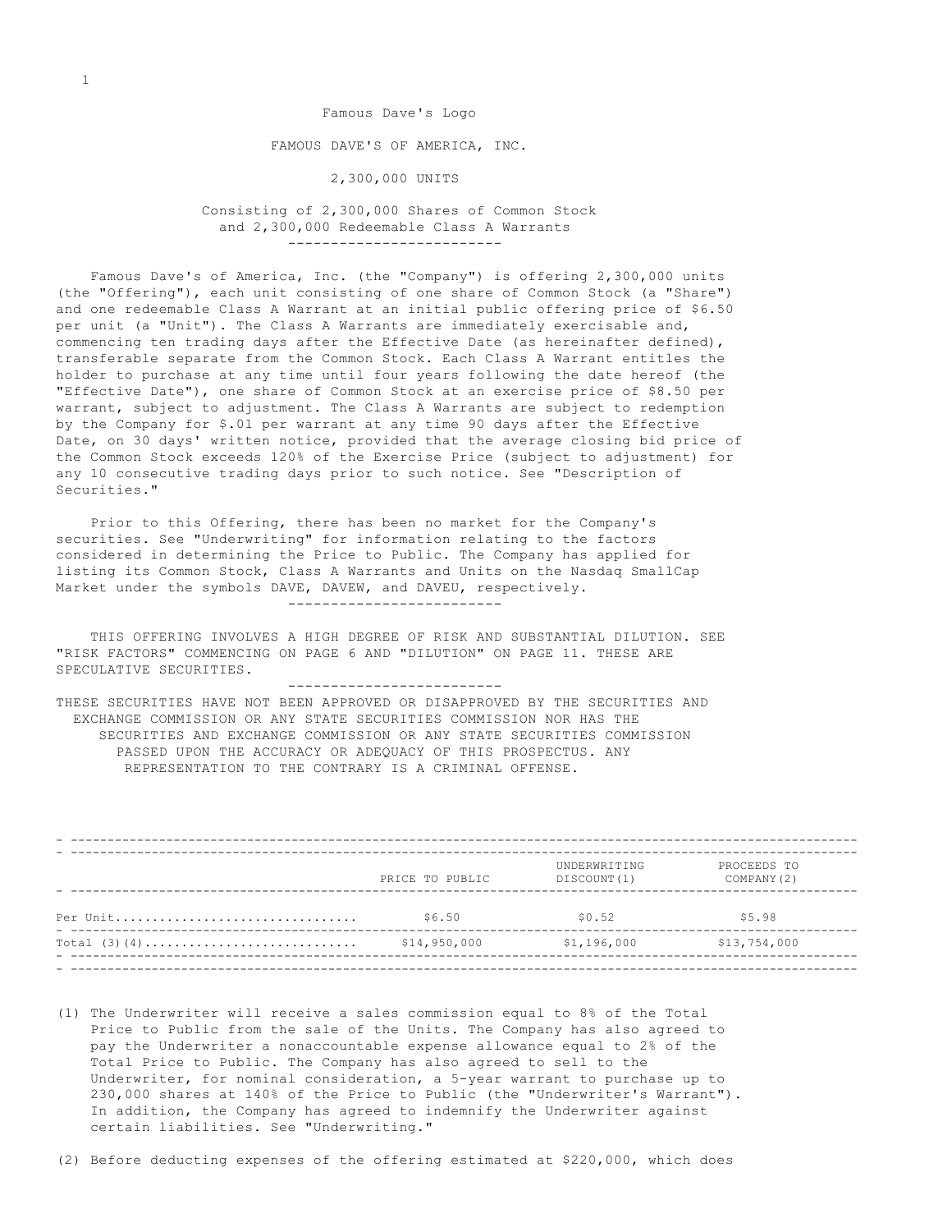Famous Dave's Logo

# FAMOUS DAVE'S OF AMERICA, INC.

## 2,300,000 UNITS

Consisting of 2,300,000 Shares of Common Stock
and 2,300,000 Redeemable Class A Warrants

---

Famous Dave's of America, Inc. (the "Company") is offering 2,300,000 units (the "Offering"), each unit consisting of one share of Common Stock (a "Share") and one redeemable Class A Warrant at an initial public offering price of $6.50 per unit (a "Unit"). The Class A Warrants are immediately exercisable and, commencing ten trading days after the Effective Date (as hereinafter defined), transferable separate from the Common Stock. Each Class A Warrant entitles the holder to purchase at any time until four years following the date hereof (the "Effective Date"), one share of Common Stock at an exercise price of $8.50 per warrant, subject to adjustment. The Class A Warrants are subject to redemption by the Company for $.01 per warrant at any time 90 days after the Effective Date, on 30 days' written notice, provided that the average closing bid price of the Common Stock exceeds 120% of the Exercise Price (subject to adjustment) for any 10 consecutive trading days prior to such notice. See "Description of Securities."

Prior to this Offering, there has been no market for the Company's securities. See "Underwriting" for information relating to the factors considered in determining the Price to Public. The Company has applied for listing its Common Stock, Class A Warrants and Units on the Nasdaq SmallCap Market under the symbols DAVE, DAVEW, and DAVEU, respectively.

---

THIS OFFERING INVOLVES A HIGH DEGREE OF RISK AND SUBSTANTIAL DILUTION. SEE "RISK FACTORS" COMMENCING ON PAGE 6 AND "DILUTION" ON PAGE 11. THESE ARE SPECULATIVE SECURITIES.

---

THESE SECURITIES HAVE NOT BEEN APPROVED OR DISAPPROVED BY THE SECURITIES AND EXCHANGE COMMISSION OR ANY STATE SECURITIES COMMISSION NOR HAS THE SECURITIES AND EXCHANGE COMMISSION OR ANY STATE SECURITIES COMMISSION PASSED UPON THE ACCURACY OR ADEQUACY OF THIS PROSPECTUS. ANY REPRESENTATION TO THE CONTRARY IS A CRIMINAL OFFENSE.

| | PRICE TO PUBLIC | UNDERWRITING DISCOUNT(1) | PROCEEDS TO COMPANY(2) |
|---|---|---|---|
| Per Unit | $6.50 | $0.52 | $5.98 |
| Total (3)(4) | $14,950,000 | $1,196,000 | $13,754,000 |

(1) The Underwriter will receive a sales commission equal to 8% of the Total Price to Public from the sale of the Units. The Company has also agreed to pay the Underwriter a nonaccountable expense allowance equal to 2% of the Total Price to Public. The Company has also agreed to sell to the Underwriter, for nominal consideration, a 5-year warrant to purchase up to 230,000 shares at 140% of the Price to Public (the "Underwriter's Warrant"). In addition, the Company has agreed to indemnify the Underwriter against certain liabilities. See "Underwriting."

(2) Before deducting expenses of the offering estimated at $220,000, which does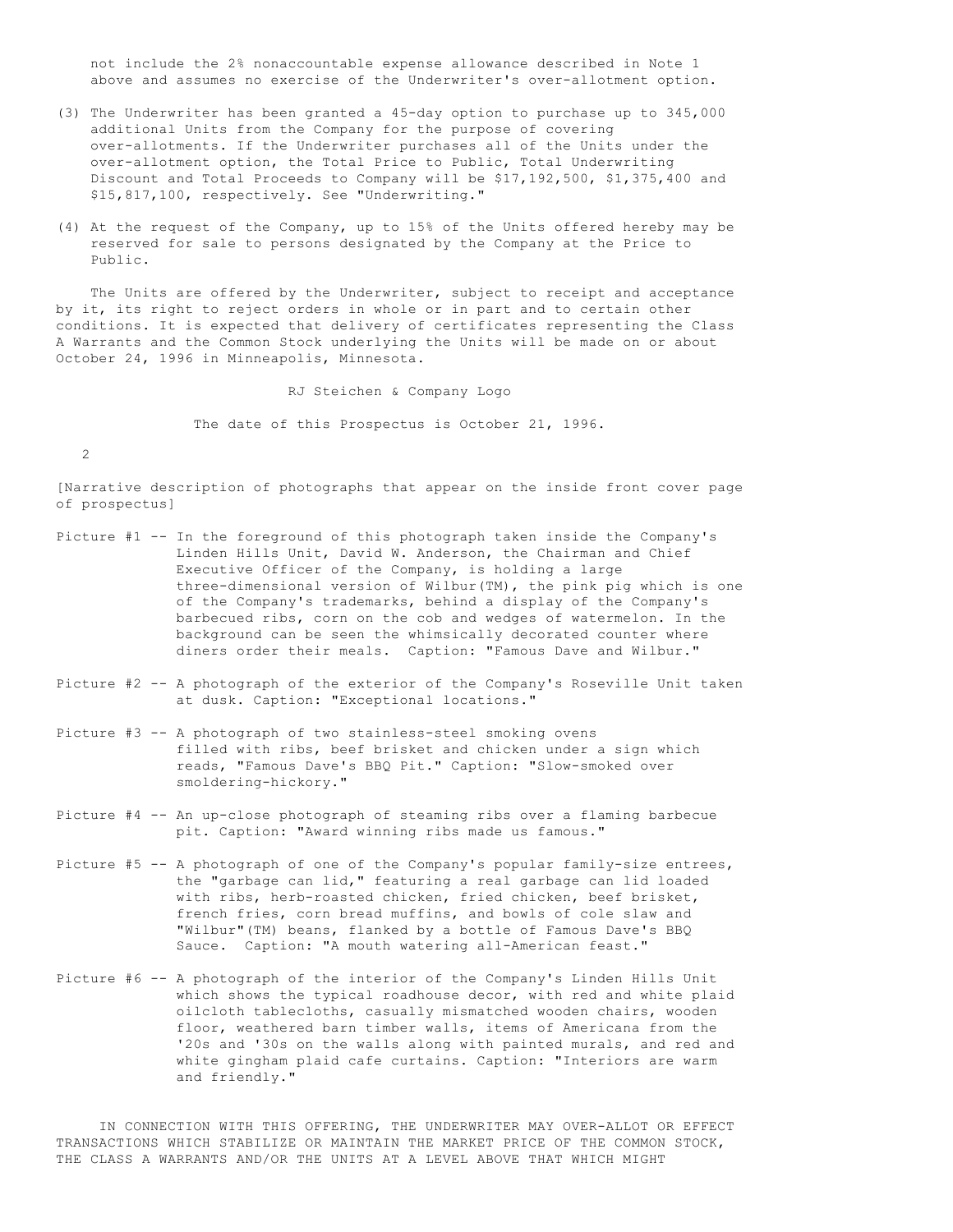not include the 2% nonaccountable expense allowance described in Note 1 above and assumes no exercise of the Underwriter's over-allotment option.

(3) The Underwriter has been granted a 45-day option to purchase up to 345,000 additional Units from the Company for the purpose of covering over-allotments. If the Underwriter purchases all of the Units under the over-allotment option, the Total Price to Public, Total Underwriting Discount and Total Proceeds to Company will be $17,192,500, $1,375,400 and $15,817,100, respectively. See "Underwriting."

(4) At the request of the Company, up to 15% of the Units offered hereby may be reserved for sale to persons designated by the Company at the Price to Public.

The Units are offered by the Underwriter, subject to receipt and acceptance by it, its right to reject orders in whole or in part and to certain other conditions. It is expected that delivery of certificates representing the Class A Warrants and the Common Stock underlying the Units will be made on or about October 24, 1996 in Minneapolis, Minnesota.

RJ Steichen & Company Logo

The date of this Prospectus is October 21, 1996.

[Narrative description of photographs that appear on the inside front cover page of prospectus]

Picture #1 -- In the foreground of this photograph taken inside the Company's Linden Hills Unit, David W. Anderson, the Chairman and Chief Executive Officer of the Company, is holding a large three-dimensional version of Wilbur(TM), the pink pig which is one of the Company's trademarks, behind a display of the Company's barbecued ribs, corn on the cob and wedges of watermelon. In the background can be seen the whimsically decorated counter where diners order their meals. Caption: "Famous Dave and Wilbur."

Picture #2 -- A photograph of the exterior of the Company's Roseville Unit taken at dusk. Caption: "Exceptional locations."

Picture #3 -- A photograph of two stainless-steel smoking ovens filled with ribs, beef brisket and chicken under a sign which reads, "Famous Dave's BBQ Pit." Caption: "Slow-smoked over smoldering-hickory."

Picture #4 -- An up-close photograph of steaming ribs over a flaming barbecue pit. Caption: "Award winning ribs made us famous."

Picture #5 -- A photograph of one of the Company's popular family-size entrees, the "garbage can lid," featuring a real garbage can lid loaded with ribs, herb-roasted chicken, fried chicken, beef brisket, french fries, corn bread muffins, and bowls of cole slaw and "Wilbur"(TM) beans, flanked by a bottle of Famous Dave's BBQ Sauce. Caption: "A mouth watering all-American feast."

Picture #6 -- A photograph of the interior of the Company's Linden Hills Unit which shows the typical roadhouse decor, with red and white plaid oilcloth tablecloths, casually mismatched wooden chairs, wooden floor, weathered barn timber walls, items of Americana from the '20s and '30s on the walls along with painted murals, and red and white gingham plaid cafe curtains. Caption: "Interiors are warm and friendly."

IN CONNECTION WITH THIS OFFERING, THE UNDERWRITER MAY OVER-ALLOT OR EFFECT TRANSACTIONS WHICH STABILIZE OR MAINTAIN THE MARKET PRICE OF THE COMMON STOCK, THE CLASS A WARRANTS AND/OR THE UNITS AT A LEVEL ABOVE THAT WHICH MIGHT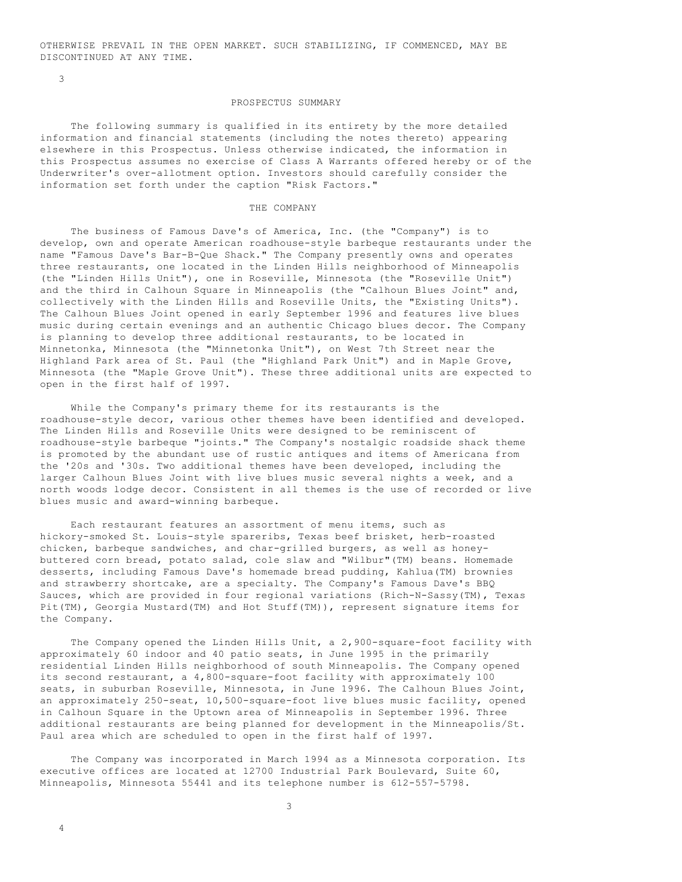OTHERWISE PREVAIL IN THE OPEN MARKET. SUCH STABILIZING, IF COMMENCED, MAY BE DISCONTINUED AT ANY TIME.

## PROSPECTUS SUMMARY

The following summary is qualified in its entirety by the more detailed information and financial statements (including the notes thereto) appearing elsewhere in this Prospectus. Unless otherwise indicated, the information in this Prospectus assumes no exercise of Class A Warrants offered hereby or of the Underwriter's over-allotment option. Investors should carefully consider the information set forth under the caption "Risk Factors."

### THE COMPANY

The business of Famous Dave's of America, Inc. (the "Company") is to develop, own and operate American roadhouse-style barbeque restaurants under the name "Famous Dave's Bar-B-Que Shack." The Company presently owns and operates three restaurants, one located in the Linden Hills neighborhood of Minneapolis (the "Linden Hills Unit"), one in Roseville, Minnesota (the "Roseville Unit") and the third in Calhoun Square in Minneapolis (the "Calhoun Blues Joint" and, collectively with the Linden Hills and Roseville Units, the "Existing Units"). The Calhoun Blues Joint opened in early September 1996 and features live blues music during certain evenings and an authentic Chicago blues decor. The Company is planning to develop three additional restaurants, to be located in Minnetonka, Minnesota (the "Minnetonka Unit"), on West 7th Street near the Highland Park area of St. Paul (the "Highland Park Unit") and in Maple Grove, Minnesota (the "Maple Grove Unit"). These three additional units are expected to open in the first half of 1997.

While the Company's primary theme for its restaurants is the roadhouse-style decor, various other themes have been identified and developed. The Linden Hills and Roseville Units were designed to be reminiscent of roadhouse-style barbeque "joints." The Company's nostalgic roadside shack theme is promoted by the abundant use of rustic antiques and items of Americana from the '20s and '30s. Two additional themes have been developed, including the larger Calhoun Blues Joint with live blues music several nights a week, and a north woods lodge decor. Consistent in all themes is the use of recorded or live blues music and award-winning barbeque.

Each restaurant features an assortment of menu items, such as hickory-smoked St. Louis-style spareribs, Texas beef brisket, herb-roasted chicken, barbeque sandwiches, and char-grilled burgers, as well as honey-buttered corn bread, potato salad, cole slaw and "Wilbur"(TM) beans. Homemade desserts, including Famous Dave's homemade bread pudding, Kahlua(TM) brownies and strawberry shortcake, are a specialty. The Company's Famous Dave's BBQ Sauces, which are provided in four regional variations (Rich-N-Sassy(TM), Texas Pit(TM), Georgia Mustard(TM) and Hot Stuff(TM)), represent signature items for the Company.

The Company opened the Linden Hills Unit, a 2,900-square-foot facility with approximately 60 indoor and 40 patio seats, in June 1995 in the primarily residential Linden Hills neighborhood of south Minneapolis. The Company opened its second restaurant, a 4,800-square-foot facility with approximately 100 seats, in suburban Roseville, Minnesota, in June 1996. The Calhoun Blues Joint, an approximately 250-seat, 10,500-square-foot live blues music facility, opened in Calhoun Square in the Uptown area of Minneapolis in September 1996. Three additional restaurants are being planned for development in the Minneapolis/St. Paul area which are scheduled to open in the first half of 1997.

The Company was incorporated in March 1994 as a Minnesota corporation. Its executive offices are located at 12700 Industrial Park Boulevard, Suite 60, Minneapolis, Minnesota 55441 and its telephone number is 612-557-5798.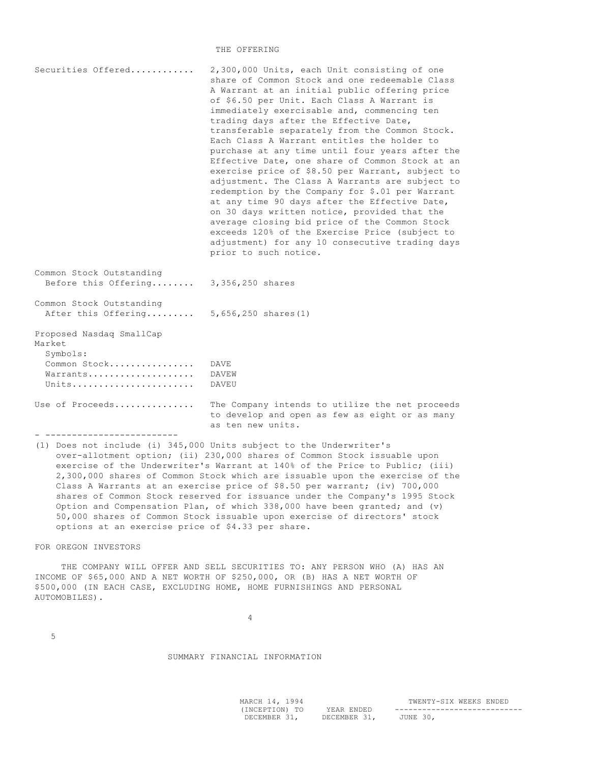## THE OFFERING

| | |
|---|---|
| Securities Offered | 2,300,000 Units, each Unit consisting of one share of Common Stock and one redeemable Class A Warrant at an initial public offering price of $6.50 per Unit. Each Class A Warrant is immediately exercisable and, commencing ten trading days after the Effective Date, transferable separately from the Common Stock. Each Class A Warrant entitles the holder to purchase at any time until four years after the Effective Date, one share of Common Stock at an exercise price of $8.50 per Warrant, subject to adjustment. The Class A Warrants are subject to redemption by the Company for $.01 per Warrant at any time 90 days after the Effective Date, on 30 days written notice, provided that the average closing bid price of the Common Stock exceeds 120% of the Exercise Price (subject to adjustment) for any 10 consecutive trading days prior to such notice. |
| Common Stock Outstanding Before this Offering | 3,356,250 shares |
| Common Stock Outstanding After this Offering | 5,656,250 shares(1) |
| Proposed Nasdaq SmallCap Market Symbols: | |
| Common Stock | DAVE |
| Warrants | DAVEW |
| Units | DAVEU |
| Use of Proceeds | The Company intends to utilize the net proceeds to develop and open as few as eight or as many as ten new units. |

- -------------------------

(1) Does not include (i) 345,000 Units subject to the Underwriter's over-allotment option; (ii) 230,000 shares of Common Stock issuable upon exercise of the Underwriter's Warrant at 140% of the Price to Public; (iii) 2,300,000 shares of Common Stock which are issuable upon the exercise of the Class A Warrants at an exercise price of $8.50 per warrant; (iv) 700,000 shares of Common Stock reserved for issuance under the Company's 1995 Stock Option and Compensation Plan, of which 338,000 have been granted; and (v) 50,000 shares of Common Stock issuable upon exercise of directors' stock options at an exercise price of $4.33 per share.

FOR OREGON INVESTORS

THE COMPANY WILL OFFER AND SELL SECURITIES TO: ANY PERSON WHO (A) HAS AN INCOME OF $65,000 AND A NET WORTH OF $250,000, OR (B) HAS A NET WORTH OF $500,000 (IN EACH CASE, EXCLUDING HOME, HOME FURNISHINGS AND PERSONAL AUTOMOBILES).

## SUMMARY FINANCIAL INFORMATION

| | MARCH 14, 1994 (INCEPTION) TO DECEMBER 31, | YEAR ENDED DECEMBER 31, | TWENTY-SIX WEEKS ENDED JUNE 30, |
|---|---|---|---|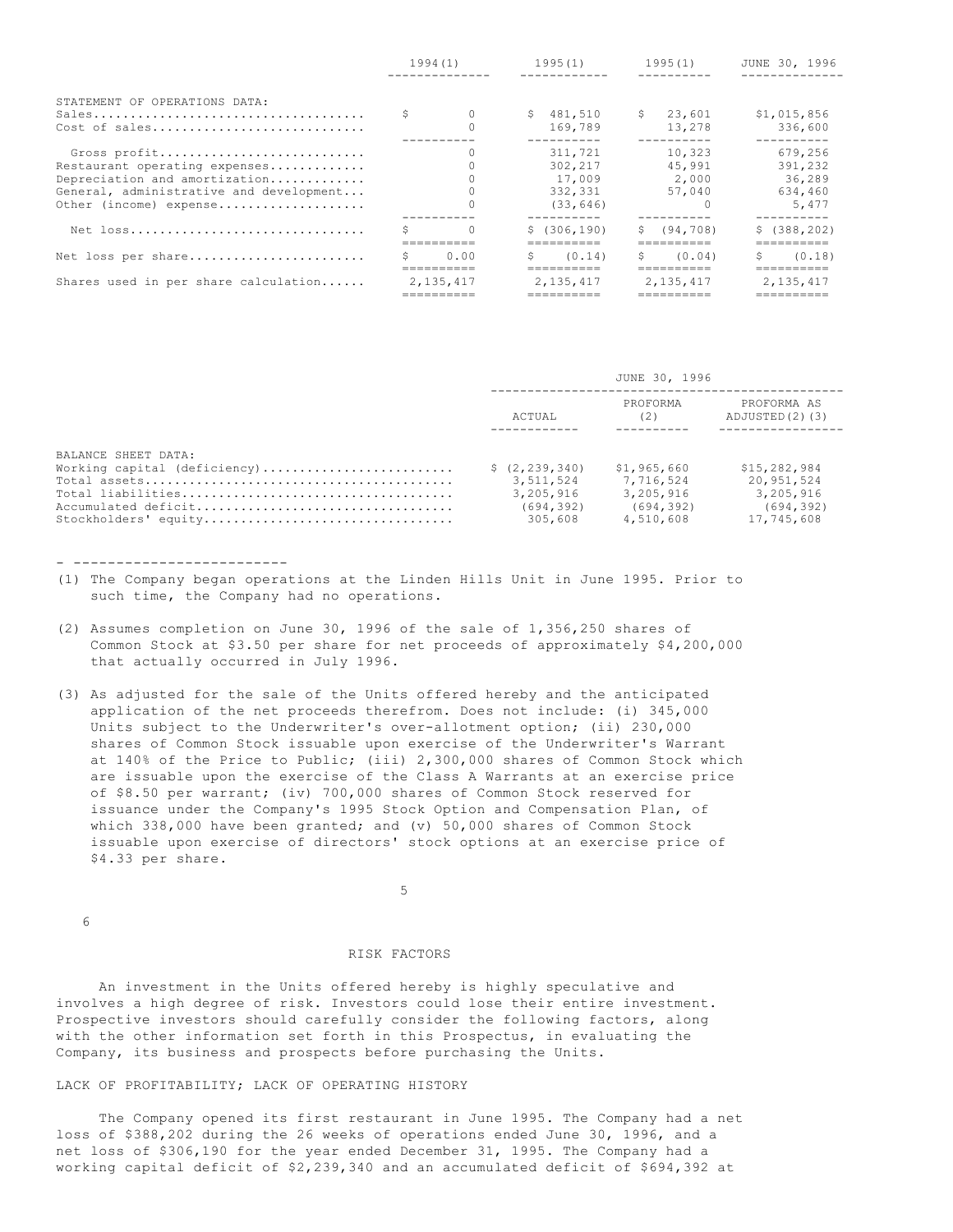| | 1994(1) | 1995(1) | 1995(1) | JUNE 30, 1996 |
|---|---|---|---|---|
| STATEMENT OF OPERATIONS DATA: | | | | |
| Sales | $ 0 | $ 481,510 | $ 23,601 | $1,015,856 |
| Cost of sales | 0 | 169,789 | 13,278 | 336,600 |
| Gross profit | 0 | 311,721 | 10,323 | 679,256 |
| Restaurant operating expenses | 0 | 302,217 | 45,991 | 391,232 |
| Depreciation and amortization | 0 | 17,009 | 2,000 | 36,289 |
| General, administrative and development | 0 | 332,331 | 57,040 | 634,460 |
| Other (income) expense | 0 | (33,646) | 0 | 5,477 |
| Net loss | $ 0 | $ (306,190) | $ (94,708) | $ (388,202) |
| Net loss per share | $ 0.00 | $ (0.14) | $ (0.04) | $ (0.18) |
| Shares used in per share calculation | 2,135,417 | 2,135,417 | 2,135,417 | 2,135,417 |

| | JUNE 30, 1996 | | |
|---|---|---|---|
| | ACTUAL | PROFORMA (2) | PROFORMA AS ADJUSTED(2)(3) |
| BALANCE SHEET DATA: | | | |
| Working capital (deficiency) | $ (2,239,340) | $1,965,660 | $15,282,984 |
| Total assets | 3,511,524 | 7,716,524 | 20,951,524 |
| Total liabilities | 3,205,916 | 3,205,916 | 3,205,916 |
| Accumulated deficit | (694,392) | (694,392) | (694,392) |
| Stockholders' equity | 305,608 | 4,510,608 | 17,745,608 |

- -------------------------

(1) The Company began operations at the Linden Hills Unit in June 1995. Prior to such time, the Company had no operations.

(2) Assumes completion on June 30, 1996 of the sale of 1,356,250 shares of Common Stock at $3.50 per share for net proceeds of approximately $4,200,000 that actually occurred in July 1996.

(3) As adjusted for the sale of the Units offered hereby and the anticipated application of the net proceeds therefrom. Does not include: (i) 345,000 Units subject to the Underwriter's over-allotment option; (ii) 230,000 shares of Common Stock issuable upon exercise of the Underwriter's Warrant at 140% of the Price to Public; (iii) 2,300,000 shares of Common Stock which are issuable upon the exercise of the Class A Warrants at an exercise price of $8.50 per warrant; (iv) 700,000 shares of Common Stock reserved for issuance under the Company's 1995 Stock Option and Compensation Plan, of which 338,000 have been granted; and (v) 50,000 shares of Common Stock issuable upon exercise of directors' stock options at an exercise price of $4.33 per share.

## RISK FACTORS

An investment in the Units offered hereby is highly speculative and involves a high degree of risk. Investors could lose their entire investment. Prospective investors should carefully consider the following factors, along with the other information set forth in this Prospectus, in evaluating the Company, its business and prospects before purchasing the Units.

### LACK OF PROFITABILITY; LACK OF OPERATING HISTORY

The Company opened its first restaurant in June 1995. The Company had a net loss of $388,202 during the 26 weeks of operations ended June 30, 1996, and a net loss of $306,190 for the year ended December 31, 1995. The Company had a working capital deficit of $2,239,340 and an accumulated deficit of $694,392 at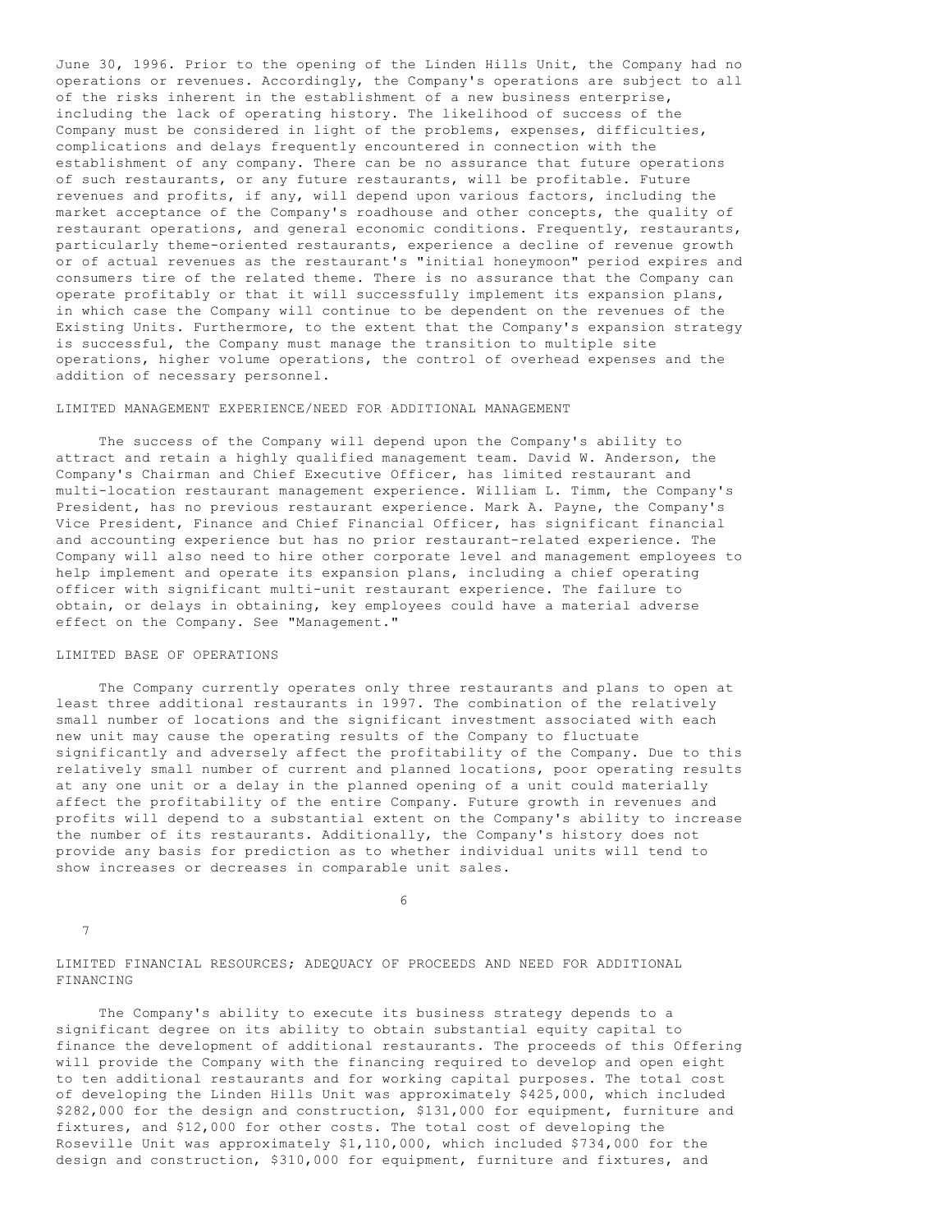June 30, 1996. Prior to the opening of the Linden Hills Unit, the Company had no operations or revenues. Accordingly, the Company's operations are subject to all of the risks inherent in the establishment of a new business enterprise, including the lack of operating history. The likelihood of success of the Company must be considered in light of the problems, expenses, difficulties, complications and delays frequently encountered in connection with the establishment of any company. There can be no assurance that future operations of such restaurants, or any future restaurants, will be profitable. Future revenues and profits, if any, will depend upon various factors, including the market acceptance of the Company's roadhouse and other concepts, the quality of restaurant operations, and general economic conditions. Frequently, restaurants, particularly theme-oriented restaurants, experience a decline of revenue growth or of actual revenues as the restaurant's "initial honeymoon" period expires and consumers tire of the related theme. There is no assurance that the Company can operate profitably or that it will successfully implement its expansion plans, in which case the Company will continue to be dependent on the revenues of the Existing Units. Furthermore, to the extent that the Company's expansion strategy is successful, the Company must manage the transition to multiple site operations, higher volume operations, the control of overhead expenses and the addition of necessary personnel.

## LIMITED MANAGEMENT EXPERIENCE/NEED FOR ADDITIONAL MANAGEMENT

The success of the Company will depend upon the Company's ability to attract and retain a highly qualified management team. David W. Anderson, the Company's Chairman and Chief Executive Officer, has limited restaurant and multi-location restaurant management experience. William L. Timm, the Company's President, has no previous restaurant experience. Mark A. Payne, the Company's Vice President, Finance and Chief Financial Officer, has significant financial and accounting experience but has no prior restaurant-related experience. The Company will also need to hire other corporate level and management employees to help implement and operate its expansion plans, including a chief operating officer with significant multi-unit restaurant experience. The failure to obtain, or delays in obtaining, key employees could have a material adverse effect on the Company. See "Management."

## LIMITED BASE OF OPERATIONS

The Company currently operates only three restaurants and plans to open at least three additional restaurants in 1997. The combination of the relatively small number of locations and the significant investment associated with each new unit may cause the operating results of the Company to fluctuate significantly and adversely affect the profitability of the Company. Due to this relatively small number of current and planned locations, poor operating results at any one unit or a delay in the planned opening of a unit could materially affect the profitability of the entire Company. Future growth in revenues and profits will depend to a substantial extent on the Company's ability to increase the number of its restaurants. Additionally, the Company's history does not provide any basis for prediction as to whether individual units will tend to show increases or decreases in comparable unit sales.

## LIMITED FINANCIAL RESOURCES; ADEQUACY OF PROCEEDS AND NEED FOR ADDITIONAL FINANCING

The Company's ability to execute its business strategy depends to a significant degree on its ability to obtain substantial equity capital to finance the development of additional restaurants. The proceeds of this Offering will provide the Company with the financing required to develop and open eight to ten additional restaurants and for working capital purposes. The total cost of developing the Linden Hills Unit was approximately $425,000, which included $282,000 for the design and construction, $131,000 for equipment, furniture and fixtures, and $12,000 for other costs. The total cost of developing the Roseville Unit was approximately $1,110,000, which included $734,000 for the design and construction, $310,000 for equipment, furniture and fixtures, and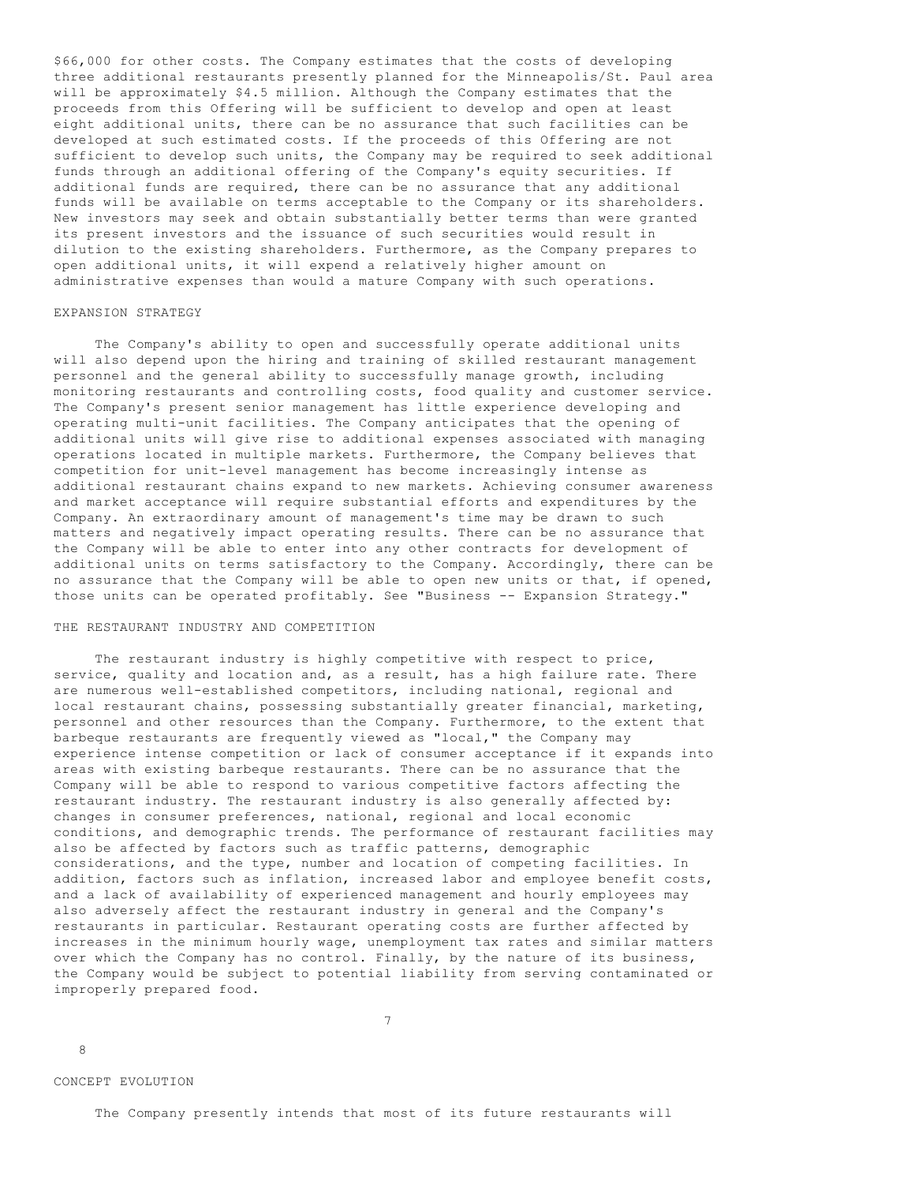$66,000 for other costs. The Company estimates that the costs of developing three additional restaurants presently planned for the Minneapolis/St. Paul area will be approximately $4.5 million. Although the Company estimates that the proceeds from this Offering will be sufficient to develop and open at least eight additional units, there can be no assurance that such facilities can be developed at such estimated costs. If the proceeds of this Offering are not sufficient to develop such units, the Company may be required to seek additional funds through an additional offering of the Company's equity securities. If additional funds are required, there can be no assurance that any additional funds will be available on terms acceptable to the Company or its shareholders. New investors may seek and obtain substantially better terms than were granted its present investors and the issuance of such securities would result in dilution to the existing shareholders. Furthermore, as the Company prepares to open additional units, it will expend a relatively higher amount on administrative expenses than would a mature Company with such operations.

### EXPANSION STRATEGY

The Company's ability to open and successfully operate additional units will also depend upon the hiring and training of skilled restaurant management personnel and the general ability to successfully manage growth, including monitoring restaurants and controlling costs, food quality and customer service. The Company's present senior management has little experience developing and operating multi-unit facilities. The Company anticipates that the opening of additional units will give rise to additional expenses associated with managing operations located in multiple markets. Furthermore, the Company believes that competition for unit-level management has become increasingly intense as additional restaurant chains expand to new markets. Achieving consumer awareness and market acceptance will require substantial efforts and expenditures by the Company. An extraordinary amount of management's time may be drawn to such matters and negatively impact operating results. There can be no assurance that the Company will be able to enter into any other contracts for development of additional units on terms satisfactory to the Company. Accordingly, there can be no assurance that the Company will be able to open new units or that, if opened, those units can be operated profitably. See "Business -- Expansion Strategy."

### THE RESTAURANT INDUSTRY AND COMPETITION

The restaurant industry is highly competitive with respect to price, service, quality and location and, as a result, has a high failure rate. There are numerous well-established competitors, including national, regional and local restaurant chains, possessing substantially greater financial, marketing, personnel and other resources than the Company. Furthermore, to the extent that barbeque restaurants are frequently viewed as "local," the Company may experience intense competition or lack of consumer acceptance if it expands into areas with existing barbeque restaurants. There can be no assurance that the Company will be able to respond to various competitive factors affecting the restaurant industry. The restaurant industry is also generally affected by: changes in consumer preferences, national, regional and local economic conditions, and demographic trends. The performance of restaurant facilities may also be affected by factors such as traffic patterns, demographic considerations, and the type, number and location of competing facilities. In addition, factors such as inflation, increased labor and employee benefit costs, and a lack of availability of experienced management and hourly employees may also adversely affect the restaurant industry in general and the Company's restaurants in particular. Restaurant operating costs are further affected by increases in the minimum hourly wage, unemployment tax rates and similar matters over which the Company has no control. Finally, by the nature of its business, the Company would be subject to potential liability from serving contaminated or improperly prepared food.

### CONCEPT EVOLUTION

The Company presently intends that most of its future restaurants will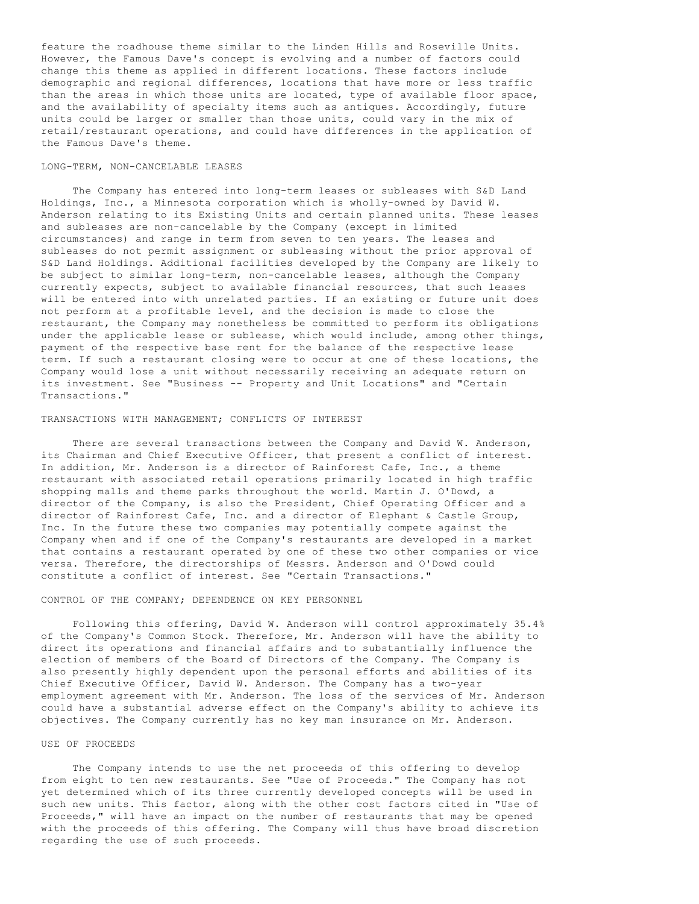feature the roadhouse theme similar to the Linden Hills and Roseville Units. However, the Famous Dave's concept is evolving and a number of factors could change this theme as applied in different locations. These factors include demographic and regional differences, locations that have more or less traffic than the areas in which those units are located, type of available floor space, and the availability of specialty items such as antiques. Accordingly, future units could be larger or smaller than those units, could vary in the mix of retail/restaurant operations, and could have differences in the application of the Famous Dave's theme.

### LONG-TERM, NON-CANCELABLE LEASES

The Company has entered into long-term leases or subleases with S&D Land Holdings, Inc., a Minnesota corporation which is wholly-owned by David W. Anderson relating to its Existing Units and certain planned units. These leases and subleases are non-cancelable by the Company (except in limited circumstances) and range in term from seven to ten years. The leases and subleases do not permit assignment or subleasing without the prior approval of S&D Land Holdings. Additional facilities developed by the Company are likely to be subject to similar long-term, non-cancelable leases, although the Company currently expects, subject to available financial resources, that such leases will be entered into with unrelated parties. If an existing or future unit does not perform at a profitable level, and the decision is made to close the restaurant, the Company may nonetheless be committed to perform its obligations under the applicable lease or sublease, which would include, among other things, payment of the respective base rent for the balance of the respective lease term. If such a restaurant closing were to occur at one of these locations, the Company would lose a unit without necessarily receiving an adequate return on its investment. See "Business -- Property and Unit Locations" and "Certain Transactions."

### TRANSACTIONS WITH MANAGEMENT; CONFLICTS OF INTEREST

There are several transactions between the Company and David W. Anderson, its Chairman and Chief Executive Officer, that present a conflict of interest. In addition, Mr. Anderson is a director of Rainforest Cafe, Inc., a theme restaurant with associated retail operations primarily located in high traffic shopping malls and theme parks throughout the world. Martin J. O'Dowd, a director of the Company, is also the President, Chief Operating Officer and a director of Rainforest Cafe, Inc. and a director of Elephant & Castle Group, Inc. In the future these two companies may potentially compete against the Company when and if one of the Company's restaurants are developed in a market that contains a restaurant operated by one of these two other companies or vice versa. Therefore, the directorships of Messrs. Anderson and O'Dowd could constitute a conflict of interest. See "Certain Transactions."

### CONTROL OF THE COMPANY; DEPENDENCE ON KEY PERSONNEL

Following this offering, David W. Anderson will control approximately 35.4% of the Company's Common Stock. Therefore, Mr. Anderson will have the ability to direct its operations and financial affairs and to substantially influence the election of members of the Board of Directors of the Company. The Company is also presently highly dependent upon the personal efforts and abilities of its Chief Executive Officer, David W. Anderson. The Company has a two-year employment agreement with Mr. Anderson. The loss of the services of Mr. Anderson could have a substantial adverse effect on the Company's ability to achieve its objectives. The Company currently has no key man insurance on Mr. Anderson.

### USE OF PROCEEDS

The Company intends to use the net proceeds of this offering to develop from eight to ten new restaurants. See "Use of Proceeds." The Company has not yet determined which of its three currently developed concepts will be used in such new units. This factor, along with the other cost factors cited in "Use of Proceeds," will have an impact on the number of restaurants that may be opened with the proceeds of this offering. The Company will thus have broad discretion regarding the use of such proceeds.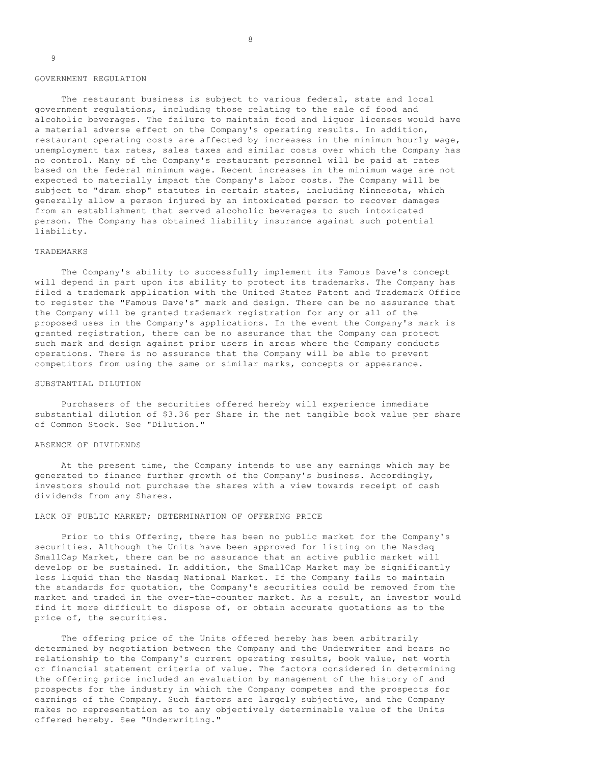## GOVERNMENT REGULATION

The restaurant business is subject to various federal, state and local government regulations, including those relating to the sale of food and alcoholic beverages. The failure to maintain food and liquor licenses would have a material adverse effect on the Company's operating results. In addition, restaurant operating costs are affected by increases in the minimum hourly wage, unemployment tax rates, sales taxes and similar costs over which the Company has no control. Many of the Company's restaurant personnel will be paid at rates based on the federal minimum wage. Recent increases in the minimum wage are not expected to materially impact the Company's labor costs. The Company will be subject to "dram shop" statutes in certain states, including Minnesota, which generally allow a person injured by an intoxicated person to recover damages from an establishment that served alcoholic beverages to such intoxicated person. The Company has obtained liability insurance against such potential liability.

## TRADEMARKS

The Company's ability to successfully implement its Famous Dave's concept will depend in part upon its ability to protect its trademarks. The Company has filed a trademark application with the United States Patent and Trademark Office to register the "Famous Dave's" mark and design. There can be no assurance that the Company will be granted trademark registration for any or all of the proposed uses in the Company's applications. In the event the Company's mark is granted registration, there can be no assurance that the Company can protect such mark and design against prior users in areas where the Company conducts operations. There is no assurance that the Company will be able to prevent competitors from using the same or similar marks, concepts or appearance.

## SUBSTANTIAL DILUTION

Purchasers of the securities offered hereby will experience immediate substantial dilution of $3.36 per Share in the net tangible book value per share of Common Stock. See "Dilution."

## ABSENCE OF DIVIDENDS

At the present time, the Company intends to use any earnings which may be generated to finance further growth of the Company's business. Accordingly, investors should not purchase the shares with a view towards receipt of cash dividends from any Shares.

## LACK OF PUBLIC MARKET; DETERMINATION OF OFFERING PRICE

Prior to this Offering, there has been no public market for the Company's securities. Although the Units have been approved for listing on the Nasdaq SmallCap Market, there can be no assurance that an active public market will develop or be sustained. In addition, the SmallCap Market may be significantly less liquid than the Nasdaq National Market. If the Company fails to maintain the standards for quotation, the Company's securities could be removed from the market and traded in the over-the-counter market. As a result, an investor would find it more difficult to dispose of, or obtain accurate quotations as to the price of, the securities.

The offering price of the Units offered hereby has been arbitrarily determined by negotiation between the Company and the Underwriter and bears no relationship to the Company's current operating results, book value, net worth or financial statement criteria of value. The factors considered in determining the offering price included an evaluation by management of the history of and prospects for the industry in which the Company competes and the prospects for earnings of the Company. Such factors are largely subjective, and the Company makes no representation as to any objectively determinable value of the Units offered hereby. See "Underwriting."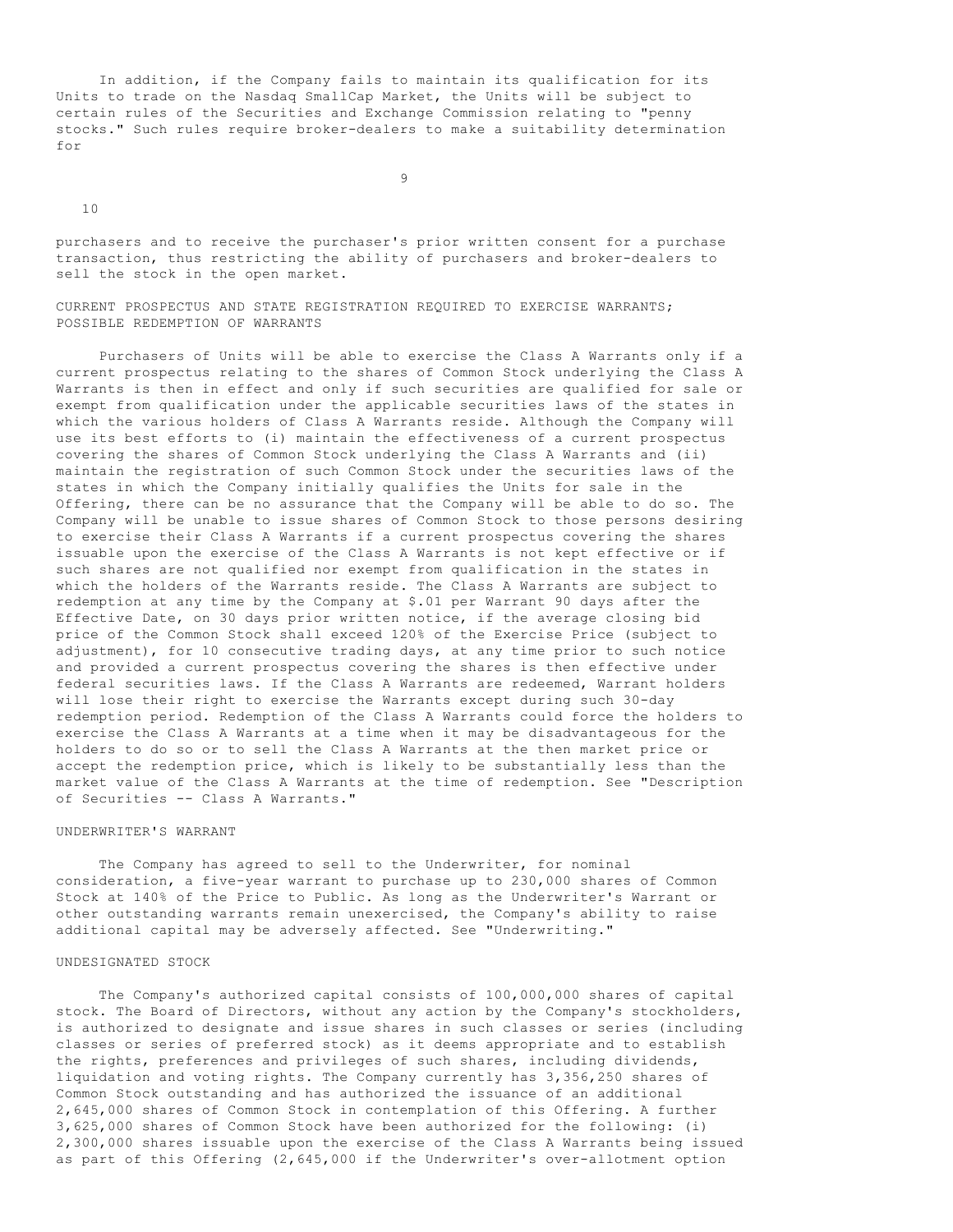In addition, if the Company fails to maintain its qualification for its Units to trade on the Nasdaq SmallCap Market, the Units will be subject to certain rules of the Securities and Exchange Commission relating to "penny stocks." Such rules require broker-dealers to make a suitability determination for purchasers and to receive the purchaser's prior written consent for a purchase transaction, thus restricting the ability of purchasers and broker-dealers to sell the stock in the open market.

## CURRENT PROSPECTUS AND STATE REGISTRATION REQUIRED TO EXERCISE WARRANTS; POSSIBLE REDEMPTION OF WARRANTS

Purchasers of Units will be able to exercise the Class A Warrants only if a current prospectus relating to the shares of Common Stock underlying the Class A Warrants is then in effect and only if such securities are qualified for sale or exempt from qualification under the applicable securities laws of the states in which the various holders of Class A Warrants reside. Although the Company will use its best efforts to (i) maintain the effectiveness of a current prospectus covering the shares of Common Stock underlying the Class A Warrants and (ii) maintain the registration of such Common Stock under the securities laws of the states in which the Company initially qualifies the Units for sale in the Offering, there can be no assurance that the Company will be able to do so. The Company will be unable to issue shares of Common Stock to those persons desiring to exercise their Class A Warrants if a current prospectus covering the shares issuable upon the exercise of the Class A Warrants is not kept effective or if such shares are not qualified nor exempt from qualification in the states in which the holders of the Warrants reside. The Class A Warrants are subject to redemption at any time by the Company at $.01 per Warrant 90 days after the Effective Date, on 30 days prior written notice, if the average closing bid price of the Common Stock shall exceed 120% of the Exercise Price (subject to adjustment), for 10 consecutive trading days, at any time prior to such notice and provided a current prospectus covering the shares is then effective under federal securities laws. If the Class A Warrants are redeemed, Warrant holders will lose their right to exercise the Warrants except during such 30-day redemption period. Redemption of the Class A Warrants could force the holders to exercise the Class A Warrants at a time when it may be disadvantageous for the holders to do so or to sell the Class A Warrants at the then market price or accept the redemption price, which is likely to be substantially less than the market value of the Class A Warrants at the time of redemption. See "Description of Securities -- Class A Warrants."

## UNDERWRITER'S WARRANT

The Company has agreed to sell to the Underwriter, for nominal consideration, a five-year warrant to purchase up to 230,000 shares of Common Stock at 140% of the Price to Public. As long as the Underwriter's Warrant or other outstanding warrants remain unexercised, the Company's ability to raise additional capital may be adversely affected. See "Underwriting."

## UNDESIGNATED STOCK

The Company's authorized capital consists of 100,000,000 shares of capital stock. The Board of Directors, without any action by the Company's stockholders, is authorized to designate and issue shares in such classes or series (including classes or series of preferred stock) as it deems appropriate and to establish the rights, preferences and privileges of such shares, including dividends, liquidation and voting rights. The Company currently has 3,356,250 shares of Common Stock outstanding and has authorized the issuance of an additional 2,645,000 shares of Common Stock in contemplation of this Offering. A further 3,625,000 shares of Common Stock have been authorized for the following: (i) 2,300,000 shares issuable upon the exercise of the Class A Warrants being issued as part of this Offering (2,645,000 if the Underwriter's over-allotment option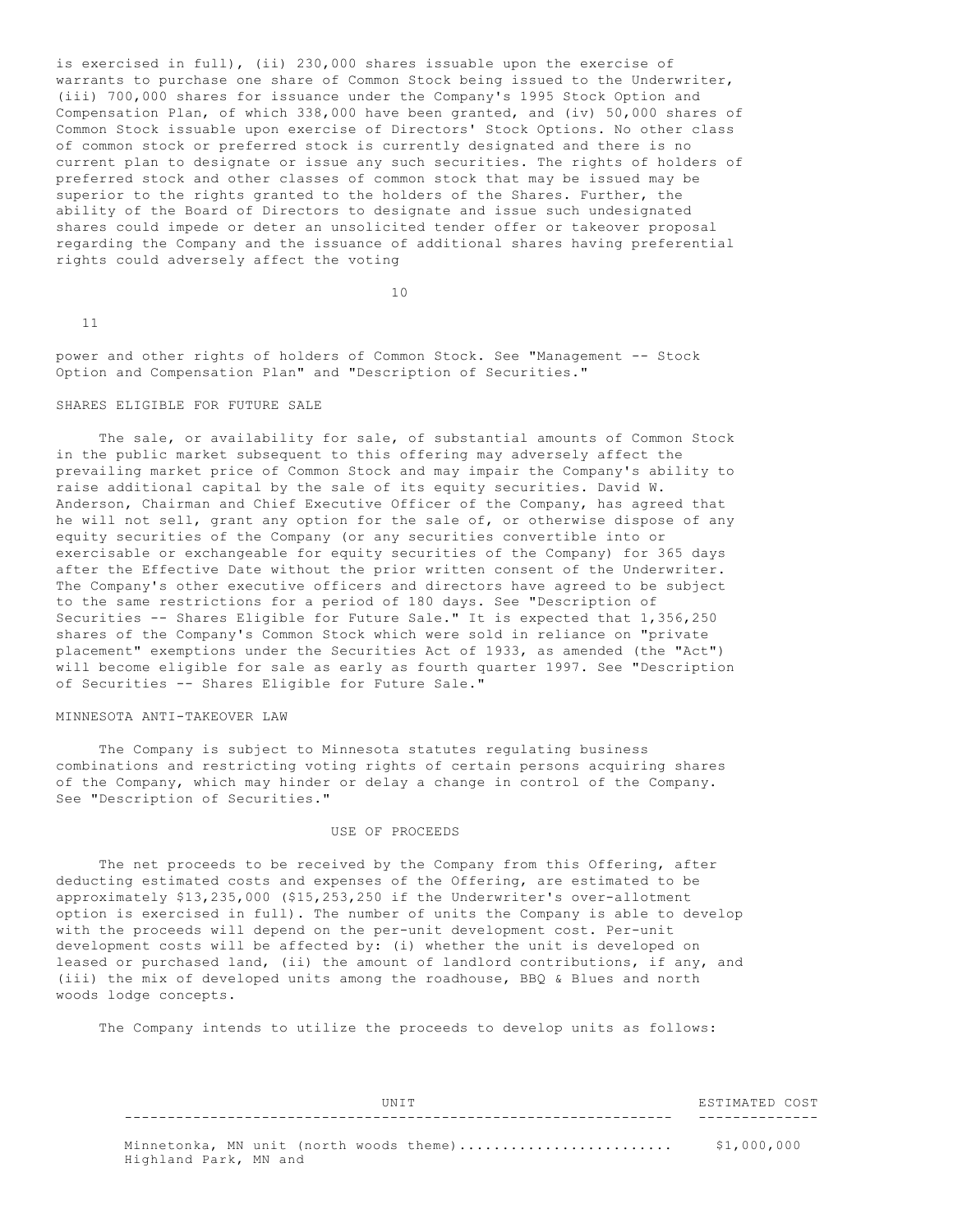is exercised in full), (ii) 230,000 shares issuable upon the exercise of warrants to purchase one share of Common Stock being issued to the Underwriter, (iii) 700,000 shares for issuance under the Company's 1995 Stock Option and Compensation Plan, of which 338,000 have been granted, and (iv) 50,000 shares of Common Stock issuable upon exercise of Directors' Stock Options. No other class of common stock or preferred stock is currently designated and there is no current plan to designate or issue any such securities. The rights of holders of preferred stock and other classes of common stock that may be issued may be superior to the rights granted to the holders of the Shares. Further, the ability of the Board of Directors to designate and issue such undesignated shares could impede or deter an unsolicited tender offer or takeover proposal regarding the Company and the issuance of additional shares having preferential rights could adversely affect the voting power and other rights of holders of Common Stock. See "Management -- Stock Option and Compensation Plan" and "Description of Securities."

### SHARES ELIGIBLE FOR FUTURE SALE

The sale, or availability for sale, of substantial amounts of Common Stock in the public market subsequent to this offering may adversely affect the prevailing market price of Common Stock and may impair the Company's ability to raise additional capital by the sale of its equity securities. David W. Anderson, Chairman and Chief Executive Officer of the Company, has agreed that he will not sell, grant any option for the sale of, or otherwise dispose of any equity securities of the Company (or any securities convertible into or exercisable or exchangeable for equity securities of the Company) for 365 days after the Effective Date without the prior written consent of the Underwriter. The Company's other executive officers and directors have agreed to be subject to the same restrictions for a period of 180 days. See "Description of Securities -- Shares Eligible for Future Sale." It is expected that 1,356,250 shares of the Company's Common Stock which were sold in reliance on "private placement" exemptions under the Securities Act of 1933, as amended (the "Act") will become eligible for sale as early as fourth quarter 1997. See "Description of Securities -- Shares Eligible for Future Sale."

### MINNESOTA ANTI-TAKEOVER LAW

The Company is subject to Minnesota statutes regulating business combinations and restricting voting rights of certain persons acquiring shares of the Company, which may hinder or delay a change in control of the Company. See "Description of Securities."

## USE OF PROCEEDS

The net proceeds to be received by the Company from this Offering, after deducting estimated costs and expenses of the Offering, are estimated to be approximately $13,235,000 ($15,253,250 if the Underwriter's over-allotment option is exercised in full). The number of units the Company is able to develop with the proceeds will depend on the per-unit development cost. Per-unit development costs will be affected by: (i) whether the unit is developed on leased or purchased land, (ii) the amount of landlord contributions, if any, and (iii) the mix of developed units among the roadhouse, BBQ & Blues and north woods lodge concepts.

The Company intends to utilize the proceeds to develop units as follows:

| UNIT | ESTIMATED COST |
| --- | --- |
| Minnetonka, MN unit (north woods theme) | $1,000,000 |
| Highland Park, MN and | |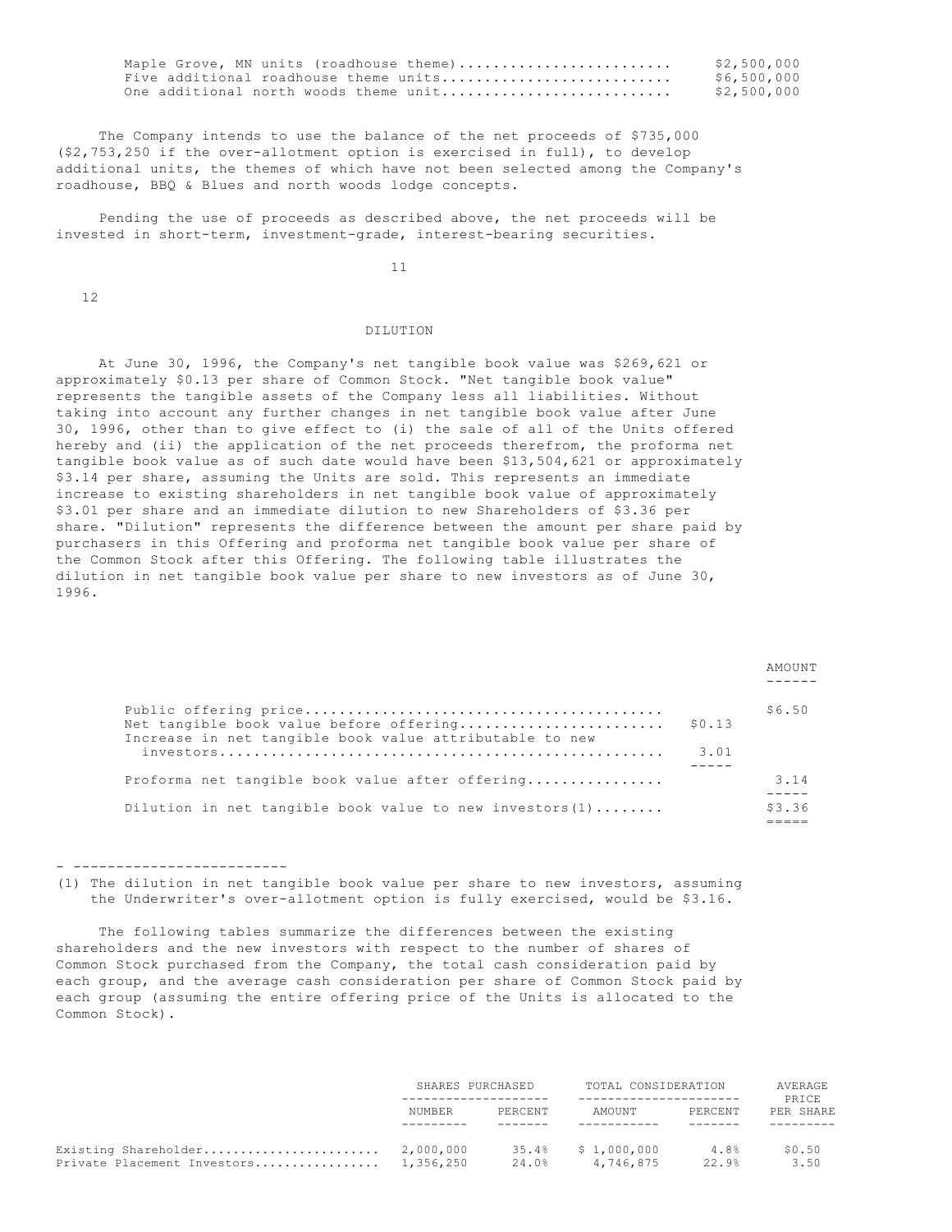| | |
|---|---|
| Maple Grove, MN units (roadhouse theme) | $2,500,000 |
| Five additional roadhouse theme units | $6,500,000 |
| One additional north woods theme unit | $2,500,000 |

The Company intends to use the balance of the net proceeds of $735,000 ($2,753,250 if the over-allotment option is exercised in full), to develop additional units, the themes of which have not been selected among the Company's roadhouse, BBQ & Blues and north woods lodge concepts.

Pending the use of proceeds as described above, the net proceeds will be invested in short-term, investment-grade, interest-bearing securities.

## DILUTION

At June 30, 1996, the Company's net tangible book value was $269,621 or approximately $0.13 per share of Common Stock. "Net tangible book value" represents the tangible assets of the Company less all liabilities. Without taking into account any further changes in net tangible book value after June 30, 1996, other than to give effect to (i) the sale of all of the Units offered hereby and (ii) the application of the net proceeds therefrom, the proforma net tangible book value as of such date would have been $13,504,621 or approximately $3.14 per share, assuming the Units are sold. This represents an immediate increase to existing shareholders in net tangible book value of approximately $3.01 per share and an immediate dilution to new Shareholders of $3.36 per share. "Dilution" represents the difference between the amount per share paid by purchasers in this Offering and proforma net tangible book value per share of the Common Stock after this Offering. The following table illustrates the dilution in net tangible book value per share to new investors as of June 30, 1996.

| | | AMOUNT |
|---|---|---|
| Public offering price | | $6.50 |
| Net tangible book value before offering | $0.13 | |
| Increase in net tangible book value attributable to new investors | 3.01 | |
| Proforma net tangible book value after offering | | 3.14 |
| Dilution in net tangible book value to new investors(1) | | $3.36 |

- ------------------------

(1) The dilution in net tangible book value per share to new investors, assuming the Underwriter's over-allotment option is fully exercised, would be $3.16.

The following tables summarize the differences between the existing shareholders and the new investors with respect to the number of shares of Common Stock purchased from the Company, the total cash consideration paid by each group, and the average cash consideration per share of Common Stock paid by each group (assuming the entire offering price of the Units is allocated to the Common Stock).

| | SHARES PURCHASED | | TOTAL CONSIDERATION | | AVERAGE PRICE |
|---|---|---|---|---|---|
| | NUMBER | PERCENT | AMOUNT | PERCENT | PER SHARE |
| Existing Shareholder | 2,000,000 | 35.4% | $ 1,000,000 | 4.8% | $0.50 |
| Private Placement Investors | 1,356,250 | 24.0% | 4,746,875 | 22.9% | 3.50 |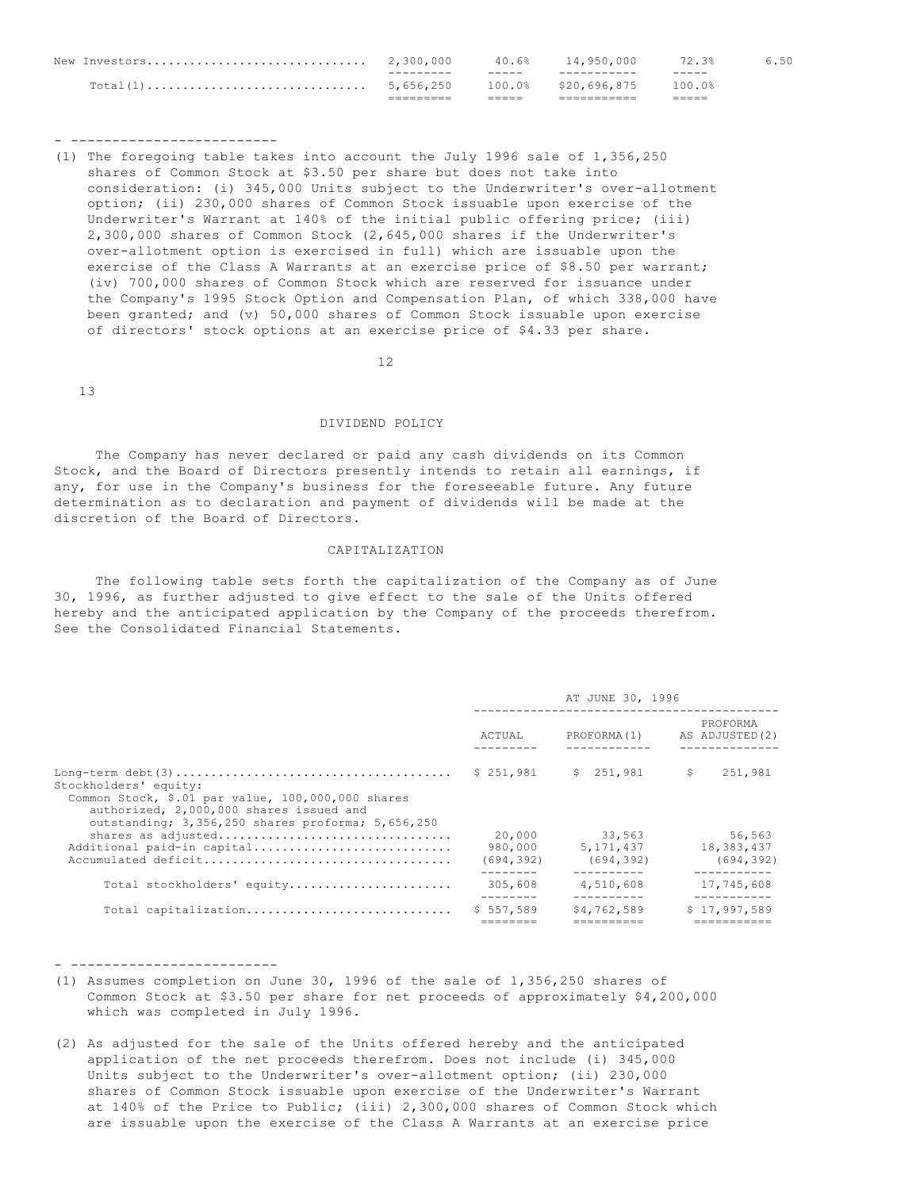| | | | | | |
|---|---|---|---|---|---|
| New Investors | 2,300,000 | 40.6% | 14,950,000 | 72.3% | 6.50 |
| Total(1) | 5,656,250 | 100.0% | $20,696,875 | 100.0% | |

- ------------------------

(1) The foregoing table takes into account the July 1996 sale of 1,356,250 shares of Common Stock at $3.50 per share but does not take into consideration: (i) 345,000 Units subject to the Underwriter's over-allotment option; (ii) 230,000 shares of Common Stock issuable upon exercise of the Underwriter's Warrant at 140% of the initial public offering price; (iii) 2,300,000 shares of Common Stock (2,645,000 shares if the Underwriter's over-allotment option is exercised in full) which are issuable upon the exercise of the Class A Warrants at an exercise price of $8.50 per warrant; (iv) 700,000 shares of Common Stock which are reserved for issuance under the Company's 1995 Stock Option and Compensation Plan, of which 338,000 have been granted; and (v) 50,000 shares of Common Stock issuable upon exercise of directors' stock options at an exercise price of $4.33 per share.

## DIVIDEND POLICY

The Company has never declared or paid any cash dividends on its Common Stock, and the Board of Directors presently intends to retain all earnings, if any, for use in the Company's business for the foreseeable future. Any future determination as to declaration and payment of dividends will be made at the discretion of the Board of Directors.

## CAPITALIZATION

The following table sets forth the capitalization of the Company as of June 30, 1996, as further adjusted to give effect to the sale of the Units offered hereby and the anticipated application by the Company of the proceeds therefrom. See the Consolidated Financial Statements.

| | AT JUNE 30, 1996 | | |
|---|---|---|---|
| | ACTUAL | PROFORMA(1) | PROFORMA AS ADJUSTED(2) |
| Long-term debt(3) | $ 251,981 | $ 251,981 | $ 251,981 |
| Stockholders' equity: | | | |
| Common Stock, $.01 par value, 100,000,000 shares authorized, 2,000,000 shares issued and outstanding; 3,356,250 shares proforma; 5,656,250 shares as adjusted | 20,000 | 33,563 | 56,563 |
| Additional paid-in capital | 980,000 | 5,171,437 | 18,383,437 |
| Accumulated deficit | (694,392) | (694,392) | (694,392) |
| Total stockholders' equity | 305,608 | 4,510,608 | 17,745,608 |
| Total capitalization | $ 557,589 | $4,762,589 | $ 17,997,589 |

- ------------------------

(1) Assumes completion on June 30, 1996 of the sale of 1,356,250 shares of Common Stock at $3.50 per share for net proceeds of approximately $4,200,000 which was completed in July 1996.

(2) As adjusted for the sale of the Units offered hereby and the anticipated application of the net proceeds therefrom. Does not include (i) 345,000 Units subject to the Underwriter's over-allotment option; (ii) 230,000 shares of Common Stock issuable upon exercise of the Underwriter's Warrant at 140% of the Price to Public; (iii) 2,300,000 shares of Common Stock which are issuable upon the exercise of the Class A Warrants at an exercise price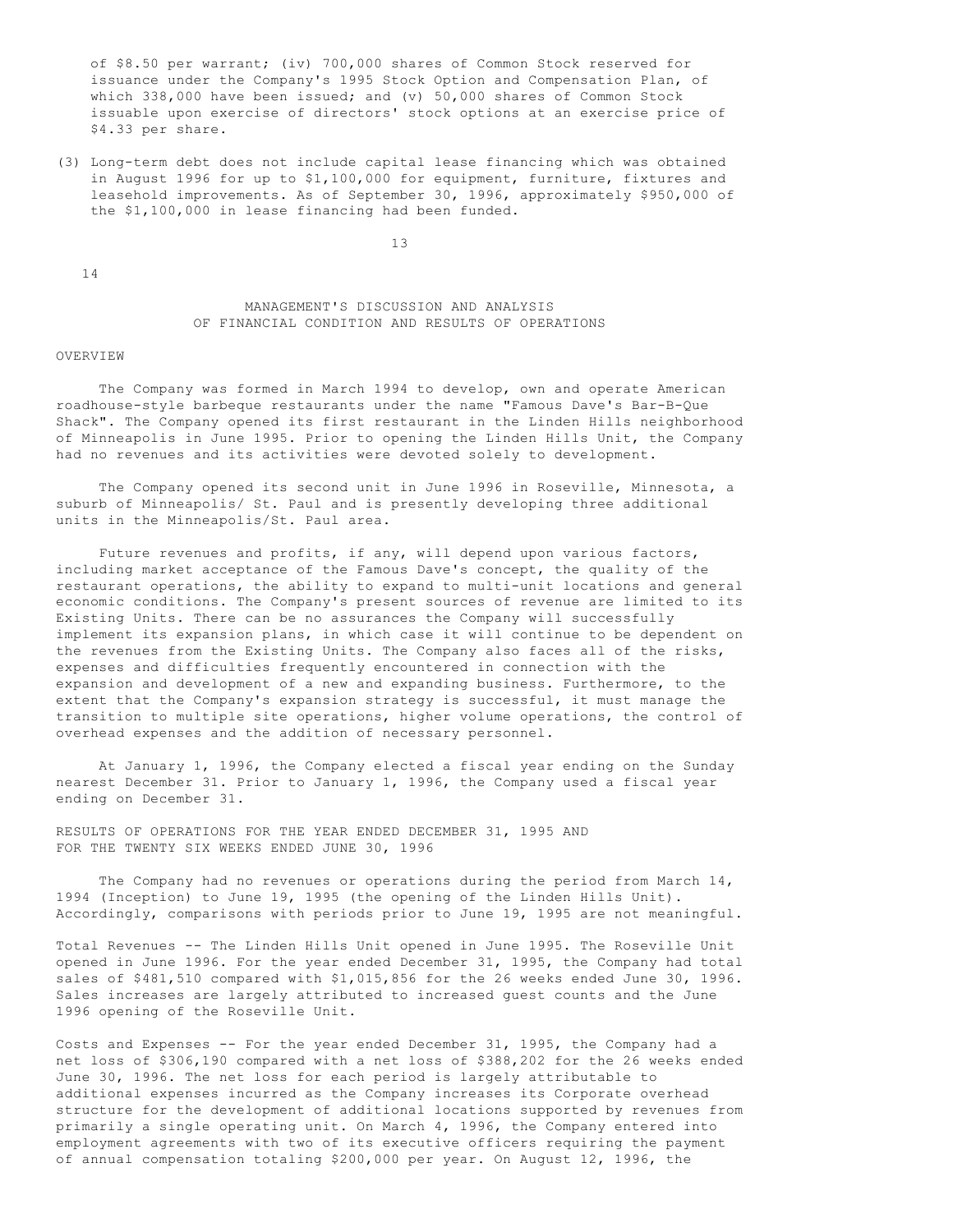of $8.50 per warrant; (iv) 700,000 shares of Common Stock reserved for issuance under the Company's 1995 Stock Option and Compensation Plan, of which 338,000 have been issued; and (v) 50,000 shares of Common Stock issuable upon exercise of directors' stock options at an exercise price of $4.33 per share.

(3) Long-term debt does not include capital lease financing which was obtained in August 1996 for up to $1,100,000 for equipment, furniture, fixtures and leasehold improvements. As of September 30, 1996, approximately $950,000 of the $1,100,000 in lease financing had been funded.

## MANAGEMENT'S DISCUSSION AND ANALYSIS OF FINANCIAL CONDITION AND RESULTS OF OPERATIONS

### OVERVIEW

The Company was formed in March 1994 to develop, own and operate American roadhouse-style barbeque restaurants under the name "Famous Dave's Bar-B-Que Shack". The Company opened its first restaurant in the Linden Hills neighborhood of Minneapolis in June 1995. Prior to opening the Linden Hills Unit, the Company had no revenues and its activities were devoted solely to development.

The Company opened its second unit in June 1996 in Roseville, Minnesota, a suburb of Minneapolis/ St. Paul and is presently developing three additional units in the Minneapolis/St. Paul area.

Future revenues and profits, if any, will depend upon various factors, including market acceptance of the Famous Dave's concept, the quality of the restaurant operations, the ability to expand to multi-unit locations and general economic conditions. The Company's present sources of revenue are limited to its Existing Units. There can be no assurances the Company will successfully implement its expansion plans, in which case it will continue to be dependent on the revenues from the Existing Units. The Company also faces all of the risks, expenses and difficulties frequently encountered in connection with the expansion and development of a new and expanding business. Furthermore, to the extent that the Company's expansion strategy is successful, it must manage the transition to multiple site operations, higher volume operations, the control of overhead expenses and the addition of necessary personnel.

At January 1, 1996, the Company elected a fiscal year ending on the Sunday nearest December 31. Prior to January 1, 1996, the Company used a fiscal year ending on December 31.

### RESULTS OF OPERATIONS FOR THE YEAR ENDED DECEMBER 31, 1995 AND FOR THE TWENTY SIX WEEKS ENDED JUNE 30, 1996

The Company had no revenues or operations during the period from March 14, 1994 (Inception) to June 19, 1995 (the opening of the Linden Hills Unit). Accordingly, comparisons with periods prior to June 19, 1995 are not meaningful.

Total Revenues -- The Linden Hills Unit opened in June 1995. The Roseville Unit opened in June 1996. For the year ended December 31, 1995, the Company had total sales of $481,510 compared with $1,015,856 for the 26 weeks ended June 30, 1996. Sales increases are largely attributed to increased guest counts and the June 1996 opening of the Roseville Unit.

Costs and Expenses -- For the year ended December 31, 1995, the Company had a net loss of $306,190 compared with a net loss of $388,202 for the 26 weeks ended June 30, 1996. The net loss for each period is largely attributable to additional expenses incurred as the Company increases its Corporate overhead structure for the development of additional locations supported by revenues from primarily a single operating unit. On March 4, 1996, the Company entered into employment agreements with two of its executive officers requiring the payment of annual compensation totaling $200,000 per year. On August 12, 1996, the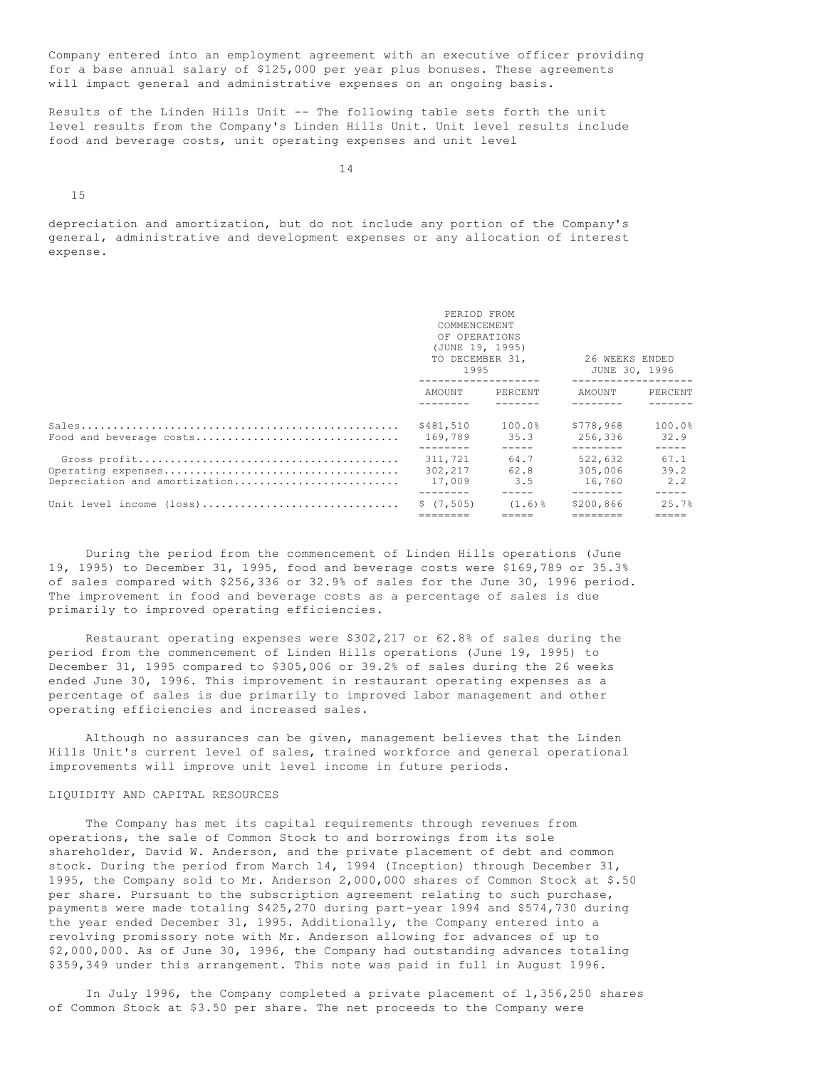Company entered into an employment agreement with an executive officer providing for a base annual salary of $125,000 per year plus bonuses. These agreements will impact general and administrative expenses on an ongoing basis.

Results of the Linden Hills Unit -- The following table sets forth the unit level results from the Company's Linden Hills Unit. Unit level results include food and beverage costs, unit operating expenses and unit level depreciation and amortization, but do not include any portion of the Company's general, administrative and development expenses or any allocation of interest expense.

| | PERIOD FROM COMMENCEMENT OF OPERATIONS (JUNE 19, 1995) TO DECEMBER 31, 1995 | | 26 WEEKS ENDED JUNE 30, 1996 | |
|---|---|---|---|---|
| | AMOUNT | PERCENT | AMOUNT | PERCENT |
| Sales | $481,510 | 100.0% | $778,968 | 100.0% |
| Food and beverage costs | 169,789 | 35.3 | 256,336 | 32.9 |
| Gross profit | 311,721 | 64.7 | 522,632 | 67.1 |
| Operating expenses | 302,217 | 62.8 | 305,006 | 39.2 |
| Depreciation and amortization | 17,009 | 3.5 | 16,760 | 2.2 |
| Unit level income (loss) | $ (7,505) | (1.6)% | $200,866 | 25.7% |

During the period from the commencement of Linden Hills operations (June 19, 1995) to December 31, 1995, food and beverage costs were $169,789 or 35.3% of sales compared with $256,336 or 32.9% of sales for the June 30, 1996 period. The improvement in food and beverage costs as a percentage of sales is due primarily to improved operating efficiencies.

Restaurant operating expenses were $302,217 or 62.8% of sales during the period from the commencement of Linden Hills operations (June 19, 1995) to December 31, 1995 compared to $305,006 or 39.2% of sales during the 26 weeks ended June 30, 1996. This improvement in restaurant operating expenses as a percentage of sales is due primarily to improved labor management and other operating efficiencies and increased sales.

Although no assurances can be given, management believes that the Linden Hills Unit's current level of sales, trained workforce and general operational improvements will improve unit level income in future periods.

## LIQUIDITY AND CAPITAL RESOURCES

The Company has met its capital requirements through revenues from operations, the sale of Common Stock to and borrowings from its sole shareholder, David W. Anderson, and the private placement of debt and common stock. During the period from March 14, 1994 (Inception) through December 31, 1995, the Company sold to Mr. Anderson 2,000,000 shares of Common Stock at $.50 per share. Pursuant to the subscription agreement relating to such purchase, payments were made totaling $425,270 during part-year 1994 and $574,730 during the year ended December 31, 1995. Additionally, the Company entered into a revolving promissory note with Mr. Anderson allowing for advances of up to $2,000,000. As of June 30, 1996, the Company had outstanding advances totaling $359,349 under this arrangement. This note was paid in full in August 1996.

In July 1996, the Company completed a private placement of 1,356,250 shares of Common Stock at $3.50 per share. The net proceeds to the Company were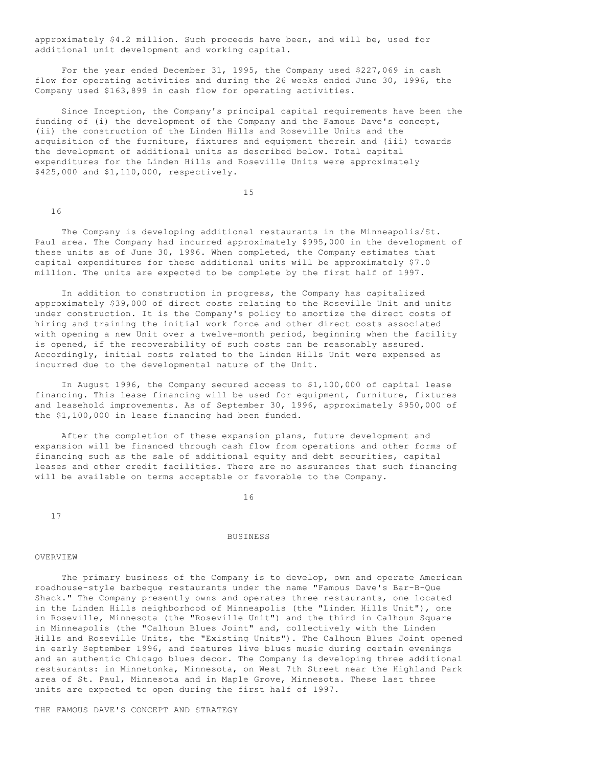approximately $4.2 million. Such proceeds have been, and will be, used for additional unit development and working capital.

For the year ended December 31, 1995, the Company used $227,069 in cash flow for operating activities and during the 26 weeks ended June 30, 1996, the Company used $163,899 in cash flow for operating activities.

Since Inception, the Company's principal capital requirements have been the funding of (i) the development of the Company and the Famous Dave's concept, (ii) the construction of the Linden Hills and Roseville Units and the acquisition of the furniture, fixtures and equipment therein and (iii) towards the development of additional units as described below. Total capital expenditures for the Linden Hills and Roseville Units were approximately $425,000 and $1,110,000, respectively.

The Company is developing additional restaurants in the Minneapolis/St. Paul area. The Company had incurred approximately $995,000 in the development of these units as of June 30, 1996. When completed, the Company estimates that capital expenditures for these additional units will be approximately $7.0 million. The units are expected to be complete by the first half of 1997.

In addition to construction in progress, the Company has capitalized approximately $39,000 of direct costs relating to the Roseville Unit and units under construction. It is the Company's policy to amortize the direct costs of hiring and training the initial work force and other direct costs associated with opening a new Unit over a twelve-month period, beginning when the facility is opened, if the recoverability of such costs can be reasonably assured. Accordingly, initial costs related to the Linden Hills Unit were expensed as incurred due to the developmental nature of the Unit.

In August 1996, the Company secured access to $1,100,000 of capital lease financing. This lease financing will be used for equipment, furniture, fixtures and leasehold improvements. As of September 30, 1996, approximately $950,000 of the $1,100,000 in lease financing had been funded.

After the completion of these expansion plans, future development and expansion will be financed through cash flow from operations and other forms of financing such as the sale of additional equity and debt securities, capital leases and other credit facilities. There are no assurances that such financing will be available on terms acceptable or favorable to the Company.

# BUSINESS

## OVERVIEW

The primary business of the Company is to develop, own and operate American roadhouse-style barbeque restaurants under the name "Famous Dave's Bar-B-Que Shack." The Company presently owns and operates three restaurants, one located in the Linden Hills neighborhood of Minneapolis (the "Linden Hills Unit"), one in Roseville, Minnesota (the "Roseville Unit") and the third in Calhoun Square in Minneapolis (the "Calhoun Blues Joint" and, collectively with the Linden Hills and Roseville Units, the "Existing Units"). The Calhoun Blues Joint opened in early September 1996, and features live blues music during certain evenings and an authentic Chicago blues decor. The Company is developing three additional restaurants: in Minnetonka, Minnesota, on West 7th Street near the Highland Park area of St. Paul, Minnesota and in Maple Grove, Minnesota. These last three units are expected to open during the first half of 1997.

## THE FAMOUS DAVE'S CONCEPT AND STRATEGY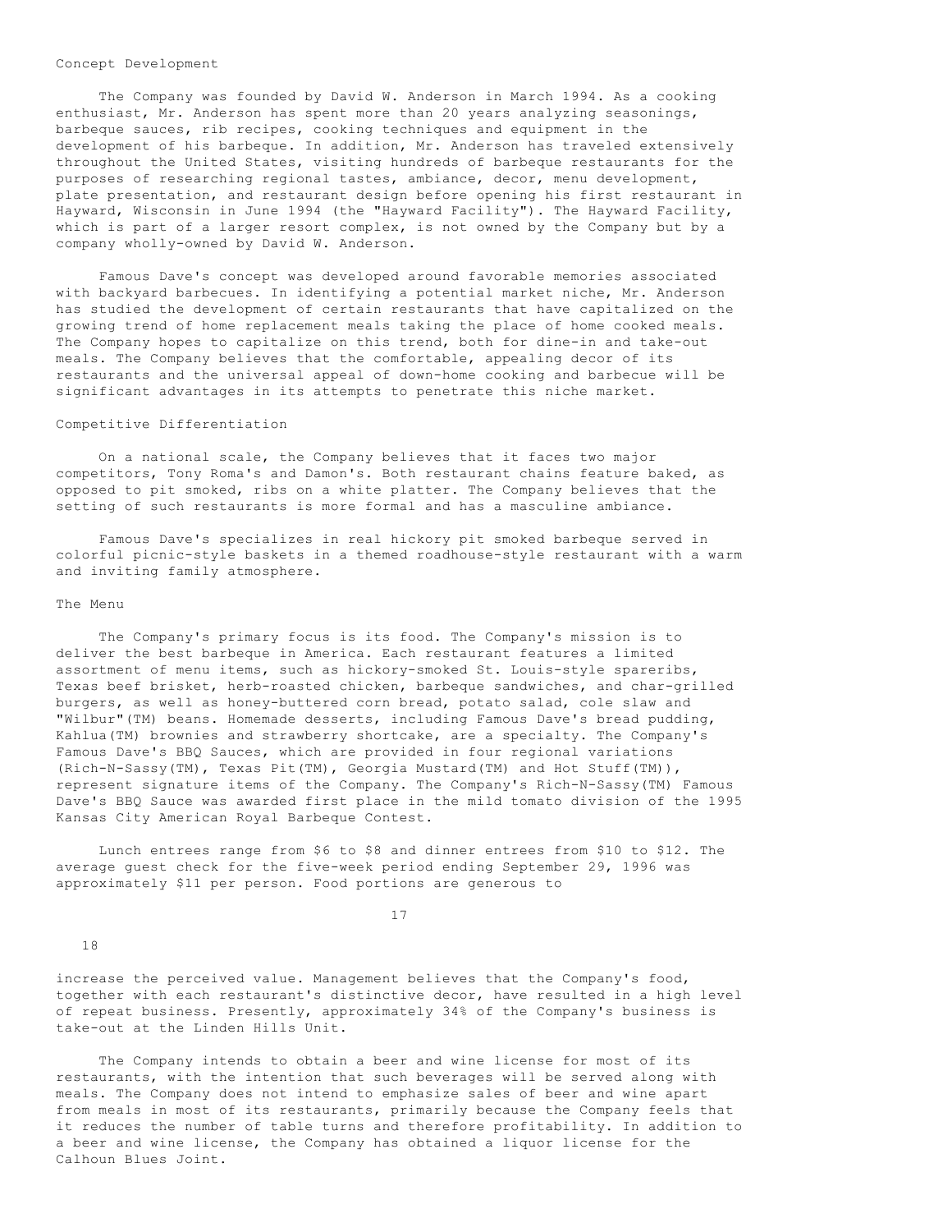### Concept Development

The Company was founded by David W. Anderson in March 1994. As a cooking enthusiast, Mr. Anderson has spent more than 20 years analyzing seasonings, barbeque sauces, rib recipes, cooking techniques and equipment in the development of his barbeque. In addition, Mr. Anderson has traveled extensively throughout the United States, visiting hundreds of barbeque restaurants for the purposes of researching regional tastes, ambiance, decor, menu development, plate presentation, and restaurant design before opening his first restaurant in Hayward, Wisconsin in June 1994 (the "Hayward Facility"). The Hayward Facility, which is part of a larger resort complex, is not owned by the Company but by a company wholly-owned by David W. Anderson.

Famous Dave's concept was developed around favorable memories associated with backyard barbecues. In identifying a potential market niche, Mr. Anderson has studied the development of certain restaurants that have capitalized on the growing trend of home replacement meals taking the place of home cooked meals. The Company hopes to capitalize on this trend, both for dine-in and take-out meals. The Company believes that the comfortable, appealing decor of its restaurants and the universal appeal of down-home cooking and barbecue will be significant advantages in its attempts to penetrate this niche market.

### Competitive Differentiation

On a national scale, the Company believes that it faces two major competitors, Tony Roma's and Damon's. Both restaurant chains feature baked, as opposed to pit smoked, ribs on a white platter. The Company believes that the setting of such restaurants is more formal and has a masculine ambiance.

Famous Dave's specializes in real hickory pit smoked barbeque served in colorful picnic-style baskets in a themed roadhouse-style restaurant with a warm and inviting family atmosphere.

### The Menu

The Company's primary focus is its food. The Company's mission is to deliver the best barbeque in America. Each restaurant features a limited assortment of menu items, such as hickory-smoked St. Louis-style spareribs, Texas beef brisket, herb-roasted chicken, barbeque sandwiches, and char-grilled burgers, as well as honey-buttered corn bread, potato salad, cole slaw and "Wilbur"(TM) beans. Homemade desserts, including Famous Dave's bread pudding, Kahlua(TM) brownies and strawberry shortcake, are a specialty. The Company's Famous Dave's BBQ Sauces, which are provided in four regional variations (Rich-N-Sassy(TM), Texas Pit(TM), Georgia Mustard(TM) and Hot Stuff(TM)), represent signature items of the Company. The Company's Rich-N-Sassy(TM) Famous Dave's BBQ Sauce was awarded first place in the mild tomato division of the 1995 Kansas City American Royal Barbeque Contest.

Lunch entrees range from $6 to $8 and dinner entrees from $10 to $12. The average guest check for the five-week period ending September 29, 1996 was approximately $11 per person. Food portions are generous to increase the perceived value. Management believes that the Company's food, together with each restaurant's distinctive decor, have resulted in a high level of repeat business. Presently, approximately 34% of the Company's business is take-out at the Linden Hills Unit.

The Company intends to obtain a beer and wine license for most of its restaurants, with the intention that such beverages will be served along with meals. The Company does not intend to emphasize sales of beer and wine apart from meals in most of its restaurants, primarily because the Company feels that it reduces the number of table turns and therefore profitability. In addition to a beer and wine license, the Company has obtained a liquor license for the Calhoun Blues Joint.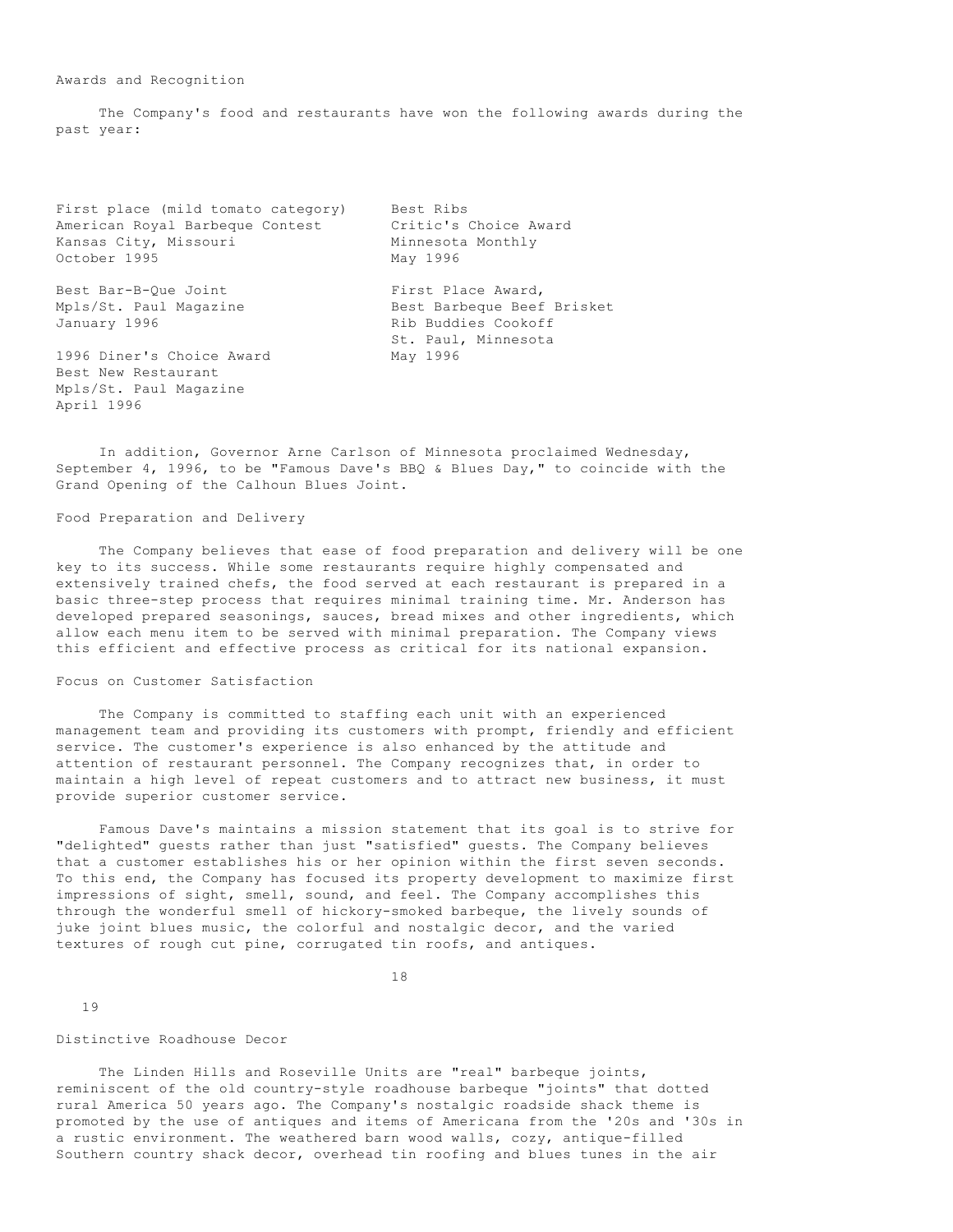### Awards and Recognition

The Company's food and restaurants have won the following awards during the past year:

First place (mild tomato category)
American Royal Barbeque Contest
Kansas City, Missouri
October 1995

Best Bar-B-Que Joint
Mpls/St. Paul Magazine
January 1996

1996 Diner's Choice Award
Best New Restaurant
Mpls/St. Paul Magazine
April 1996

Best Ribs
Critic's Choice Award
Minnesota Monthly
May 1996

First Place Award,
Best Barbeque Beef Brisket
Rib Buddies Cookoff
St. Paul, Minnesota
May 1996

In addition, Governor Arne Carlson of Minnesota proclaimed Wednesday, September 4, 1996, to be "Famous Dave's BBQ & Blues Day," to coincide with the Grand Opening of the Calhoun Blues Joint.

### Food Preparation and Delivery

The Company believes that ease of food preparation and delivery will be one key to its success. While some restaurants require highly compensated and extensively trained chefs, the food served at each restaurant is prepared in a basic three-step process that requires minimal training time. Mr. Anderson has developed prepared seasonings, sauces, bread mixes and other ingredients, which allow each menu item to be served with minimal preparation. The Company views this efficient and effective process as critical for its national expansion.

### Focus on Customer Satisfaction

The Company is committed to staffing each unit with an experienced management team and providing its customers with prompt, friendly and efficient service. The customer's experience is also enhanced by the attitude and attention of restaurant personnel. The Company recognizes that, in order to maintain a high level of repeat customers and to attract new business, it must provide superior customer service.

Famous Dave's maintains a mission statement that its goal is to strive for "delighted" guests rather than just "satisfied" guests. The Company believes that a customer establishes his or her opinion within the first seven seconds. To this end, the Company has focused its property development to maximize first impressions of sight, smell, sound, and feel. The Company accomplishes this through the wonderful smell of hickory-smoked barbeque, the lively sounds of juke joint blues music, the colorful and nostalgic decor, and the varied textures of rough cut pine, corrugated tin roofs, and antiques.

### Distinctive Roadhouse Decor

The Linden Hills and Roseville Units are "real" barbeque joints, reminiscent of the old country-style roadhouse barbeque "joints" that dotted rural America 50 years ago. The Company's nostalgic roadside shack theme is promoted by the use of antiques and items of Americana from the '20s and '30s in a rustic environment. The weathered barn wood walls, cozy, antique-filled Southern country shack decor, overhead tin roofing and blues tunes in the air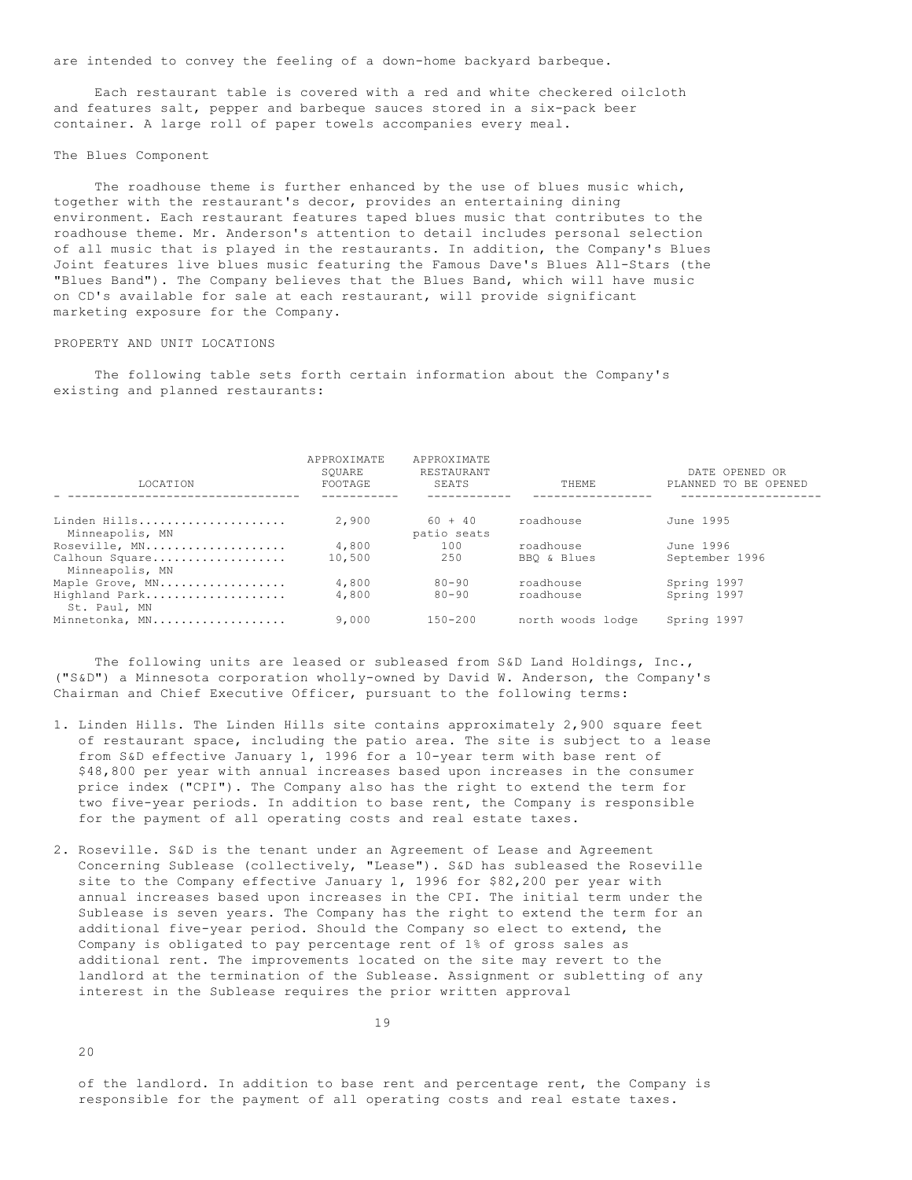are intended to convey the feeling of a down-home backyard barbeque.

Each restaurant table is covered with a red and white checkered oilcloth and features salt, pepper and barbeque sauces stored in a six-pack beer container. A large roll of paper towels accompanies every meal.

### The Blues Component

The roadhouse theme is further enhanced by the use of blues music which, together with the restaurant's decor, provides an entertaining dining environment. Each restaurant features taped blues music that contributes to the roadhouse theme. Mr. Anderson's attention to detail includes personal selection of all music that is played in the restaurants. In addition, the Company's Blues Joint features live blues music featuring the Famous Dave's Blues All-Stars (the "Blues Band"). The Company believes that the Blues Band, which will have music on CD's available for sale at each restaurant, will provide significant marketing exposure for the Company.

## PROPERTY AND UNIT LOCATIONS

The following table sets forth certain information about the Company's existing and planned restaurants:

| LOCATION | APPROXIMATE SQUARE FOOTAGE | APPROXIMATE RESTAURANT SEATS | THEME | DATE OPENED OR PLANNED TO BE OPENED |
|---|---|---|---|---|
| Linden Hills, Minneapolis, MN | 2,900 | 60 + 40 patio seats | roadhouse | June 1995 |
| Roseville, MN | 4,800 | 100 | roadhouse | June 1996 |
| Calhoun Square, Minneapolis, MN | 10,500 | 250 | BBQ & Blues | September 1996 |
| Maple Grove, MN | 4,800 | 80-90 | roadhouse | Spring 1997 |
| Highland Park, St. Paul, MN | 4,800 | 80-90 | roadhouse | Spring 1997 |
| Minnetonka, MN | 9,000 | 150-200 | north woods lodge | Spring 1997 |

The following units are leased or subleased from S&D Land Holdings, Inc., ("S&D") a Minnesota corporation wholly-owned by David W. Anderson, the Company's Chairman and Chief Executive Officer, pursuant to the following terms:

1. Linden Hills. The Linden Hills site contains approximately 2,900 square feet of restaurant space, including the patio area. The site is subject to a lease from S&D effective January 1, 1996 for a 10-year term with base rent of $48,800 per year with annual increases based upon increases in the consumer price index ("CPI"). The Company also has the right to extend the term for two five-year periods. In addition to base rent, the Company is responsible for the payment of all operating costs and real estate taxes.

2. Roseville. S&D is the tenant under an Agreement of Lease and Agreement Concerning Sublease (collectively, "Lease"). S&D has subleased the Roseville site to the Company effective January 1, 1996 for $82,200 per year with annual increases based upon increases in the CPI. The initial term under the Sublease is seven years. The Company has the right to extend the term for an additional five-year period. Should the Company so elect to extend, the Company is obligated to pay percentage rent of 1% of gross sales as additional rent. The improvements located on the site may revert to the landlord at the termination of the Sublease. Assignment or subletting of any interest in the Sublease requires the prior written approval of the landlord. In addition to base rent and percentage rent, the Company is responsible for the payment of all operating costs and real estate taxes.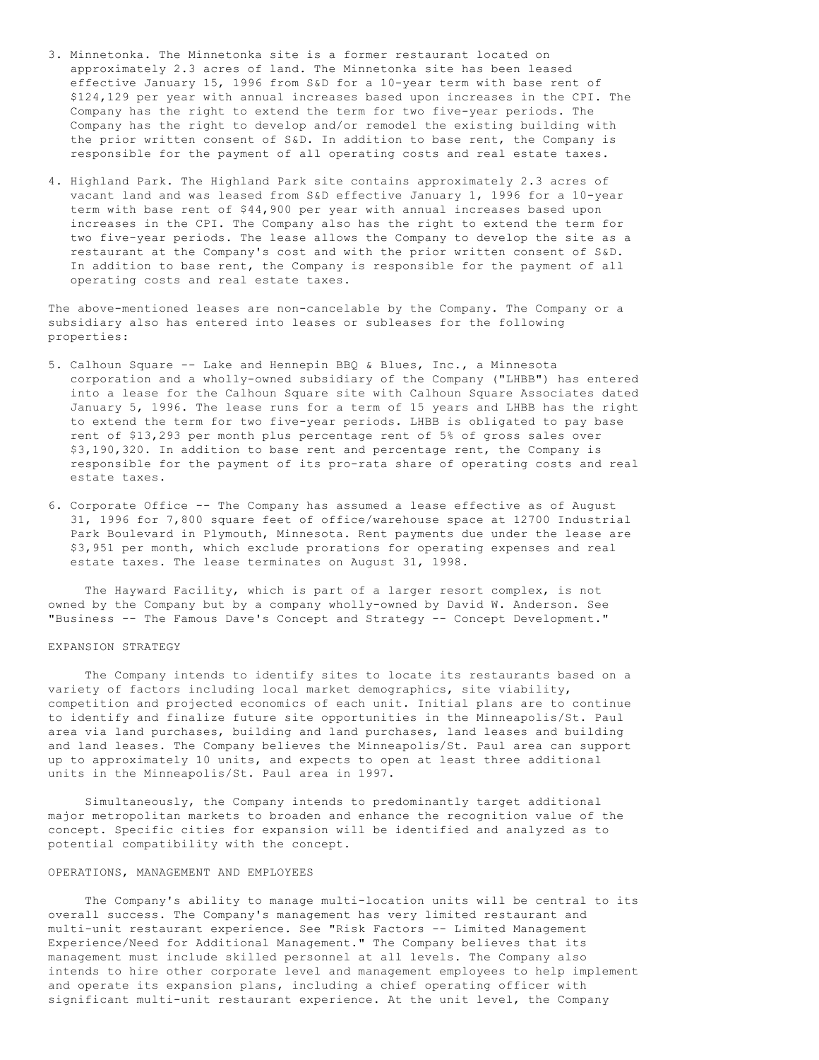3. Minnetonka. The Minnetonka site is a former restaurant located on approximately 2.3 acres of land. The Minnetonka site has been leased effective January 15, 1996 from S&D for a 10-year term with base rent of $124,129 per year with annual increases based upon increases in the CPI. The Company has the right to extend the term for two five-year periods. The Company has the right to develop and/or remodel the existing building with the prior written consent of S&D. In addition to base rent, the Company is responsible for the payment of all operating costs and real estate taxes.

4. Highland Park. The Highland Park site contains approximately 2.3 acres of vacant land and was leased from S&D effective January 1, 1996 for a 10-year term with base rent of $44,900 per year with annual increases based upon increases in the CPI. The Company also has the right to extend the term for two five-year periods. The lease allows the Company to develop the site as a restaurant at the Company's cost and with the prior written consent of S&D. In addition to base rent, the Company is responsible for the payment of all operating costs and real estate taxes.

The above-mentioned leases are non-cancelable by the Company. The Company or a subsidiary also has entered into leases or subleases for the following properties:

5. Calhoun Square -- Lake and Hennepin BBQ & Blues, Inc., a Minnesota corporation and a wholly-owned subsidiary of the Company ("LHBB") has entered into a lease for the Calhoun Square site with Calhoun Square Associates dated January 5, 1996. The lease runs for a term of 15 years and LHBB has the right to extend the term for two five-year periods. LHBB is obligated to pay base rent of $13,293 per month plus percentage rent of 5% of gross sales over $3,190,320. In addition to base rent and percentage rent, the Company is responsible for the payment of its pro-rata share of operating costs and real estate taxes.

6. Corporate Office -- The Company has assumed a lease effective as of August 31, 1996 for 7,800 square feet of office/warehouse space at 12700 Industrial Park Boulevard in Plymouth, Minnesota. Rent payments due under the lease are $3,951 per month, which exclude prorations for operating expenses and real estate taxes. The lease terminates on August 31, 1998.

The Hayward Facility, which is part of a larger resort complex, is not owned by the Company but by a company wholly-owned by David W. Anderson. See "Business -- The Famous Dave's Concept and Strategy -- Concept Development."

## EXPANSION STRATEGY

The Company intends to identify sites to locate its restaurants based on a variety of factors including local market demographics, site viability, competition and projected economics of each unit. Initial plans are to continue to identify and finalize future site opportunities in the Minneapolis/St. Paul area via land purchases, building and land purchases, land leases and building and land leases. The Company believes the Minneapolis/St. Paul area can support up to approximately 10 units, and expects to open at least three additional units in the Minneapolis/St. Paul area in 1997.

Simultaneously, the Company intends to predominantly target additional major metropolitan markets to broaden and enhance the recognition value of the concept. Specific cities for expansion will be identified and analyzed as to potential compatibility with the concept.

## OPERATIONS, MANAGEMENT AND EMPLOYEES

The Company's ability to manage multi-location units will be central to its overall success. The Company's management has very limited restaurant and multi-unit restaurant experience. See "Risk Factors -- Limited Management Experience/Need for Additional Management." The Company believes that its management must include skilled personnel at all levels. The Company also intends to hire other corporate level and management employees to help implement and operate its expansion plans, including a chief operating officer with significant multi-unit restaurant experience. At the unit level, the Company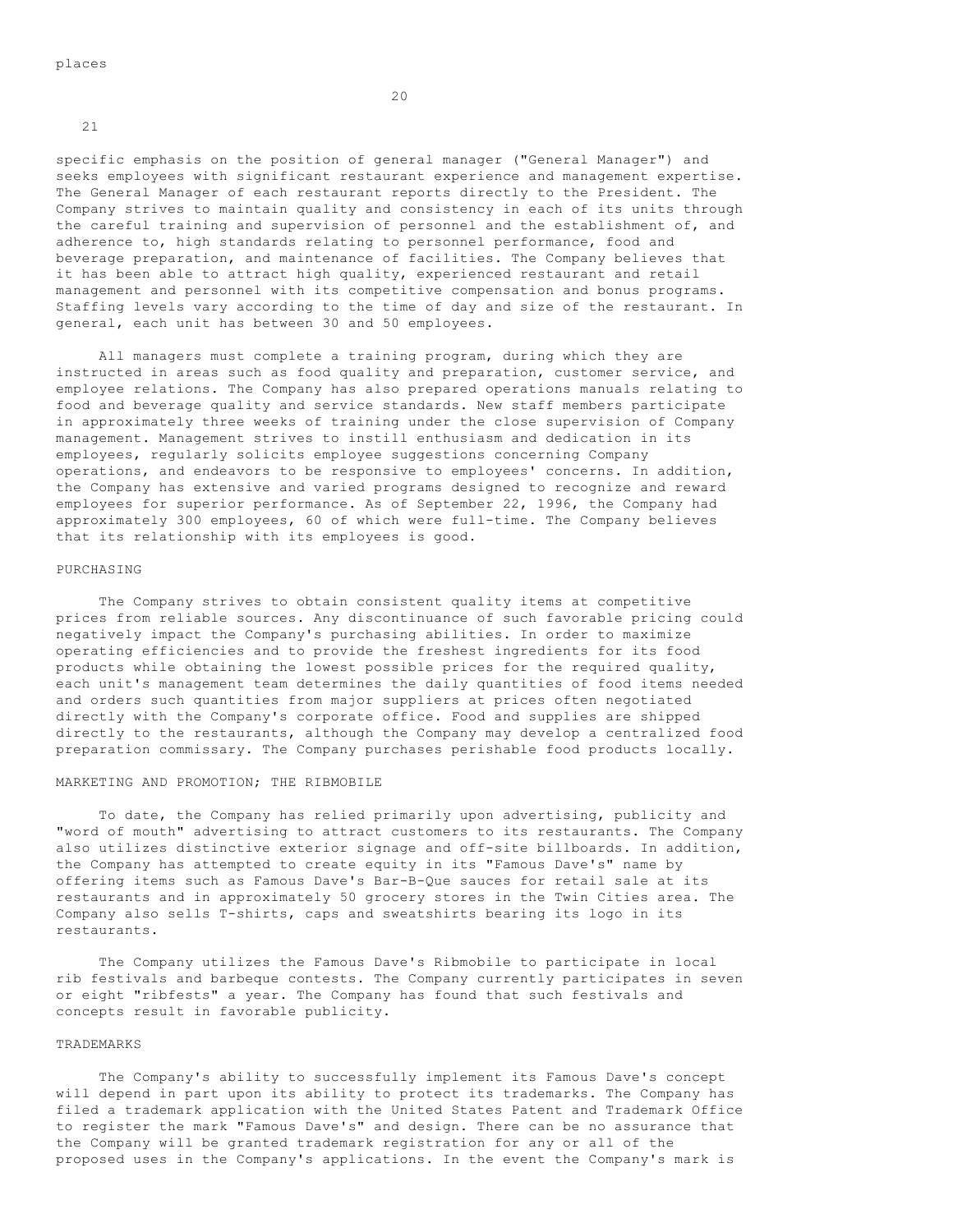places

specific emphasis on the position of general manager ("General Manager") and seeks employees with significant restaurant experience and management expertise. The General Manager of each restaurant reports directly to the President. The Company strives to maintain quality and consistency in each of its units through the careful training and supervision of personnel and the establishment of, and adherence to, high standards relating to personnel performance, food and beverage preparation, and maintenance of facilities. The Company believes that it has been able to attract high quality, experienced restaurant and retail management and personnel with its competitive compensation and bonus programs. Staffing levels vary according to the time of day and size of the restaurant. In general, each unit has between 30 and 50 employees.

All managers must complete a training program, during which they are instructed in areas such as food quality and preparation, customer service, and employee relations. The Company has also prepared operations manuals relating to food and beverage quality and service standards. New staff members participate in approximately three weeks of training under the close supervision of Company management. Management strives to instill enthusiasm and dedication in its employees, regularly solicits employee suggestions concerning Company operations, and endeavors to be responsive to employees' concerns. In addition, the Company has extensive and varied programs designed to recognize and reward employees for superior performance. As of September 22, 1996, the Company had approximately 300 employees, 60 of which were full-time. The Company believes that its relationship with its employees is good.

## PURCHASING

The Company strives to obtain consistent quality items at competitive prices from reliable sources. Any discontinuance of such favorable pricing could negatively impact the Company's purchasing abilities. In order to maximize operating efficiencies and to provide the freshest ingredients for its food products while obtaining the lowest possible prices for the required quality, each unit's management team determines the daily quantities of food items needed and orders such quantities from major suppliers at prices often negotiated directly with the Company's corporate office. Food and supplies are shipped directly to the restaurants, although the Company may develop a centralized food preparation commissary. The Company purchases perishable food products locally.

## MARKETING AND PROMOTION; THE RIBMOBILE

To date, the Company has relied primarily upon advertising, publicity and "word of mouth" advertising to attract customers to its restaurants. The Company also utilizes distinctive exterior signage and off-site billboards. In addition, the Company has attempted to create equity in its "Famous Dave's" name by offering items such as Famous Dave's Bar-B-Que sauces for retail sale at its restaurants and in approximately 50 grocery stores in the Twin Cities area. The Company also sells T-shirts, caps and sweatshirts bearing its logo in its restaurants.

The Company utilizes the Famous Dave's Ribmobile to participate in local rib festivals and barbeque contests. The Company currently participates in seven or eight "ribfests" a year. The Company has found that such festivals and concepts result in favorable publicity.

## TRADEMARKS

The Company's ability to successfully implement its Famous Dave's concept will depend in part upon its ability to protect its trademarks. The Company has filed a trademark application with the United States Patent and Trademark Office to register the mark "Famous Dave's" and design. There can be no assurance that the Company will be granted trademark registration for any or all of the proposed uses in the Company's applications. In the event the Company's mark is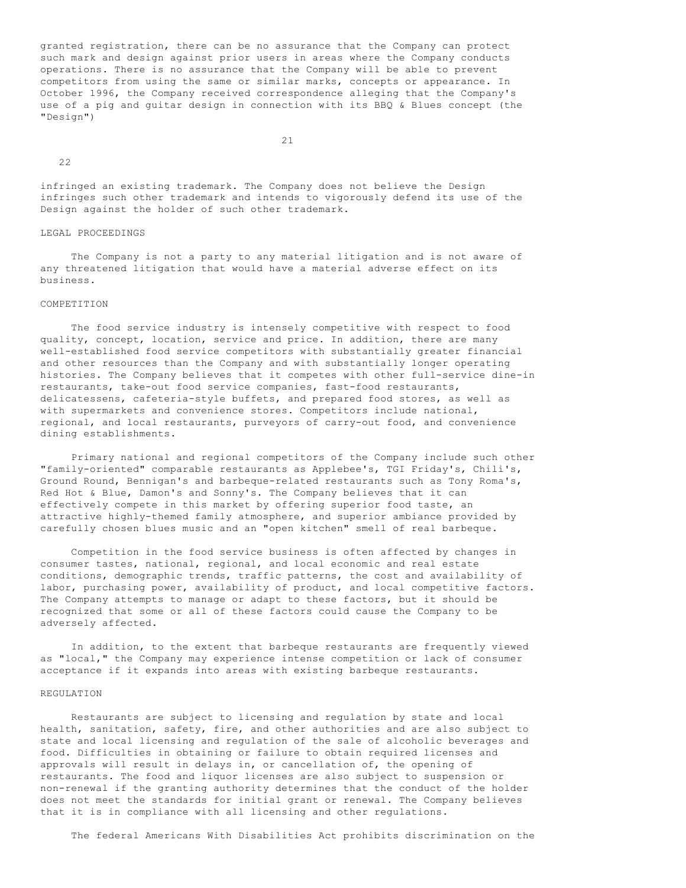granted registration, there can be no assurance that the Company can protect such mark and design against prior users in areas where the Company conducts operations. There is no assurance that the Company will be able to prevent competitors from using the same or similar marks, concepts or appearance. In October 1996, the Company received correspondence alleging that the Company's use of a pig and guitar design in connection with its BBQ & Blues concept (the "Design") infringed an existing trademark. The Company does not believe the Design infringes such other trademark and intends to vigorously defend its use of the Design against the holder of such other trademark.

## LEGAL PROCEEDINGS

The Company is not a party to any material litigation and is not aware of any threatened litigation that would have a material adverse effect on its business.

## COMPETITION

The food service industry is intensely competitive with respect to food quality, concept, location, service and price. In addition, there are many well-established food service competitors with substantially greater financial and other resources than the Company and with substantially longer operating histories. The Company believes that it competes with other full-service dine-in restaurants, take-out food service companies, fast-food restaurants, delicatessens, cafeteria-style buffets, and prepared food stores, as well as with supermarkets and convenience stores. Competitors include national, regional, and local restaurants, purveyors of carry-out food, and convenience dining establishments.

Primary national and regional competitors of the Company include such other "family-oriented" comparable restaurants as Applebee's, TGI Friday's, Chili's, Ground Round, Bennigan's and barbeque-related restaurants such as Tony Roma's, Red Hot & Blue, Damon's and Sonny's. The Company believes that it can effectively compete in this market by offering superior food taste, an attractive highly-themed family atmosphere, and superior ambiance provided by carefully chosen blues music and an "open kitchen" smell of real barbeque.

Competition in the food service business is often affected by changes in consumer tastes, national, regional, and local economic and real estate conditions, demographic trends, traffic patterns, the cost and availability of labor, purchasing power, availability of product, and local competitive factors. The Company attempts to manage or adapt to these factors, but it should be recognized that some or all of these factors could cause the Company to be adversely affected.

In addition, to the extent that barbeque restaurants are frequently viewed as "local," the Company may experience intense competition or lack of consumer acceptance if it expands into areas with existing barbeque restaurants.

## REGULATION

Restaurants are subject to licensing and regulation by state and local health, sanitation, safety, fire, and other authorities and are also subject to state and local licensing and regulation of the sale of alcoholic beverages and food. Difficulties in obtaining or failure to obtain required licenses and approvals will result in delays in, or cancellation of, the opening of restaurants. The food and liquor licenses are also subject to suspension or non-renewal if the granting authority determines that the conduct of the holder does not meet the standards for initial grant or renewal. The Company believes that it is in compliance with all licensing and other regulations.

The federal Americans With Disabilities Act prohibits discrimination on the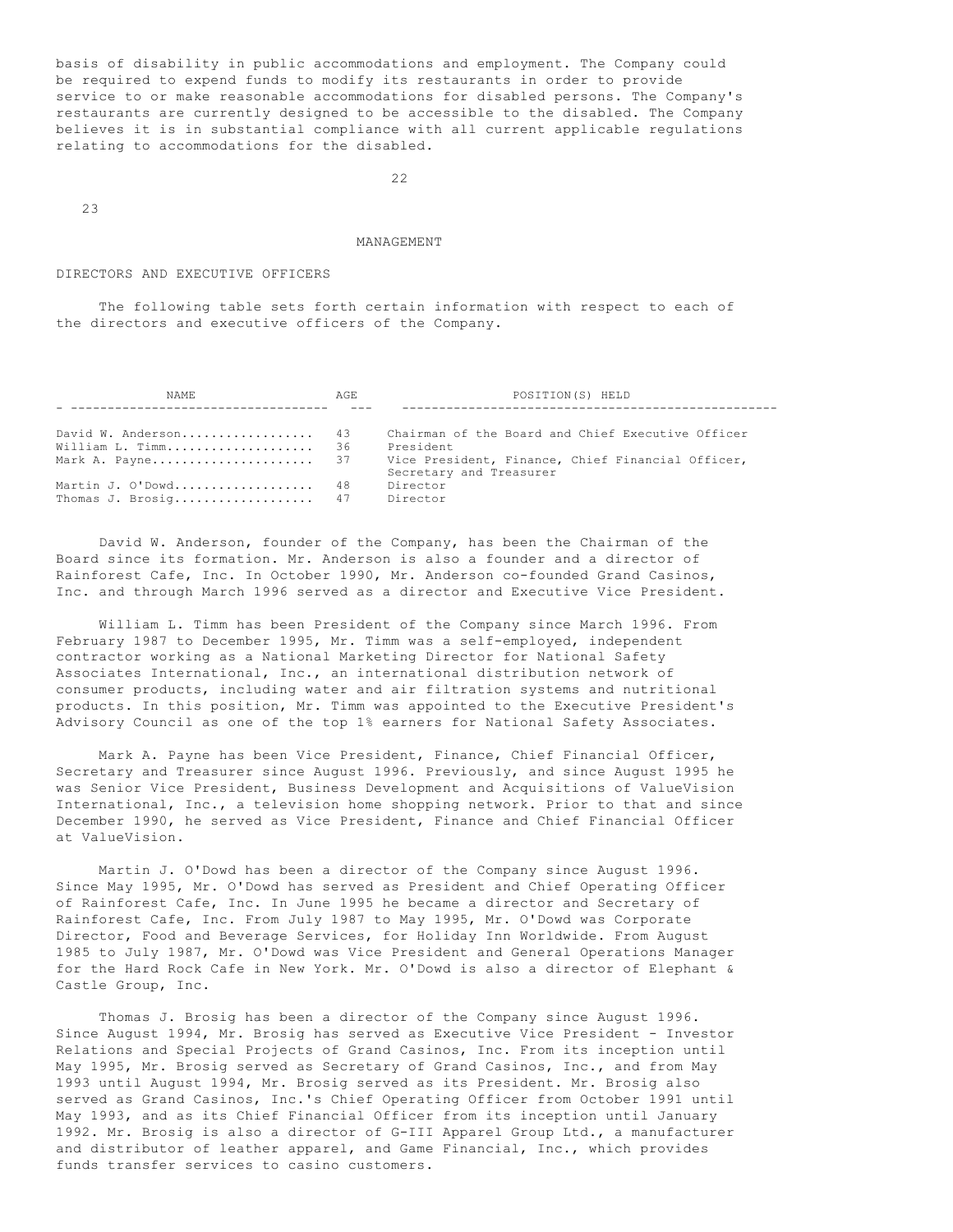basis of disability in public accommodations and employment. The Company could be required to expend funds to modify its restaurants in order to provide service to or make reasonable accommodations for disabled persons. The Company's restaurants are currently designed to be accessible to the disabled. The Company believes it is in substantial compliance with all current applicable regulations relating to accommodations for the disabled.

## MANAGEMENT

### DIRECTORS AND EXECUTIVE OFFICERS

The following table sets forth certain information with respect to each of the directors and executive officers of the Company.

| NAME | AGE | POSITION(S) HELD |
|---|---|---|
| David W. Anderson | 43 | Chairman of the Board and Chief Executive Officer |
| William L. Timm | 36 | President |
| Mark A. Payne | 37 | Vice President, Finance, Chief Financial Officer, Secretary and Treasurer |
| Martin J. O'Dowd | 48 | Director |
| Thomas J. Brosig | 47 | Director |

David W. Anderson, founder of the Company, has been the Chairman of the Board since its formation. Mr. Anderson is also a founder and a director of Rainforest Cafe, Inc. In October 1990, Mr. Anderson co-founded Grand Casinos, Inc. and through March 1996 served as a director and Executive Vice President.

William L. Timm has been President of the Company since March 1996. From February 1987 to December 1995, Mr. Timm was a self-employed, independent contractor working as a National Marketing Director for National Safety Associates International, Inc., an international distribution network of consumer products, including water and air filtration systems and nutritional products. In this position, Mr. Timm was appointed to the Executive President's Advisory Council as one of the top 1% earners for National Safety Associates.

Mark A. Payne has been Vice President, Finance, Chief Financial Officer, Secretary and Treasurer since August 1996. Previously, and since August 1995 he was Senior Vice President, Business Development and Acquisitions of ValueVision International, Inc., a television home shopping network. Prior to that and since December 1990, he served as Vice President, Finance and Chief Financial Officer at ValueVision.

Martin J. O'Dowd has been a director of the Company since August 1996. Since May 1995, Mr. O'Dowd has served as President and Chief Operating Officer of Rainforest Cafe, Inc. In June 1995 he became a director and Secretary of Rainforest Cafe, Inc. From July 1987 to May 1995, Mr. O'Dowd was Corporate Director, Food and Beverage Services, for Holiday Inn Worldwide. From August 1985 to July 1987, Mr. O'Dowd was Vice President and General Operations Manager for the Hard Rock Cafe in New York. Mr. O'Dowd is also a director of Elephant & Castle Group, Inc.

Thomas J. Brosig has been a director of the Company since August 1996. Since August 1994, Mr. Brosig has served as Executive Vice President - Investor Relations and Special Projects of Grand Casinos, Inc. From its inception until May 1995, Mr. Brosig served as Secretary of Grand Casinos, Inc., and from May 1993 until August 1994, Mr. Brosig served as its President. Mr. Brosig also served as Grand Casinos, Inc.'s Chief Operating Officer from October 1991 until May 1993, and as its Chief Financial Officer from its inception until January 1992. Mr. Brosig is also a director of G-III Apparel Group Ltd., a manufacturer and distributor of leather apparel, and Game Financial, Inc., which provides funds transfer services to casino customers.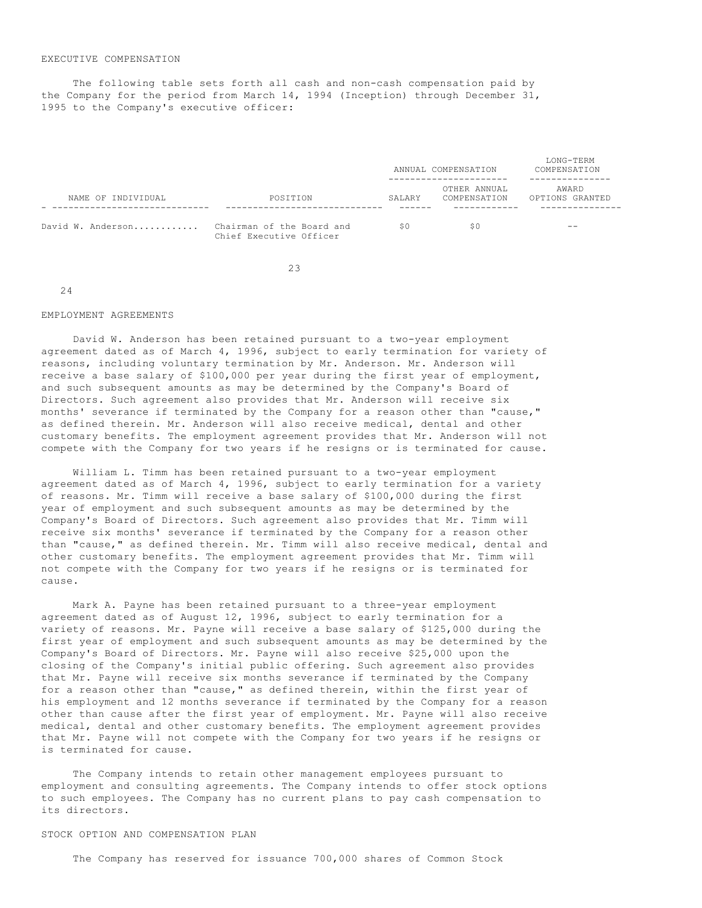EXECUTIVE COMPENSATION

The following table sets forth all cash and non-cash compensation paid by the Company for the period from March 14, 1994 (Inception) through December 31, 1995 to the Company's executive officer:

| | | ANNUAL COMPENSATION | | LONG-TERM COMPENSATION |
|---|---|---|---|---|
| NAME OF INDIVIDUAL | POSITION | SALARY | OTHER ANNUAL COMPENSATION | AWARD OPTIONS GRANTED |
| David W. Anderson | Chairman of the Board and Chief Executive Officer | $0 | $0 | -- |

EMPLOYMENT AGREEMENTS

David W. Anderson has been retained pursuant to a two-year employment agreement dated as of March 4, 1996, subject to early termination for variety of reasons, including voluntary termination by Mr. Anderson. Mr. Anderson will receive a base salary of $100,000 per year during the first year of employment, and such subsequent amounts as may be determined by the Company's Board of Directors. Such agreement also provides that Mr. Anderson will receive six months' severance if terminated by the Company for a reason other than "cause," as defined therein. Mr. Anderson will also receive medical, dental and other customary benefits. The employment agreement provides that Mr. Anderson will not compete with the Company for two years if he resigns or is terminated for cause.

William L. Timm has been retained pursuant to a two-year employment agreement dated as of March 4, 1996, subject to early termination for a variety of reasons. Mr. Timm will receive a base salary of $100,000 during the first year of employment and such subsequent amounts as may be determined by the Company's Board of Directors. Such agreement also provides that Mr. Timm will receive six months' severance if terminated by the Company for a reason other than "cause," as defined therein. Mr. Timm will also receive medical, dental and other customary benefits. The employment agreement provides that Mr. Timm will not compete with the Company for two years if he resigns or is terminated for cause.

Mark A. Payne has been retained pursuant to a three-year employment agreement dated as of August 12, 1996, subject to early termination for a variety of reasons. Mr. Payne will receive a base salary of $125,000 during the first year of employment and such subsequent amounts as may be determined by the Company's Board of Directors. Mr. Payne will also receive $25,000 upon the closing of the Company's initial public offering. Such agreement also provides that Mr. Payne will receive six months severance if terminated by the Company for a reason other than "cause," as defined therein, within the first year of his employment and 12 months severance if terminated by the Company for a reason other than cause after the first year of employment. Mr. Payne will also receive medical, dental and other customary benefits. The employment agreement provides that Mr. Payne will not compete with the Company for two years if he resigns or is terminated for cause.

The Company intends to retain other management employees pursuant to employment and consulting agreements. The Company intends to offer stock options to such employees. The Company has no current plans to pay cash compensation to its directors.

STOCK OPTION AND COMPENSATION PLAN

The Company has reserved for issuance 700,000 shares of Common Stock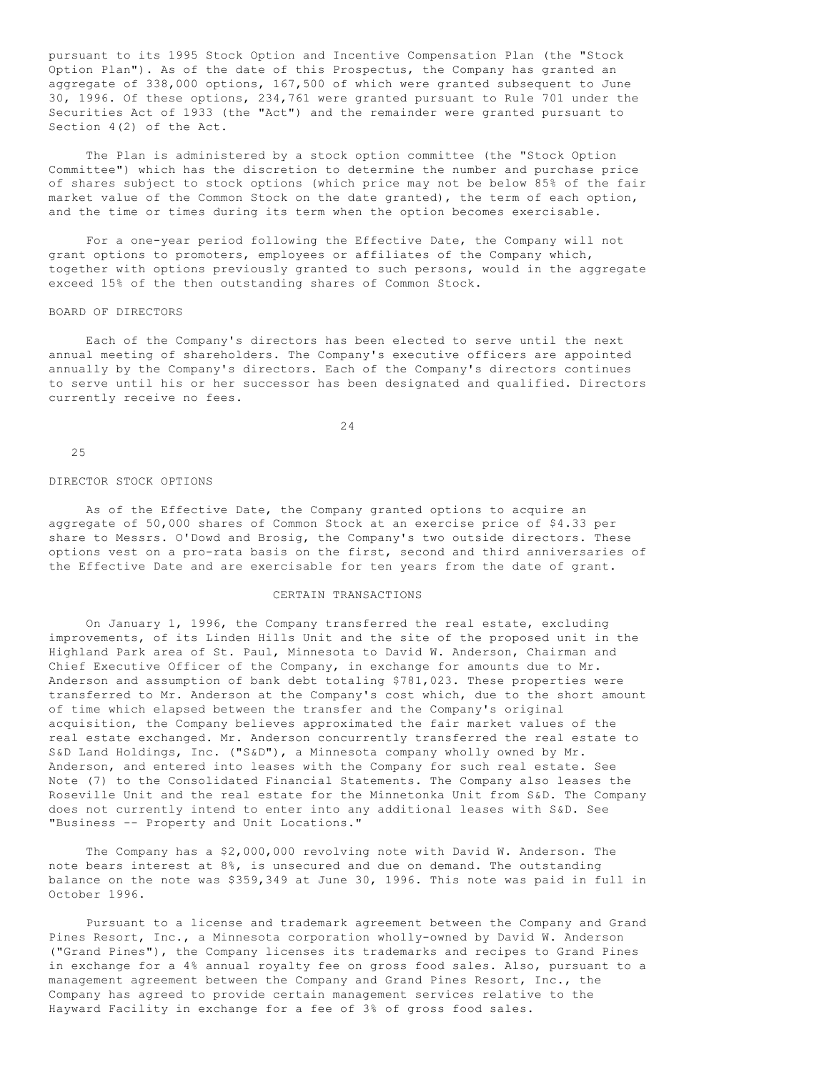pursuant to its 1995 Stock Option and Incentive Compensation Plan (the "Stock Option Plan"). As of the date of this Prospectus, the Company has granted an aggregate of 338,000 options, 167,500 of which were granted subsequent to June 30, 1996. Of these options, 234,761 were granted pursuant to Rule 701 under the Securities Act of 1933 (the "Act") and the remainder were granted pursuant to Section 4(2) of the Act.

The Plan is administered by a stock option committee (the "Stock Option Committee") which has the discretion to determine the number and purchase price of shares subject to stock options (which price may not be below 85% of the fair market value of the Common Stock on the date granted), the term of each option, and the time or times during its term when the option becomes exercisable.

For a one-year period following the Effective Date, the Company will not grant options to promoters, employees or affiliates of the Company which, together with options previously granted to such persons, would in the aggregate exceed 15% of the then outstanding shares of Common Stock.

BOARD OF DIRECTORS

Each of the Company's directors has been elected to serve until the next annual meeting of shareholders. The Company's executive officers are appointed annually by the Company's directors. Each of the Company's directors continues to serve until his or her successor has been designated and qualified. Directors currently receive no fees.

DIRECTOR STOCK OPTIONS

As of the Effective Date, the Company granted options to acquire an aggregate of 50,000 shares of Common Stock at an exercise price of $4.33 per share to Messrs. O'Dowd and Brosig, the Company's two outside directors. These options vest on a pro-rata basis on the first, second and third anniversaries of the Effective Date and are exercisable for ten years from the date of grant.

## CERTAIN TRANSACTIONS

On January 1, 1996, the Company transferred the real estate, excluding improvements, of its Linden Hills Unit and the site of the proposed unit in the Highland Park area of St. Paul, Minnesota to David W. Anderson, Chairman and Chief Executive Officer of the Company, in exchange for amounts due to Mr. Anderson and assumption of bank debt totaling $781,023. These properties were transferred to Mr. Anderson at the Company's cost which, due to the short amount of time which elapsed between the transfer and the Company's original acquisition, the Company believes approximated the fair market values of the real estate exchanged. Mr. Anderson concurrently transferred the real estate to S&D Land Holdings, Inc. ("S&D"), a Minnesota company wholly owned by Mr. Anderson, and entered into leases with the Company for such real estate. See Note (7) to the Consolidated Financial Statements. The Company also leases the Roseville Unit and the real estate for the Minnetonka Unit from S&D. The Company does not currently intend to enter into any additional leases with S&D. See "Business -- Property and Unit Locations."

The Company has a $2,000,000 revolving note with David W. Anderson. The note bears interest at 8%, is unsecured and due on demand. The outstanding balance on the note was $359,349 at June 30, 1996. This note was paid in full in October 1996.

Pursuant to a license and trademark agreement between the Company and Grand Pines Resort, Inc., a Minnesota corporation wholly-owned by David W. Anderson ("Grand Pines"), the Company licenses its trademarks and recipes to Grand Pines in exchange for a 4% annual royalty fee on gross food sales. Also, pursuant to a management agreement between the Company and Grand Pines Resort, Inc., the Company has agreed to provide certain management services relative to the Hayward Facility in exchange for a fee of 3% of gross food sales.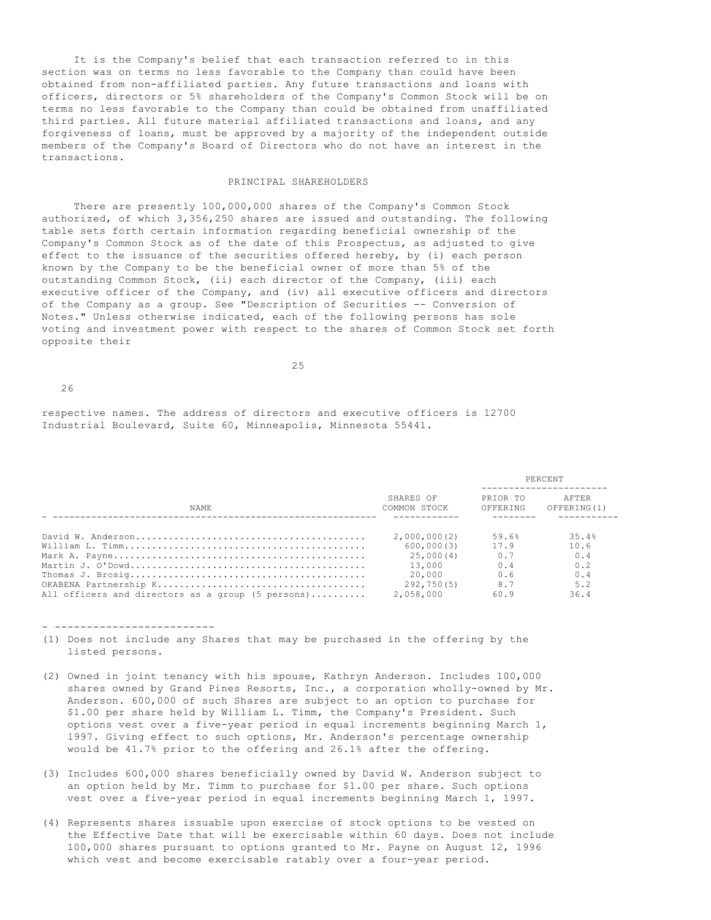It is the Company's belief that each transaction referred to in this section was on terms no less favorable to the Company than could have been obtained from non-affiliated parties. Any future transactions and loans with officers, directors or 5% shareholders of the Company's Common Stock will be on terms no less favorable to the Company than could be obtained from unaffiliated third parties. All future material affiliated transactions and loans, and any forgiveness of loans, must be approved by a majority of the independent outside members of the Company's Board of Directors who do not have an interest in the transactions.

## PRINCIPAL SHAREHOLDERS

There are presently 100,000,000 shares of the Company's Common Stock authorized, of which 3,356,250 shares are issued and outstanding. The following table sets forth certain information regarding beneficial ownership of the Company's Common Stock as of the date of this Prospectus, as adjusted to give effect to the issuance of the securities offered hereby, by (i) each person known by the Company to be the beneficial owner of more than 5% of the outstanding Common Stock, (ii) each director of the Company, (iii) each executive officer of the Company, and (iv) all executive officers and directors of the Company as a group. See "Description of Securities -- Conversion of Notes." Unless otherwise indicated, each of the following persons has sole voting and investment power with respect to the shares of Common Stock set forth opposite their respective names. The address of directors and executive officers is 12700 Industrial Boulevard, Suite 60, Minneapolis, Minnesota 55441.

| NAME | SHARES OF COMMON STOCK | PERCENT | |
|---|---|---|---|
| | | PRIOR TO OFFERING | AFTER OFFERING(1) |
| David W. Anderson | 2,000,000(2) | 59.6% | 35.4% |
| William L. Timm | 600,000(3) | 17.9 | 10.6 |
| Mark A. Payne | 25,000(4) | 0.7 | 0.4 |
| Martin J. O'Dowd | 13,000 | 0.4 | 0.2 |
| Thomas J. Brosig | 20,000 | 0.6 | 0.4 |
| OKABENA Partnership K | 292,750(5) | 8.7 | 5.2 |
| All officers and directors as a group (5 persons) | 2,058,000 | 60.9 | 36.4 |

- ------------------------

(1) Does not include any Shares that may be purchased in the offering by the listed persons.

(2) Owned in joint tenancy with his spouse, Kathryn Anderson. Includes 100,000 shares owned by Grand Pines Resorts, Inc., a corporation wholly-owned by Mr. Anderson. 600,000 of such Shares are subject to an option to purchase for $1.00 per share held by William L. Timm, the Company's President. Such options vest over a five-year period in equal increments beginning March 1, 1997. Giving effect to such options, Mr. Anderson's percentage ownership would be 41.7% prior to the offering and 26.1% after the offering.

(3) Includes 600,000 shares beneficially owned by David W. Anderson subject to an option held by Mr. Timm to purchase for $1.00 per share. Such options vest over a five-year period in equal increments beginning March 1, 1997.

(4) Represents shares issuable upon exercise of stock options to be vested on the Effective Date that will be exercisable within 60 days. Does not include 100,000 shares pursuant to options granted to Mr. Payne on August 12, 1996 which vest and become exercisable ratably over a four-year period.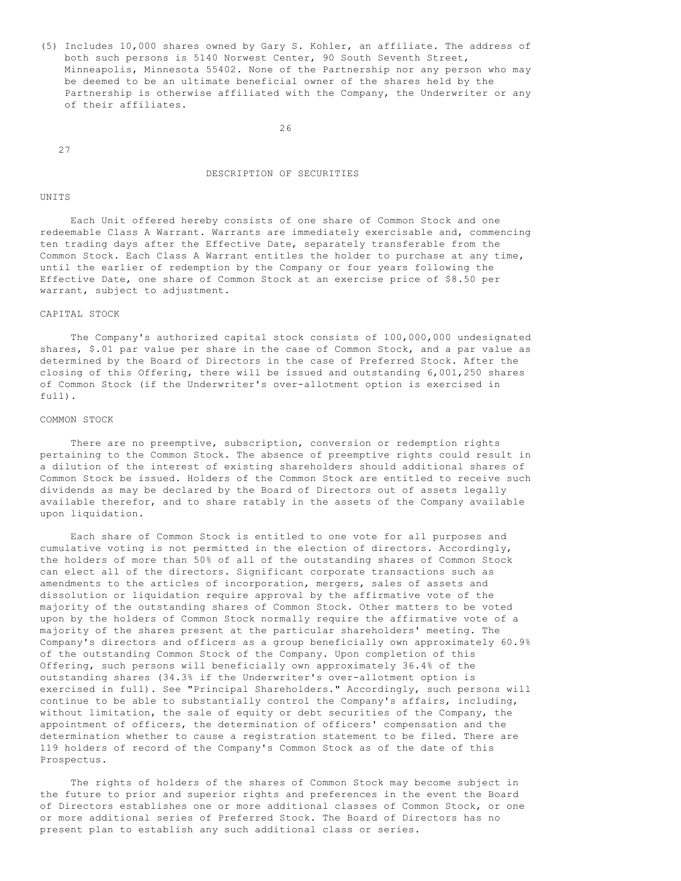(5) Includes 10,000 shares owned by Gary S. Kohler, an affiliate. The address of both such persons is 5140 Norwest Center, 90 South Seventh Street, Minneapolis, Minnesota 55402. None of the Partnership nor any person who may be deemed to be an ultimate beneficial owner of the shares held by the Partnership is otherwise affiliated with the Company, the Underwriter or any of their affiliates.

# DESCRIPTION OF SECURITIES

## UNITS

Each Unit offered hereby consists of one share of Common Stock and one redeemable Class A Warrant. Warrants are immediately exercisable and, commencing ten trading days after the Effective Date, separately transferable from the Common Stock. Each Class A Warrant entitles the holder to purchase at any time, until the earlier of redemption by the Company or four years following the Effective Date, one share of Common Stock at an exercise price of $8.50 per warrant, subject to adjustment.

## CAPITAL STOCK

The Company's authorized capital stock consists of 100,000,000 undesignated shares, $.01 par value per share in the case of Common Stock, and a par value as determined by the Board of Directors in the case of Preferred Stock. After the closing of this Offering, there will be issued and outstanding 6,001,250 shares of Common Stock (if the Underwriter's over-allotment option is exercised in full).

## COMMON STOCK

There are no preemptive, subscription, conversion or redemption rights pertaining to the Common Stock. The absence of preemptive rights could result in a dilution of the interest of existing shareholders should additional shares of Common Stock be issued. Holders of the Common Stock are entitled to receive such dividends as may be declared by the Board of Directors out of assets legally available therefor, and to share ratably in the assets of the Company available upon liquidation.

Each share of Common Stock is entitled to one vote for all purposes and cumulative voting is not permitted in the election of directors. Accordingly, the holders of more than 50% of all of the outstanding shares of Common Stock can elect all of the directors. Significant corporate transactions such as amendments to the articles of incorporation, mergers, sales of assets and dissolution or liquidation require approval by the affirmative vote of the majority of the outstanding shares of Common Stock. Other matters to be voted upon by the holders of Common Stock normally require the affirmative vote of a majority of the shares present at the particular shareholders' meeting. The Company's directors and officers as a group beneficially own approximately 60.9% of the outstanding Common Stock of the Company. Upon completion of this Offering, such persons will beneficially own approximately 36.4% of the outstanding shares (34.3% if the Underwriter's over-allotment option is exercised in full). See "Principal Shareholders." Accordingly, such persons will continue to be able to substantially control the Company's affairs, including, without limitation, the sale of equity or debt securities of the Company, the appointment of officers, the determination of officers' compensation and the determination whether to cause a registration statement to be filed. There are 119 holders of record of the Company's Common Stock as of the date of this Prospectus.

The rights of holders of the shares of Common Stock may become subject in the future to prior and superior rights and preferences in the event the Board of Directors establishes one or more additional classes of Common Stock, or one or more additional series of Preferred Stock. The Board of Directors has no present plan to establish any such additional class or series.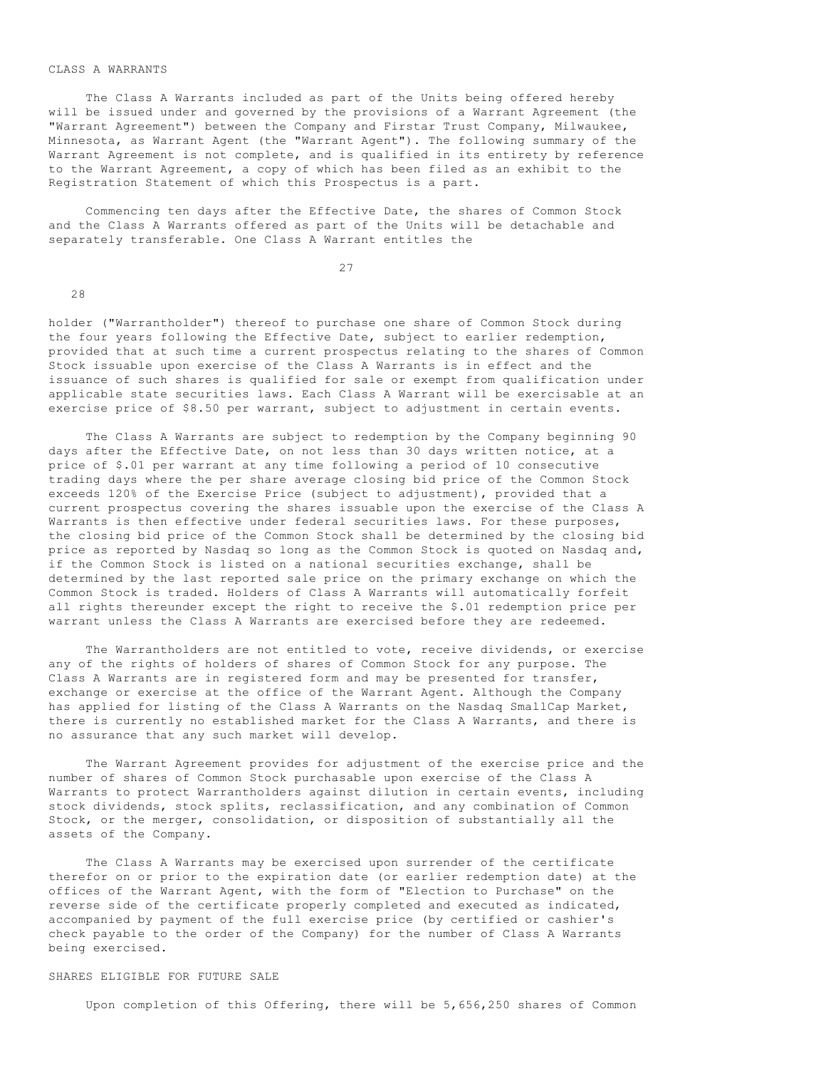## CLASS A WARRANTS

The Class A Warrants included as part of the Units being offered hereby will be issued under and governed by the provisions of a Warrant Agreement (the "Warrant Agreement") between the Company and Firstar Trust Company, Milwaukee, Minnesota, as Warrant Agent (the "Warrant Agent"). The following summary of the Warrant Agreement is not complete, and is qualified in its entirety by reference to the Warrant Agreement, a copy of which has been filed as an exhibit to the Registration Statement of which this Prospectus is a part.

Commencing ten days after the Effective Date, the shares of Common Stock and the Class A Warrants offered as part of the Units will be detachable and separately transferable. One Class A Warrant entitles the holder ("Warrantholder") thereof to purchase one share of Common Stock during the four years following the Effective Date, subject to earlier redemption, provided that at such time a current prospectus relating to the shares of Common Stock issuable upon exercise of the Class A Warrants is in effect and the issuance of such shares is qualified for sale or exempt from qualification under applicable state securities laws. Each Class A Warrant will be exercisable at an exercise price of $8.50 per warrant, subject to adjustment in certain events.

The Class A Warrants are subject to redemption by the Company beginning 90 days after the Effective Date, on not less than 30 days written notice, at a price of $.01 per warrant at any time following a period of 10 consecutive trading days where the per share average closing bid price of the Common Stock exceeds 120% of the Exercise Price (subject to adjustment), provided that a current prospectus covering the shares issuable upon the exercise of the Class A Warrants is then effective under federal securities laws. For these purposes, the closing bid price of the Common Stock shall be determined by the closing bid price as reported by Nasdaq so long as the Common Stock is quoted on Nasdaq and, if the Common Stock is listed on a national securities exchange, shall be determined by the last reported sale price on the primary exchange on which the Common Stock is traded. Holders of Class A Warrants will automatically forfeit all rights thereunder except the right to receive the $.01 redemption price per warrant unless the Class A Warrants are exercised before they are redeemed.

The Warrantholders are not entitled to vote, receive dividends, or exercise any of the rights of holders of shares of Common Stock for any purpose. The Class A Warrants are in registered form and may be presented for transfer, exchange or exercise at the office of the Warrant Agent. Although the Company has applied for listing of the Class A Warrants on the Nasdaq SmallCap Market, there is currently no established market for the Class A Warrants, and there is no assurance that any such market will develop.

The Warrant Agreement provides for adjustment of the exercise price and the number of shares of Common Stock purchasable upon exercise of the Class A Warrants to protect Warrantholders against dilution in certain events, including stock dividends, stock splits, reclassification, and any combination of Common Stock, or the merger, consolidation, or disposition of substantially all the assets of the Company.

The Class A Warrants may be exercised upon surrender of the certificate therefor on or prior to the expiration date (or earlier redemption date) at the offices of the Warrant Agent, with the form of "Election to Purchase" on the reverse side of the certificate properly completed and executed as indicated, accompanied by payment of the full exercise price (by certified or cashier's check payable to the order of the Company) for the number of Class A Warrants being exercised.

## SHARES ELIGIBLE FOR FUTURE SALE

Upon completion of this Offering, there will be 5,656,250 shares of Common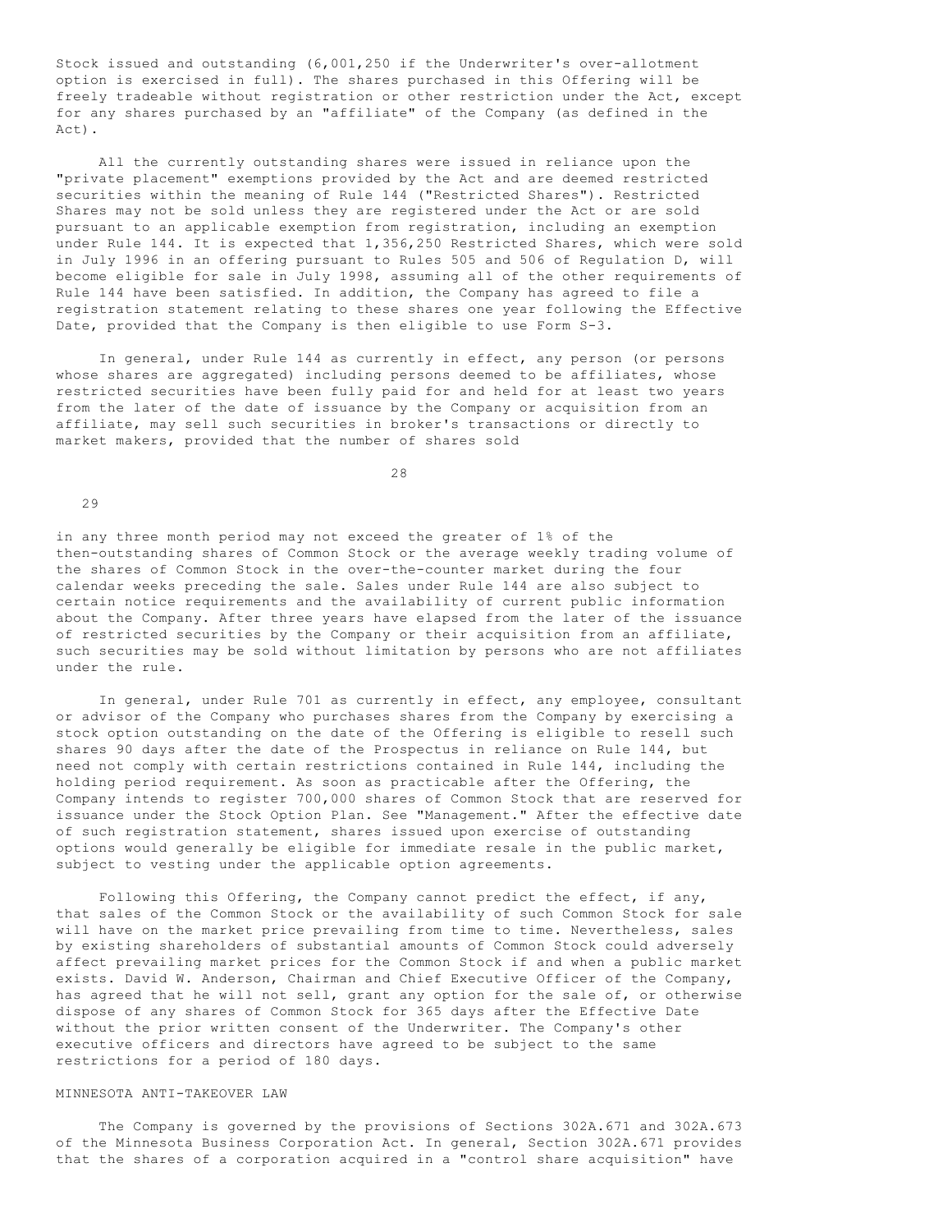Stock issued and outstanding (6,001,250 if the Underwriter's over-allotment option is exercised in full). The shares purchased in this Offering will be freely tradeable without registration or other restriction under the Act, except for any shares purchased by an "affiliate" of the Company (as defined in the Act).

All the currently outstanding shares were issued in reliance upon the "private placement" exemptions provided by the Act and are deemed restricted securities within the meaning of Rule 144 ("Restricted Shares"). Restricted Shares may not be sold unless they are registered under the Act or are sold pursuant to an applicable exemption from registration, including an exemption under Rule 144. It is expected that 1,356,250 Restricted Shares, which were sold in July 1996 in an offering pursuant to Rules 505 and 506 of Regulation D, will become eligible for sale in July 1998, assuming all of the other requirements of Rule 144 have been satisfied. In addition, the Company has agreed to file a registration statement relating to these shares one year following the Effective Date, provided that the Company is then eligible to use Form S-3.

In general, under Rule 144 as currently in effect, any person (or persons whose shares are aggregated) including persons deemed to be affiliates, whose restricted securities have been fully paid for and held for at least two years from the later of the date of issuance by the Company or acquisition from an affiliate, may sell such securities in broker's transactions or directly to market makers, provided that the number of shares sold in any three month period may not exceed the greater of 1% of the then-outstanding shares of Common Stock or the average weekly trading volume of the shares of Common Stock in the over-the-counter market during the four calendar weeks preceding the sale. Sales under Rule 144 are also subject to certain notice requirements and the availability of current public information about the Company. After three years have elapsed from the later of the issuance of restricted securities by the Company or their acquisition from an affiliate, such securities may be sold without limitation by persons who are not affiliates under the rule.

In general, under Rule 701 as currently in effect, any employee, consultant or advisor of the Company who purchases shares from the Company by exercising a stock option outstanding on the date of the Offering is eligible to resell such shares 90 days after the date of the Prospectus in reliance on Rule 144, but need not comply with certain restrictions contained in Rule 144, including the holding period requirement. As soon as practicable after the Offering, the Company intends to register 700,000 shares of Common Stock that are reserved for issuance under the Stock Option Plan. See "Management." After the effective date of such registration statement, shares issued upon exercise of outstanding options would generally be eligible for immediate resale in the public market, subject to vesting under the applicable option agreements.

Following this Offering, the Company cannot predict the effect, if any, that sales of the Common Stock or the availability of such Common Stock for sale will have on the market price prevailing from time to time. Nevertheless, sales by existing shareholders of substantial amounts of Common Stock could adversely affect prevailing market prices for the Common Stock if and when a public market exists. David W. Anderson, Chairman and Chief Executive Officer of the Company, has agreed that he will not sell, grant any option for the sale of, or otherwise dispose of any shares of Common Stock for 365 days after the Effective Date without the prior written consent of the Underwriter. The Company's other executive officers and directors have agreed to be subject to the same restrictions for a period of 180 days.

## MINNESOTA ANTI-TAKEOVER LAW

The Company is governed by the provisions of Sections 302A.671 and 302A.673 of the Minnesota Business Corporation Act. In general, Section 302A.671 provides that the shares of a corporation acquired in a "control share acquisition" have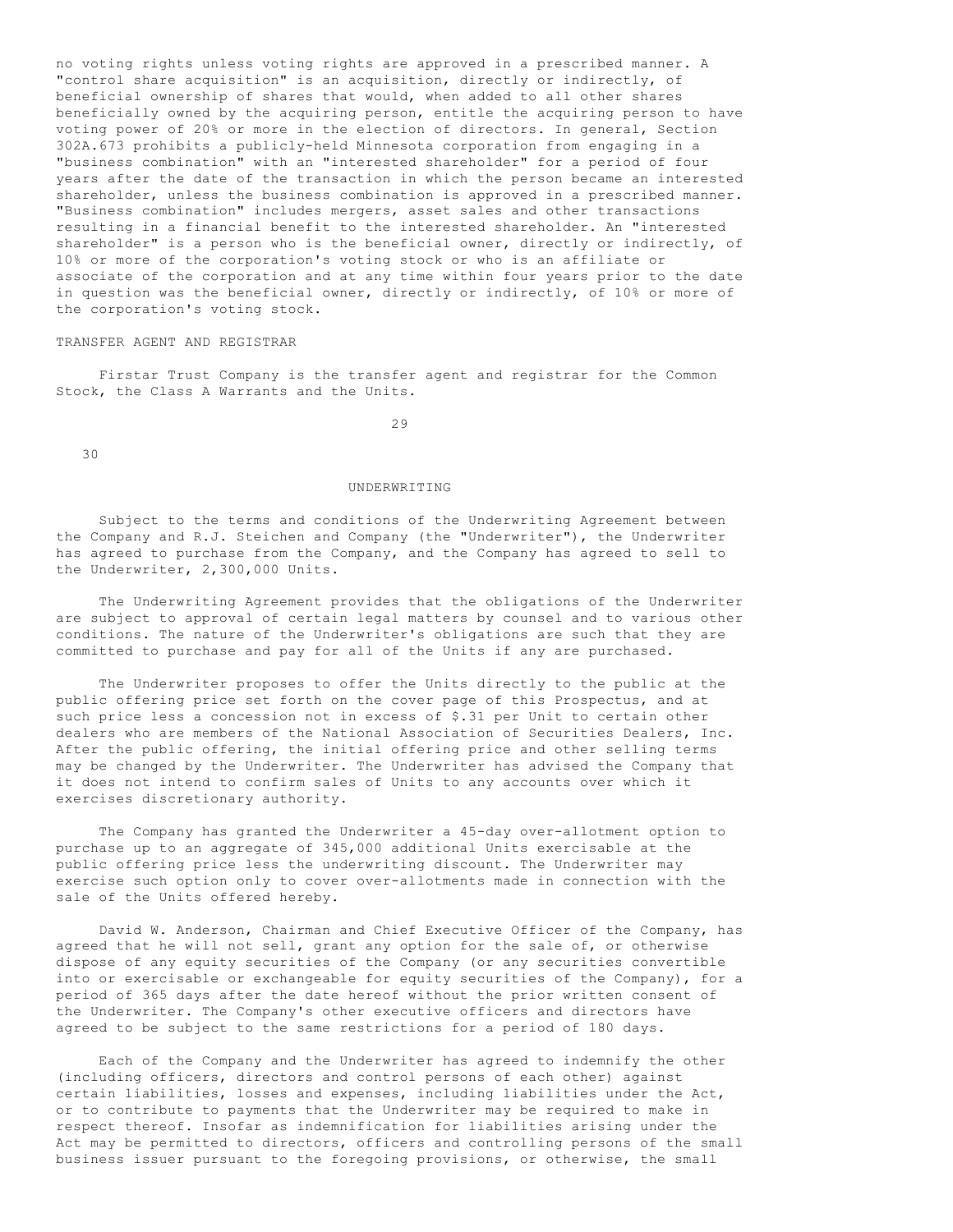no voting rights unless voting rights are approved in a prescribed manner. A "control share acquisition" is an acquisition, directly or indirectly, of beneficial ownership of shares that would, when added to all other shares beneficially owned by the acquiring person, entitle the acquiring person to have voting power of 20% or more in the election of directors. In general, Section 302A.673 prohibits a publicly-held Minnesota corporation from engaging in a "business combination" with an "interested shareholder" for a period of four years after the date of the transaction in which the person became an interested shareholder, unless the business combination is approved in a prescribed manner. "Business combination" includes mergers, asset sales and other transactions resulting in a financial benefit to the interested shareholder. An "interested shareholder" is a person who is the beneficial owner, directly or indirectly, of 10% or more of the corporation's voting stock or who is an affiliate or associate of the corporation and at any time within four years prior to the date in question was the beneficial owner, directly or indirectly, of 10% or more of the corporation's voting stock.

### TRANSFER AGENT AND REGISTRAR

Firstar Trust Company is the transfer agent and registrar for the Common Stock, the Class A Warrants and the Units.

## UNDERWRITING

Subject to the terms and conditions of the Underwriting Agreement between the Company and R.J. Steichen and Company (the "Underwriter"), the Underwriter has agreed to purchase from the Company, and the Company has agreed to sell to the Underwriter, 2,300,000 Units.

The Underwriting Agreement provides that the obligations of the Underwriter are subject to approval of certain legal matters by counsel and to various other conditions. The nature of the Underwriter's obligations are such that they are committed to purchase and pay for all of the Units if any are purchased.

The Underwriter proposes to offer the Units directly to the public at the public offering price set forth on the cover page of this Prospectus, and at such price less a concession not in excess of $.31 per Unit to certain other dealers who are members of the National Association of Securities Dealers, Inc. After the public offering, the initial offering price and other selling terms may be changed by the Underwriter. The Underwriter has advised the Company that it does not intend to confirm sales of Units to any accounts over which it exercises discretionary authority.

The Company has granted the Underwriter a 45-day over-allotment option to purchase up to an aggregate of 345,000 additional Units exercisable at the public offering price less the underwriting discount. The Underwriter may exercise such option only to cover over-allotments made in connection with the sale of the Units offered hereby.

David W. Anderson, Chairman and Chief Executive Officer of the Company, has agreed that he will not sell, grant any option for the sale of, or otherwise dispose of any equity securities of the Company (or any securities convertible into or exercisable or exchangeable for equity securities of the Company), for a period of 365 days after the date hereof without the prior written consent of the Underwriter. The Company's other executive officers and directors have agreed to be subject to the same restrictions for a period of 180 days.

Each of the Company and the Underwriter has agreed to indemnify the other (including officers, directors and control persons of each other) against certain liabilities, losses and expenses, including liabilities under the Act, or to contribute to payments that the Underwriter may be required to make in respect thereof. Insofar as indemnification for liabilities arising under the Act may be permitted to directors, officers and controlling persons of the small business issuer pursuant to the foregoing provisions, or otherwise, the small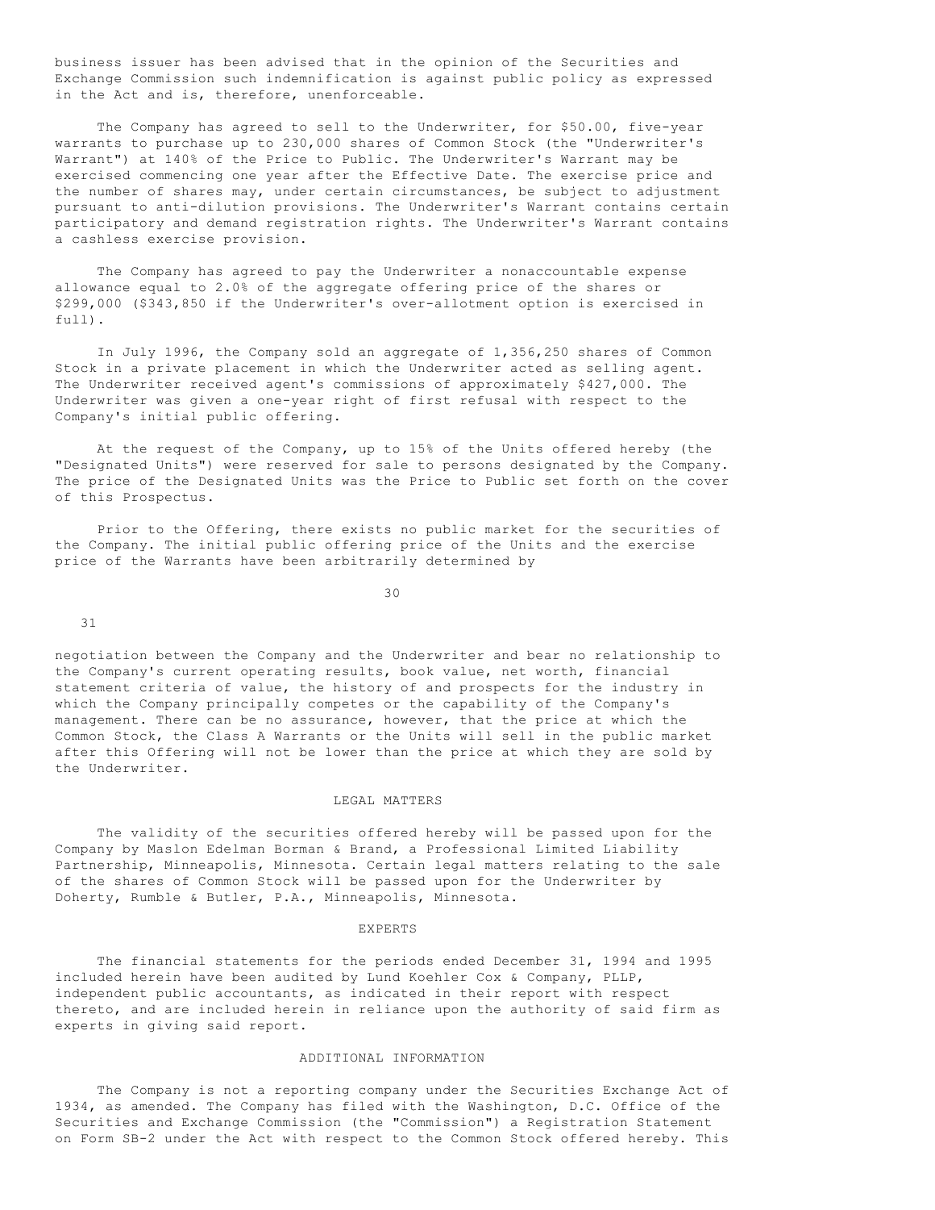business issuer has been advised that in the opinion of the Securities and Exchange Commission such indemnification is against public policy as expressed in the Act and is, therefore, unenforceable.

The Company has agreed to sell to the Underwriter, for $50.00, five-year warrants to purchase up to 230,000 shares of Common Stock (the "Underwriter's Warrant") at 140% of the Price to Public. The Underwriter's Warrant may be exercised commencing one year after the Effective Date. The exercise price and the number of shares may, under certain circumstances, be subject to adjustment pursuant to anti-dilution provisions. The Underwriter's Warrant contains certain participatory and demand registration rights. The Underwriter's Warrant contains a cashless exercise provision.

The Company has agreed to pay the Underwriter a nonaccountable expense allowance equal to 2.0% of the aggregate offering price of the shares or $299,000 ($343,850 if the Underwriter's over-allotment option is exercised in full).

In July 1996, the Company sold an aggregate of 1,356,250 shares of Common Stock in a private placement in which the Underwriter acted as selling agent. The Underwriter received agent's commissions of approximately $427,000. The Underwriter was given a one-year right of first refusal with respect to the Company's initial public offering.

At the request of the Company, up to 15% of the Units offered hereby (the "Designated Units") were reserved for sale to persons designated by the Company. The price of the Designated Units was the Price to Public set forth on the cover of this Prospectus.

Prior to the Offering, there exists no public market for the securities of the Company. The initial public offering price of the Units and the exercise price of the Warrants have been arbitrarily determined by negotiation between the Company and the Underwriter and bear no relationship to the Company's current operating results, book value, net worth, financial statement criteria of value, the history of and prospects for the industry in which the Company principally competes or the capability of the Company's management. There can be no assurance, however, that the price at which the Common Stock, the Class A Warrants or the Units will sell in the public market after this Offering will not be lower than the price at which they are sold by the Underwriter.

## LEGAL MATTERS

The validity of the securities offered hereby will be passed upon for the Company by Maslon Edelman Borman & Brand, a Professional Limited Liability Partnership, Minneapolis, Minnesota. Certain legal matters relating to the sale of the shares of Common Stock will be passed upon for the Underwriter by Doherty, Rumble & Butler, P.A., Minneapolis, Minnesota.

## EXPERTS

The financial statements for the periods ended December 31, 1994 and 1995 included herein have been audited by Lund Koehler Cox & Company, PLLP, independent public accountants, as indicated in their report with respect thereto, and are included herein in reliance upon the authority of said firm as experts in giving said report.

## ADDITIONAL INFORMATION

The Company is not a reporting company under the Securities Exchange Act of 1934, as amended. The Company has filed with the Washington, D.C. Office of the Securities and Exchange Commission (the "Commission") a Registration Statement on Form SB-2 under the Act with respect to the Common Stock offered hereby. This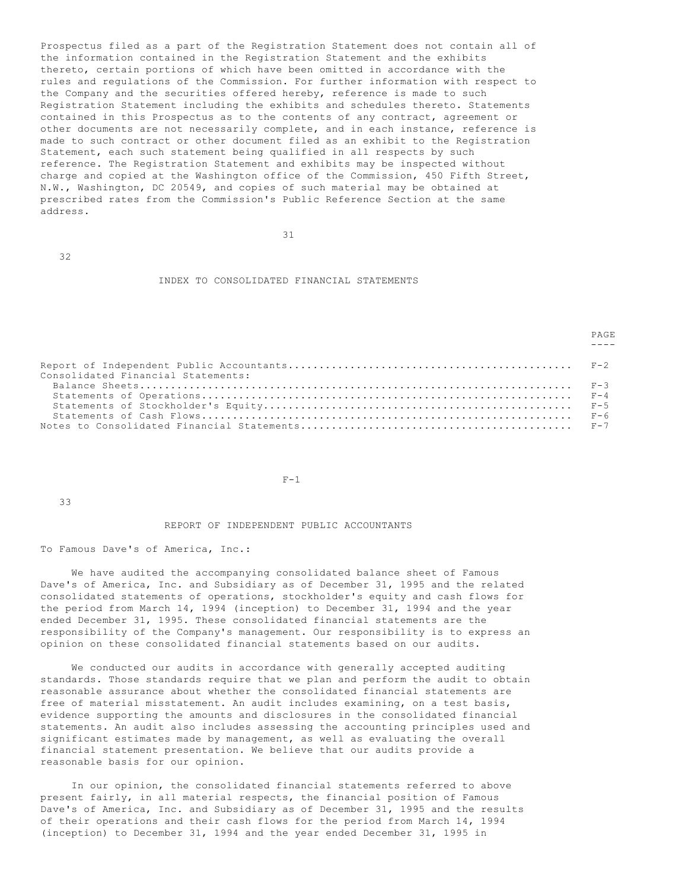Prospectus filed as a part of the Registration Statement does not contain all of the information contained in the Registration Statement and the exhibits thereto, certain portions of which have been omitted in accordance with the rules and regulations of the Commission. For further information with respect to the Company and the securities offered hereby, reference is made to such Registration Statement including the exhibits and schedules thereto. Statements contained in this Prospectus as to the contents of any contract, agreement or other documents are not necessarily complete, and in each instance, reference is made to such contract or other document filed as an exhibit to the Registration Statement, each such statement being qualified in all respects by such reference. The Registration Statement and exhibits may be inspected without charge and copied at the Washington office of the Commission, 450 Fifth Street, N.W., Washington, DC 20549, and copies of such material may be obtained at prescribed rates from the Commission's Public Reference Section at the same address.

## INDEX TO CONSOLIDATED FINANCIAL STATEMENTS

| | PAGE |
|---|---|
| Report of Independent Public Accountants | F-2 |
| Consolidated Financial Statements: | |
| Balance Sheets | F-3 |
| Statements of Operations | F-4 |
| Statements of Stockholder's Equity | F-5 |
| Statements of Cash Flows | F-6 |
| Notes to Consolidated Financial Statements | F-7 |

## REPORT OF INDEPENDENT PUBLIC ACCOUNTANTS

To Famous Dave's of America, Inc.:

We have audited the accompanying consolidated balance sheet of Famous Dave's of America, Inc. and Subsidiary as of December 31, 1995 and the related consolidated statements of operations, stockholder's equity and cash flows for the period from March 14, 1994 (inception) to December 31, 1994 and the year ended December 31, 1995. These consolidated financial statements are the responsibility of the Company's management. Our responsibility is to express an opinion on these consolidated financial statements based on our audits.

We conducted our audits in accordance with generally accepted auditing standards. Those standards require that we plan and perform the audit to obtain reasonable assurance about whether the consolidated financial statements are free of material misstatement. An audit includes examining, on a test basis, evidence supporting the amounts and disclosures in the consolidated financial statements. An audit also includes assessing the accounting principles used and significant estimates made by management, as well as evaluating the overall financial statement presentation. We believe that our audits provide a reasonable basis for our opinion.

In our opinion, the consolidated financial statements referred to above present fairly, in all material respects, the financial position of Famous Dave's of America, Inc. and Subsidiary as of December 31, 1995 and the results of their operations and their cash flows for the period from March 14, 1994 (inception) to December 31, 1994 and the year ended December 31, 1995 in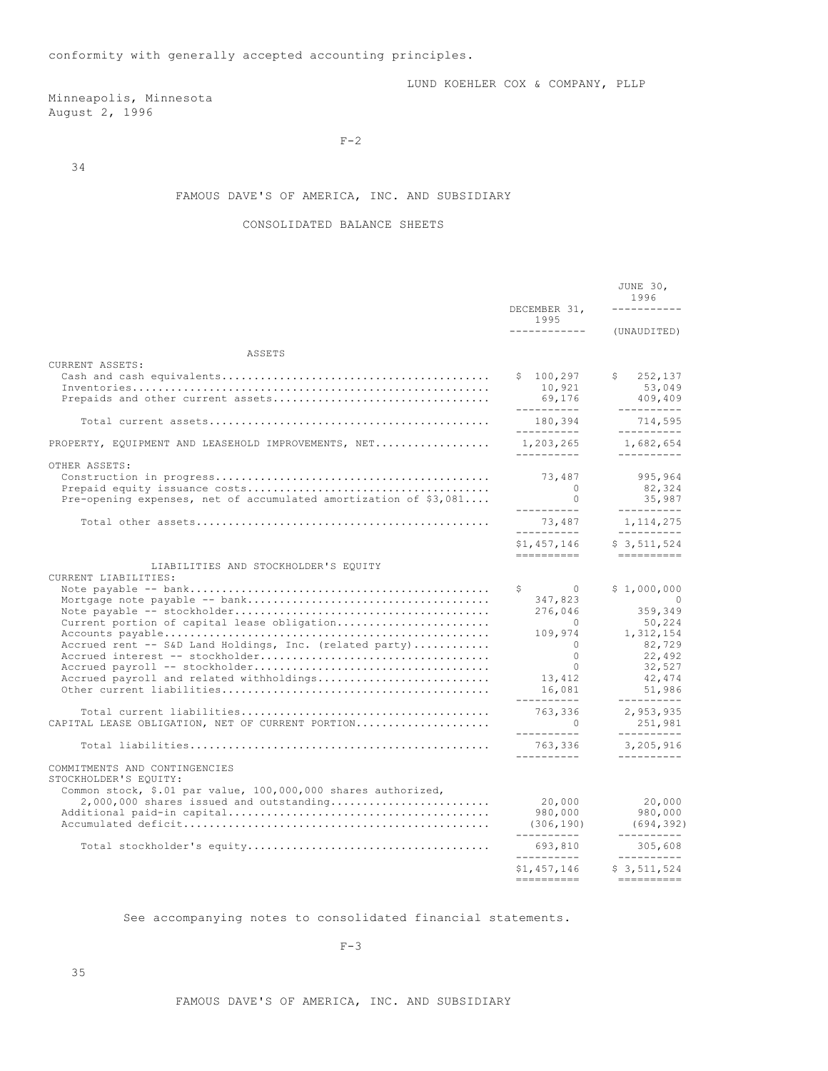conformity with generally accepted accounting principles.

LUND KOEHLER COX & COMPANY, PLLP

Minneapolis, Minnesota
August 2, 1996

FAMOUS DAVE'S OF AMERICA, INC. AND SUBSIDIARY

CONSOLIDATED BALANCE SHEETS

| | DECEMBER 31, 1995 | JUNE 30, 1996 (UNAUDITED) |
|---|---|---|
| **ASSETS** | | |
| CURRENT ASSETS: | | |
| Cash and cash equivalents | $ 100,297 | $ 252,137 |
| Inventories | 10,921 | 53,049 |
| Prepaids and other current assets | 69,176 | 409,409 |
| Total current assets | 180,394 | 714,595 |
| PROPERTY, EQUIPMENT AND LEASEHOLD IMPROVEMENTS, NET | 1,203,265 | 1,682,654 |
| OTHER ASSETS: | | |
| Construction in progress | 73,487 | 995,964 |
| Prepaid equity issuance costs | 0 | 82,324 |
| Pre-opening expenses, net of accumulated amortization of $3,081 | 0 | 35,987 |
| Total other assets | 73,487 | 1,114,275 |
| | $1,457,146 | $ 3,511,524 |
| **LIABILITIES AND STOCKHOLDER'S EQUITY** | | |
| CURRENT LIABILITIES: | | |
| Note payable -- bank | $ 0 | $ 1,000,000 |
| Mortgage note payable -- bank | 347,823 | 0 |
| Note payable -- stockholder | 276,046 | 359,349 |
| Current portion of capital lease obligation | 0 | 50,224 |
| Accounts payable | 109,974 | 1,312,154 |
| Accrued rent -- S&D Land Holdings, Inc. (related party) | 0 | 82,729 |
| Accrued interest -- stockholder | 0 | 22,492 |
| Accrued payroll -- stockholder | 0 | 32,527 |
| Accrued payroll and related withholdings | 13,412 | 42,474 |
| Other current liabilities | 16,081 | 51,986 |
| Total current liabilities | 763,336 | 2,953,935 |
| CAPITAL LEASE OBLIGATION, NET OF CURRENT PORTION | 0 | 251,981 |
| Total liabilities | 763,336 | 3,205,916 |
| COMMITMENTS AND CONTINGENCIES | | |
| STOCKHOLDER'S EQUITY: | | |
| Common stock, $.01 par value, 100,000,000 shares authorized, 2,000,000 shares issued and outstanding | 20,000 | 20,000 |
| Additional paid-in capital | 980,000 | 980,000 |
| Accumulated deficit | (306,190) | (694,392) |
| Total stockholder's equity | 693,810 | 305,608 |
| | $1,457,146 | $ 3,511,524 |

See accompanying notes to consolidated financial statements.

FAMOUS DAVE'S OF AMERICA, INC. AND SUBSIDIARY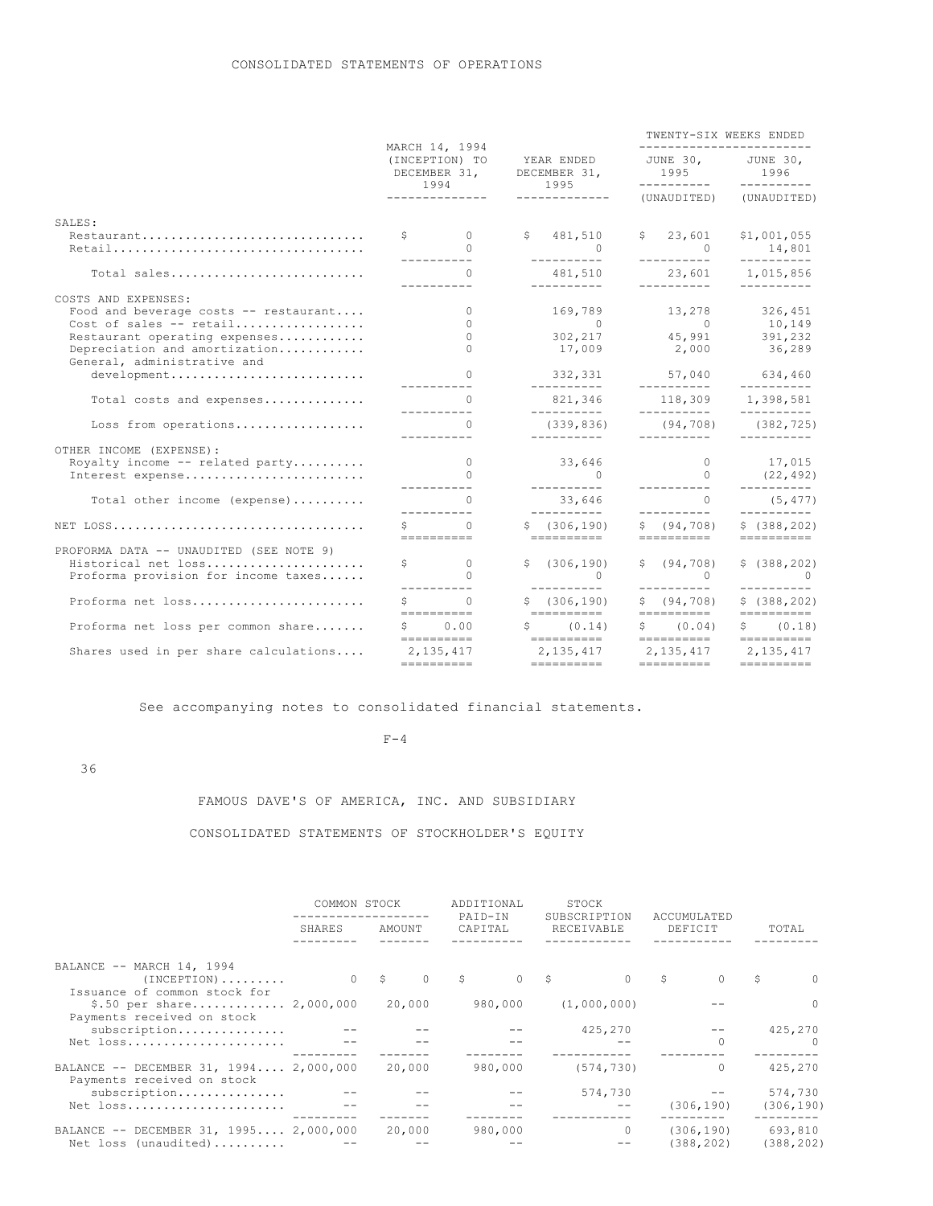## CONSOLIDATED STATEMENTS OF OPERATIONS

| | MARCH 14, 1994 (INCEPTION) TO DECEMBER 31, 1994 | YEAR ENDED DECEMBER 31, 1995 | TWENTY-SIX WEEKS ENDED JUNE 30, 1995 (UNAUDITED) | TWENTY-SIX WEEKS ENDED JUNE 30, 1996 (UNAUDITED) |
|---|---|---|---|---|
| SALES: | | | | |
| Restaurant | $ 0 | $ 481,510 | $ 23,601 | $1,001,055 |
| Retail | 0 | 0 | 0 | 14,801 |
| Total sales | 0 | 481,510 | 23,601 | 1,015,856 |
| COSTS AND EXPENSES: | | | | |
| Food and beverage costs -- restaurant | 0 | 169,789 | 13,278 | 326,451 |
| Cost of sales -- retail | 0 | 0 | 0 | 10,149 |
| Restaurant operating expenses | 0 | 302,217 | 45,991 | 391,232 |
| Depreciation and amortization | 0 | 17,009 | 2,000 | 36,289 |
| General, administrative and development | 0 | 332,331 | 57,040 | 634,460 |
| Total costs and expenses | 0 | 821,346 | 118,309 | 1,398,581 |
| Loss from operations | 0 | (339,836) | (94,708) | (382,725) |
| OTHER INCOME (EXPENSE): | | | | |
| Royalty income -- related party | 0 | 33,646 | 0 | 17,015 |
| Interest expense | 0 | 0 | 0 | (22,492) |
| Total other income (expense) | 0 | 33,646 | 0 | (5,477) |
| NET LOSS | $ 0 | $ (306,190) | $ (94,708) | $ (388,202) |
| PROFORMA DATA -- UNAUDITED (SEE NOTE 9) | | | | |
| Historical net loss | $ 0 | $ (306,190) | $ (94,708) | $ (388,202) |
| Proforma provision for income taxes | 0 | 0 | 0 | 0 |
| Proforma net loss | $ 0 | $ (306,190) | $ (94,708) | $ (388,202) |
| Proforma net loss per common share | $ 0.00 | $ (0.14) | $ (0.04) | $ (0.18) |
| Shares used in per share calculations | 2,135,417 | 2,135,417 | 2,135,417 | 2,135,417 |

See accompanying notes to consolidated financial statements.

## FAMOUS DAVE'S OF AMERICA, INC. AND SUBSIDIARY

## CONSOLIDATED STATEMENTS OF STOCKHOLDER'S EQUITY

| | COMMON STOCK SHARES | COMMON STOCK AMOUNT | ADDITIONAL PAID-IN CAPITAL | STOCK SUBSCRIPTION RECEIVABLE | ACCUMULATED DEFICIT | TOTAL |
|---|---|---|---|---|---|---|
| BALANCE -- MARCH 14, 1994 (INCEPTION) | 0 | $ 0 | $ 0 | $ 0 | $ 0 | $ 0 |
| Issuance of common stock for $.50 per share | 2,000,000 | 20,000 | 980,000 | (1,000,000) | -- | 0 |
| Payments received on stock subscription | -- | -- | -- | 425,270 | -- | 425,270 |
| Net loss | -- | -- | -- | -- | 0 | 0 |
| BALANCE -- DECEMBER 31, 1994 | 2,000,000 | 20,000 | 980,000 | (574,730) | 0 | 425,270 |
| Payments received on stock subscription | -- | -- | -- | 574,730 | -- | 574,730 |
| Net loss | -- | -- | -- | -- | (306,190) | (306,190) |
| BALANCE -- DECEMBER 31, 1995 | 2,000,000 | 20,000 | 980,000 | 0 | (306,190) | 693,810 |
| Net loss (unaudited) | -- | -- | -- | -- | (388,202) | (388,202) |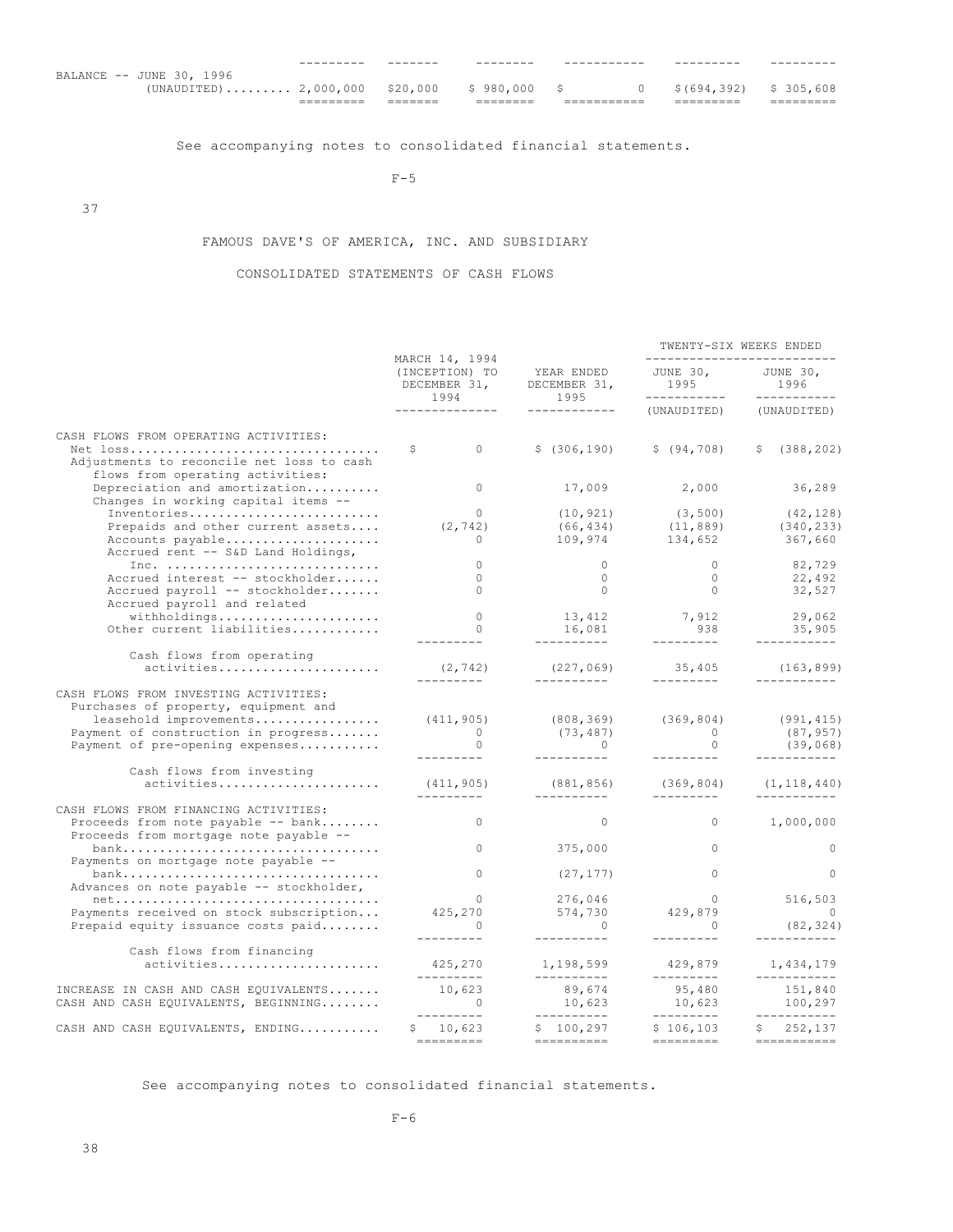| | | | | | | |
|---|---|---|---|---|---|---|
| BALANCE -- JUNE 30, 1996 (UNAUDITED) | 2,000,000 | $20,000 | $ 980,000 | $ 0 | $(694,392) | $ 305,608 |

See accompanying notes to consolidated financial statements.

FAMOUS DAVE'S OF AMERICA, INC. AND SUBSIDIARY

CONSOLIDATED STATEMENTS OF CASH FLOWS

| | MARCH 14, 1994 (INCEPTION) TO DECEMBER 31, 1994 | YEAR ENDED DECEMBER 31, 1995 | TWENTY-SIX WEEKS ENDED JUNE 30, 1995 (UNAUDITED) | TWENTY-SIX WEEKS ENDED JUNE 30, 1996 (UNAUDITED) |
|---|---|---|---|---|
| CASH FLOWS FROM OPERATING ACTIVITIES: | | | | |
| Net loss | $ 0 | $ (306,190) | $ (94,708) | $ (388,202) |
| Adjustments to reconcile net loss to cash flows from operating activities: | | | | |
| Depreciation and amortization | 0 | 17,009 | 2,000 | 36,289 |
| Changes in working capital items -- | | | | |
| Inventories | 0 | (10,921) | (3,500) | (42,128) |
| Prepaids and other current assets | (2,742) | (66,434) | (11,889) | (340,233) |
| Accounts payable | 0 | 109,974 | 134,652 | 367,660 |
| Accrued rent -- S&D Land Holdings, Inc. | 0 | 0 | 0 | 82,729 |
| Accrued interest -- stockholder | 0 | 0 | 0 | 22,492 |
| Accrued payroll -- stockholder | 0 | 0 | 0 | 32,527 |
| Accrued payroll and related withholdings | 0 | 13,412 | 7,912 | 29,062 |
| Other current liabilities | 0 | 16,081 | 938 | 35,905 |
| Cash flows from operating activities | (2,742) | (227,069) | 35,405 | (163,899) |
| CASH FLOWS FROM INVESTING ACTIVITIES: | | | | |
| Purchases of property, equipment and leasehold improvements | (411,905) | (808,369) | (369,804) | (991,415) |
| Payment of construction in progress | 0 | (73,487) | 0 | (87,957) |
| Payment of pre-opening expenses | 0 | 0 | 0 | (39,068) |
| Cash flows from investing activities | (411,905) | (881,856) | (369,804) | (1,118,440) |
| CASH FLOWS FROM FINANCING ACTIVITIES: | | | | |
| Proceeds from note payable -- bank | 0 | 0 | 0 | 1,000,000 |
| Proceeds from mortgage note payable -- bank | 0 | 375,000 | 0 | 0 |
| Payments on mortgage note payable -- bank | 0 | (27,177) | 0 | 0 |
| Advances on note payable -- stockholder, net | 0 | 276,046 | 0 | 516,503 |
| Payments received on stock subscription | 425,270 | 574,730 | 429,879 | 0 |
| Prepaid equity issuance costs paid | 0 | 0 | 0 | (82,324) |
| Cash flows from financing activities | 425,270 | 1,198,599 | 429,879 | 1,434,179 |
| INCREASE IN CASH AND CASH EQUIVALENTS | 10,623 | 89,674 | 95,480 | 151,840 |
| CASH AND CASH EQUIVALENTS, BEGINNING | 0 | 10,623 | 10,623 | 100,297 |
| CASH AND CASH EQUIVALENTS, ENDING | $ 10,623 | $ 100,297 | $ 106,103 | $ 252,137 |

See accompanying notes to consolidated financial statements.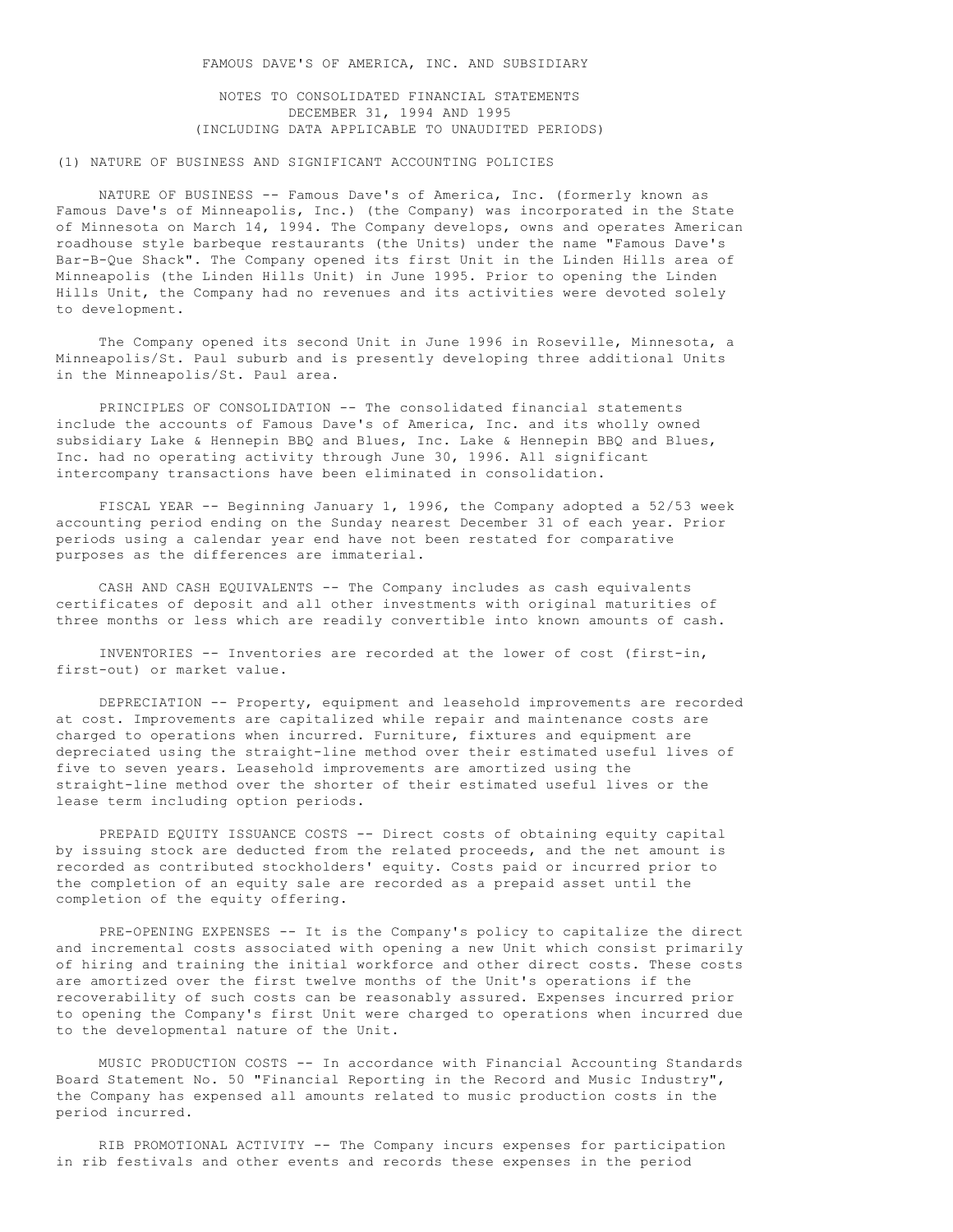FAMOUS DAVE'S OF AMERICA, INC. AND SUBSIDIARY

NOTES TO CONSOLIDATED FINANCIAL STATEMENTS
DECEMBER 31, 1994 AND 1995
(INCLUDING DATA APPLICABLE TO UNAUDITED PERIODS)

(1) NATURE OF BUSINESS AND SIGNIFICANT ACCOUNTING POLICIES

NATURE OF BUSINESS -- Famous Dave's of America, Inc. (formerly known as Famous Dave's of Minneapolis, Inc.) (the Company) was incorporated in the State of Minnesota on March 14, 1994. The Company develops, owns and operates American roadhouse style barbeque restaurants (the Units) under the name "Famous Dave's Bar-B-Que Shack". The Company opened its first Unit in the Linden Hills area of Minneapolis (the Linden Hills Unit) in June 1995. Prior to opening the Linden Hills Unit, the Company had no revenues and its activities were devoted solely to development.

The Company opened its second Unit in June 1996 in Roseville, Minnesota, a Minneapolis/St. Paul suburb and is presently developing three additional Units in the Minneapolis/St. Paul area.

PRINCIPLES OF CONSOLIDATION -- The consolidated financial statements include the accounts of Famous Dave's of America, Inc. and its wholly owned subsidiary Lake & Hennepin BBQ and Blues, Inc. Lake & Hennepin BBQ and Blues, Inc. had no operating activity through June 30, 1996. All significant intercompany transactions have been eliminated in consolidation.

FISCAL YEAR -- Beginning January 1, 1996, the Company adopted a 52/53 week accounting period ending on the Sunday nearest December 31 of each year. Prior periods using a calendar year end have not been restated for comparative purposes as the differences are immaterial.

CASH AND CASH EQUIVALENTS -- The Company includes as cash equivalents certificates of deposit and all other investments with original maturities of three months or less which are readily convertible into known amounts of cash.

INVENTORIES -- Inventories are recorded at the lower of cost (first-in, first-out) or market value.

DEPRECIATION -- Property, equipment and leasehold improvements are recorded at cost. Improvements are capitalized while repair and maintenance costs are charged to operations when incurred. Furniture, fixtures and equipment are depreciated using the straight-line method over their estimated useful lives of five to seven years. Leasehold improvements are amortized using the straight-line method over the shorter of their estimated useful lives or the lease term including option periods.

PREPAID EQUITY ISSUANCE COSTS -- Direct costs of obtaining equity capital by issuing stock are deducted from the related proceeds, and the net amount is recorded as contributed stockholders' equity. Costs paid or incurred prior to the completion of an equity sale are recorded as a prepaid asset until the completion of the equity offering.

PRE-OPENING EXPENSES -- It is the Company's policy to capitalize the direct and incremental costs associated with opening a new Unit which consist primarily of hiring and training the initial workforce and other direct costs. These costs are amortized over the first twelve months of the Unit's operations if the recoverability of such costs can be reasonably assured. Expenses incurred prior to opening the Company's first Unit were charged to operations when incurred due to the developmental nature of the Unit.

MUSIC PRODUCTION COSTS -- In accordance with Financial Accounting Standards Board Statement No. 50 "Financial Reporting in the Record and Music Industry", the Company has expensed all amounts related to music production costs in the period incurred.

RIB PROMOTIONAL ACTIVITY -- The Company incurs expenses for participation in rib festivals and other events and records these expenses in the period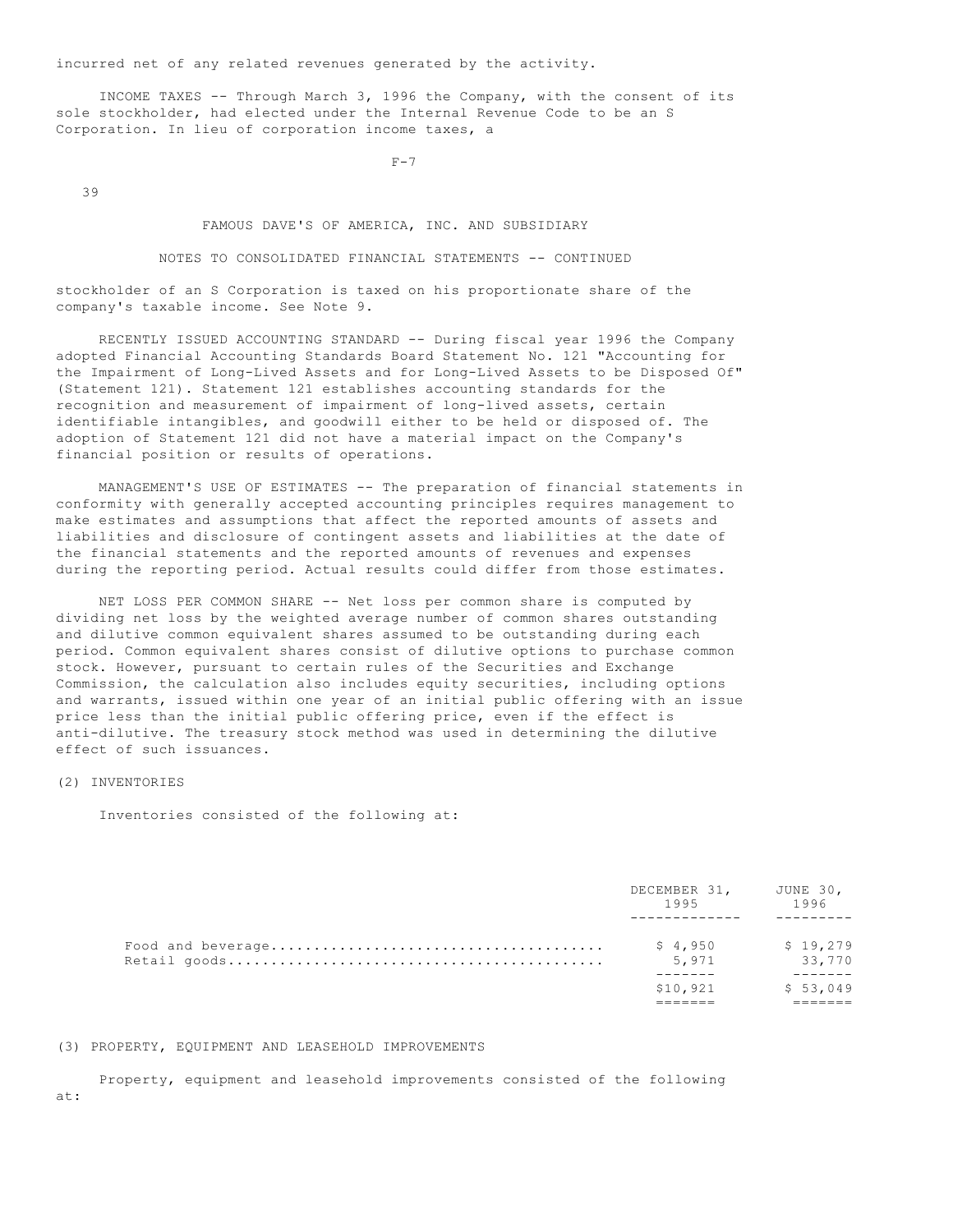incurred net of any related revenues generated by the activity.

INCOME TAXES -- Through March 3, 1996 the Company, with the consent of its sole stockholder, had elected under the Internal Revenue Code to be an S Corporation. In lieu of corporation income taxes, a stockholder of an S Corporation is taxed on his proportionate share of the company's taxable income. See Note 9.

## FAMOUS DAVE'S OF AMERICA, INC. AND SUBSIDIARY

## NOTES TO CONSOLIDATED FINANCIAL STATEMENTS -- CONTINUED

RECENTLY ISSUED ACCOUNTING STANDARD -- During fiscal year 1996 the Company adopted Financial Accounting Standards Board Statement No. 121 "Accounting for the Impairment of Long-Lived Assets and for Long-Lived Assets to be Disposed Of" (Statement 121). Statement 121 establishes accounting standards for the recognition and measurement of impairment of long-lived assets, certain identifiable intangibles, and goodwill either to be held or disposed of. The adoption of Statement 121 did not have a material impact on the Company's financial position or results of operations.

MANAGEMENT'S USE OF ESTIMATES -- The preparation of financial statements in conformity with generally accepted accounting principles requires management to make estimates and assumptions that affect the reported amounts of assets and liabilities and disclosure of contingent assets and liabilities at the date of the financial statements and the reported amounts of revenues and expenses during the reporting period. Actual results could differ from those estimates.

NET LOSS PER COMMON SHARE -- Net loss per common share is computed by dividing net loss by the weighted average number of common shares outstanding and dilutive common equivalent shares assumed to be outstanding during each period. Common equivalent shares consist of dilutive options to purchase common stock. However, pursuant to certain rules of the Securities and Exchange Commission, the calculation also includes equity securities, including options and warrants, issued within one year of an initial public offering with an issue price less than the initial public offering price, even if the effect is anti-dilutive. The treasury stock method was used in determining the dilutive effect of such issuances.

(2) INVENTORIES

Inventories consisted of the following at:

| | DECEMBER 31, 1995 | JUNE 30, 1996 |
|---|---|---|
| Food and beverage | $ 4,950 | $ 19,279 |
| Retail goods | 5,971 | 33,770 |
| | $10,921 | $ 53,049 |

(3) PROPERTY, EQUIPMENT AND LEASEHOLD IMPROVEMENTS

Property, equipment and leasehold improvements consisted of the following at: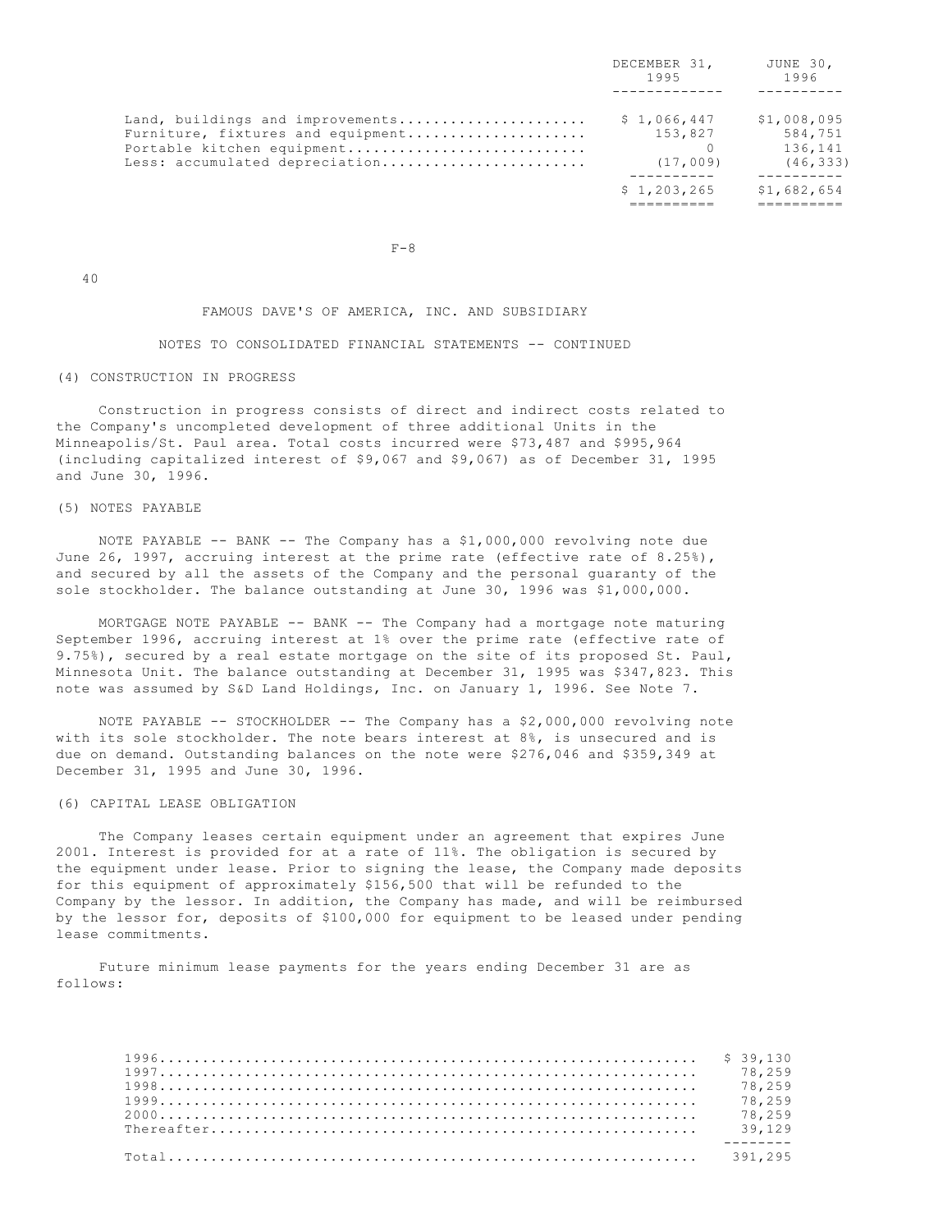| | DECEMBER 31, 1995 | JUNE 30, 1996 |
|---|---|---|
| Land, buildings and improvements | $ 1,066,447 | $1,008,095 |
| Furniture, fixtures and equipment | 153,827 | 584,751 |
| Portable kitchen equipment | 0 | 136,141 |
| Less: accumulated depreciation | (17,009) | (46,333) |
| | $ 1,203,265 | $1,682,654 |

FAMOUS DAVE'S OF AMERICA, INC. AND SUBSIDIARY

NOTES TO CONSOLIDATED FINANCIAL STATEMENTS -- CONTINUED

(4) CONSTRUCTION IN PROGRESS

Construction in progress consists of direct and indirect costs related to the Company's uncompleted development of three additional Units in the Minneapolis/St. Paul area. Total costs incurred were $73,487 and $995,964 (including capitalized interest of $9,067 and $9,067) as of December 31, 1995 and June 30, 1996.

(5) NOTES PAYABLE

NOTE PAYABLE -- BANK -- The Company has a $1,000,000 revolving note due June 26, 1997, accruing interest at the prime rate (effective rate of 8.25%), and secured by all the assets of the Company and the personal guaranty of the sole stockholder. The balance outstanding at June 30, 1996 was $1,000,000.

MORTGAGE NOTE PAYABLE -- BANK -- The Company had a mortgage note maturing September 1996, accruing interest at 1% over the prime rate (effective rate of 9.75%), secured by a real estate mortgage on the site of its proposed St. Paul, Minnesota Unit. The balance outstanding at December 31, 1995 was $347,823. This note was assumed by S&D Land Holdings, Inc. on January 1, 1996. See Note 7.

NOTE PAYABLE -- STOCKHOLDER -- The Company has a $2,000,000 revolving note with its sole stockholder. The note bears interest at 8%, is unsecured and is due on demand. Outstanding balances on the note were $276,046 and $359,349 at December 31, 1995 and June 30, 1996.

(6) CAPITAL LEASE OBLIGATION

The Company leases certain equipment under an agreement that expires June 2001. Interest is provided for at a rate of 11%. The obligation is secured by the equipment under lease. Prior to signing the lease, the Company made deposits for this equipment of approximately $156,500 that will be refunded to the Company by the lessor. In addition, the Company has made, and will be reimbursed by the lessor for, deposits of $100,000 for equipment to be leased under pending lease commitments.

Future minimum lease payments for the years ending December 31 are as follows:

| | |
|---|---|
| 1996 | $ 39,130 |
| 1997 | 78,259 |
| 1998 | 78,259 |
| 1999 | 78,259 |
| 2000 | 78,259 |
| Thereafter | 39,129 |
| Total | 391,295 |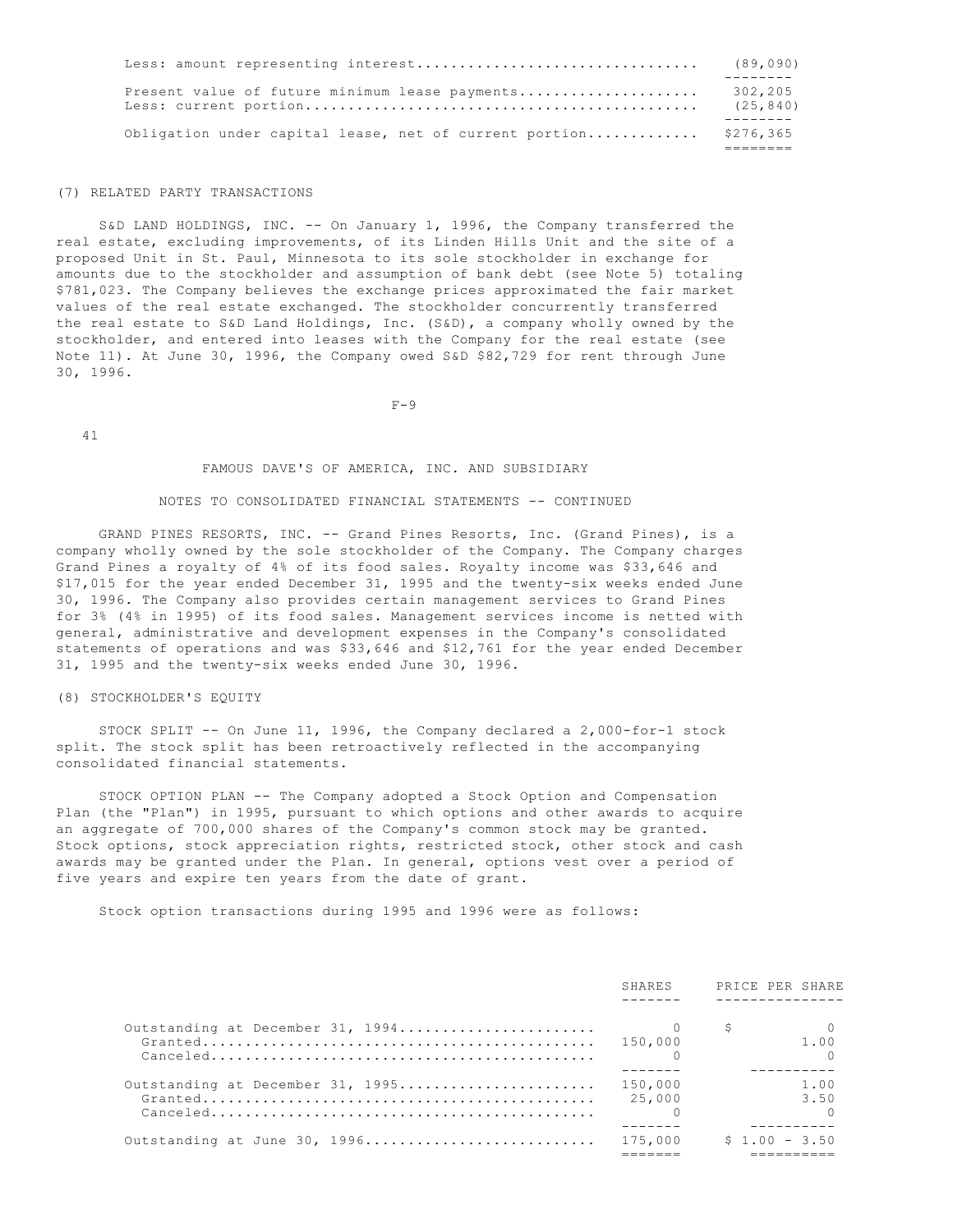| | |
|---|---|
| Less: amount representing interest | (89,090) |
| Present value of future minimum lease payments | 302,205 |
| Less: current portion | (25,840) |
| Obligation under capital lease, net of current portion | $276,365 |

(7) RELATED PARTY TRANSACTIONS

S&D LAND HOLDINGS, INC. -- On January 1, 1996, the Company transferred the real estate, excluding improvements, of its Linden Hills Unit and the site of a proposed Unit in St. Paul, Minnesota to its sole stockholder in exchange for amounts due to the stockholder and assumption of bank debt (see Note 5) totaling $781,023. The Company believes the exchange prices approximated the fair market values of the real estate exchanged. The stockholder concurrently transferred the real estate to S&D Land Holdings, Inc. (S&D), a company wholly owned by the stockholder, and entered into leases with the Company for the real estate (see Note 11). At June 30, 1996, the Company owed S&D $82,729 for rent through June 30, 1996.

FAMOUS DAVE'S OF AMERICA, INC. AND SUBSIDIARY

NOTES TO CONSOLIDATED FINANCIAL STATEMENTS -- CONTINUED

GRAND PINES RESORTS, INC. -- Grand Pines Resorts, Inc. (Grand Pines), is a company wholly owned by the sole stockholder of the Company. The Company charges Grand Pines a royalty of 4% of its food sales. Royalty income was $33,646 and $17,015 for the year ended December 31, 1995 and the twenty-six weeks ended June 30, 1996. The Company also provides certain management services to Grand Pines for 3% (4% in 1995) of its food sales. Management services income is netted with general, administrative and development expenses in the Company's consolidated statements of operations and was $33,646 and $12,761 for the year ended December 31, 1995 and the twenty-six weeks ended June 30, 1996.

(8) STOCKHOLDER'S EQUITY

STOCK SPLIT -- On June 11, 1996, the Company declared a 2,000-for-1 stock split. The stock split has been retroactively reflected in the accompanying consolidated financial statements.

STOCK OPTION PLAN -- The Company adopted a Stock Option and Compensation Plan (the "Plan") in 1995, pursuant to which options and other awards to acquire an aggregate of 700,000 shares of the Company's common stock may be granted. Stock options, stock appreciation rights, restricted stock, other stock and cash awards may be granted under the Plan. In general, options vest over a period of five years and expire ten years from the date of grant.

Stock option transactions during 1995 and 1996 were as follows:

| | SHARES | PRICE PER SHARE |
|---|---|---|
| Outstanding at December 31, 1994 | 0 | $ 0 |
| Granted | 150,000 | 1.00 |
| Canceled | 0 | 0 |
| Outstanding at December 31, 1995 | 150,000 | 1.00 |
| Granted | 25,000 | 3.50 |
| Canceled | 0 | 0 |
| Outstanding at June 30, 1996 | 175,000 | $ 1.00 - 3.50 |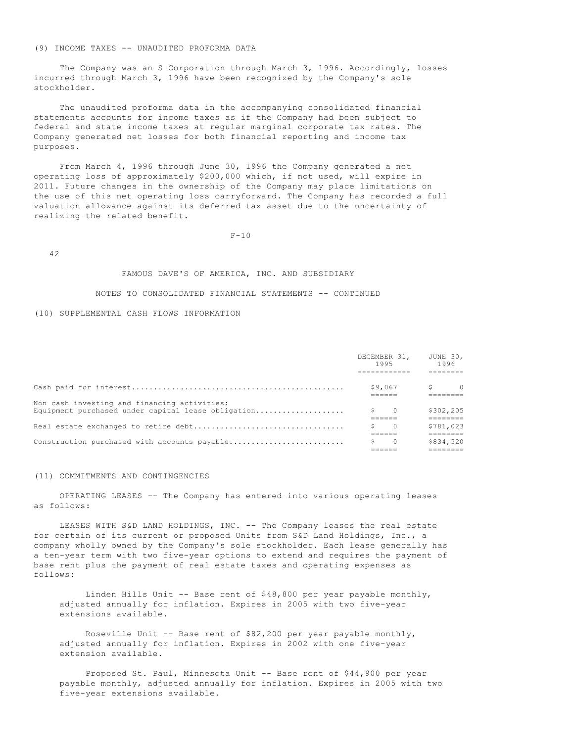(9) INCOME TAXES -- UNAUDITED PROFORMA DATA

The Company was an S Corporation through March 3, 1996. Accordingly, losses incurred through March 3, 1996 have been recognized by the Company's sole stockholder.

The unaudited proforma data in the accompanying consolidated financial statements accounts for income taxes as if the Company had been subject to federal and state income taxes at regular marginal corporate tax rates. The Company generated net losses for both financial reporting and income tax purposes.

From March 4, 1996 through June 30, 1996 the Company generated a net operating loss of approximately $200,000 which, if not used, will expire in 2011. Future changes in the ownership of the Company may place limitations on the use of this net operating loss carryforward. The Company has recorded a full valuation allowance against its deferred tax asset due to the uncertainty of realizing the related benefit.

FAMOUS DAVE'S OF AMERICA, INC. AND SUBSIDIARY

NOTES TO CONSOLIDATED FINANCIAL STATEMENTS -- CONTINUED

(10) SUPPLEMENTAL CASH FLOWS INFORMATION

| | DECEMBER 31, 1995 | JUNE 30, 1996 |
|---|---|---|
| Cash paid for interest | $9,067 | $ 0 |
| Non cash investing and financing activities: | | |
| Equipment purchased under capital lease obligation | $ 0 | $302,205 |
| Real estate exchanged to retire debt | $ 0 | $781,023 |
| Construction purchased with accounts payable | $ 0 | $834,520 |

(11) COMMITMENTS AND CONTINGENCIES

OPERATING LEASES -- The Company has entered into various operating leases as follows:

LEASES WITH S&D LAND HOLDINGS, INC. -- The Company leases the real estate for certain of its current or proposed Units from S&D Land Holdings, Inc., a company wholly owned by the Company's sole stockholder. Each lease generally has a ten-year term with two five-year options to extend and requires the payment of base rent plus the payment of real estate taxes and operating expenses as follows:

Linden Hills Unit -- Base rent of $48,800 per year payable monthly, adjusted annually for inflation. Expires in 2005 with two five-year extensions available.

Roseville Unit -- Base rent of $82,200 per year payable monthly, adjusted annually for inflation. Expires in 2002 with one five-year extension available.

Proposed St. Paul, Minnesota Unit -- Base rent of $44,900 per year payable monthly, adjusted annually for inflation. Expires in 2005 with two five-year extensions available.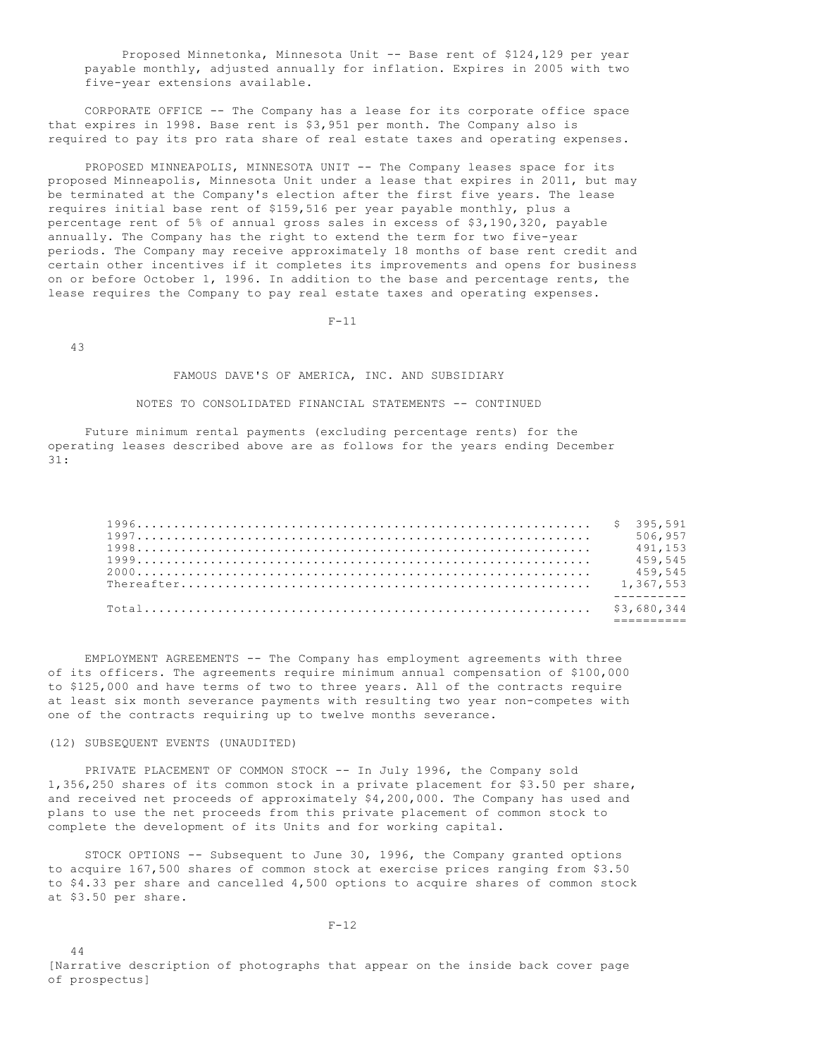Proposed Minnetonka, Minnesota Unit -- Base rent of $124,129 per year payable monthly, adjusted annually for inflation. Expires in 2005 with two five-year extensions available.

CORPORATE OFFICE -- The Company has a lease for its corporate office space that expires in 1998. Base rent is $3,951 per month. The Company also is required to pay its pro rata share of real estate taxes and operating expenses.

PROPOSED MINNEAPOLIS, MINNESOTA UNIT -- The Company leases space for its proposed Minneapolis, Minnesota Unit under a lease that expires in 2011, but may be terminated at the Company's election after the first five years. The lease requires initial base rent of $159,516 per year payable monthly, plus a percentage rent of 5% of annual gross sales in excess of $3,190,320, payable annually. The Company has the right to extend the term for two five-year periods. The Company may receive approximately 18 months of base rent credit and certain other incentives if it completes its improvements and opens for business on or before October 1, 1996. In addition to the base and percentage rents, the lease requires the Company to pay real estate taxes and operating expenses.

FAMOUS DAVE'S OF AMERICA, INC. AND SUBSIDIARY

NOTES TO CONSOLIDATED FINANCIAL STATEMENTS -- CONTINUED

Future minimum rental payments (excluding percentage rents) for the operating leases described above are as follows for the years ending December 31:

| | |
|---|---|
| 1996 | $ 395,591 |
| 1997 | 506,957 |
| 1998 | 491,153 |
| 1999 | 459,545 |
| 2000 | 459,545 |
| Thereafter | 1,367,553 |
| Total | $3,680,344 |

EMPLOYMENT AGREEMENTS -- The Company has employment agreements with three of its officers. The agreements require minimum annual compensation of $100,000 to $125,000 and have terms of two to three years. All of the contracts require at least six month severance payments with resulting two year non-competes with one of the contracts requiring up to twelve months severance.

(12) SUBSEQUENT EVENTS (UNAUDITED)

PRIVATE PLACEMENT OF COMMON STOCK -- In July 1996, the Company sold 1,356,250 shares of its common stock in a private placement for $3.50 per share, and received net proceeds of approximately $4,200,000. The Company has used and plans to use the net proceeds from this private placement of common stock to complete the development of its Units and for working capital.

STOCK OPTIONS -- Subsequent to June 30, 1996, the Company granted options to acquire 167,500 shares of common stock at exercise prices ranging from $3.50 to $4.33 per share and cancelled 4,500 options to acquire shares of common stock at $3.50 per share.

[Narrative description of photographs that appear on the inside back cover page of prospectus]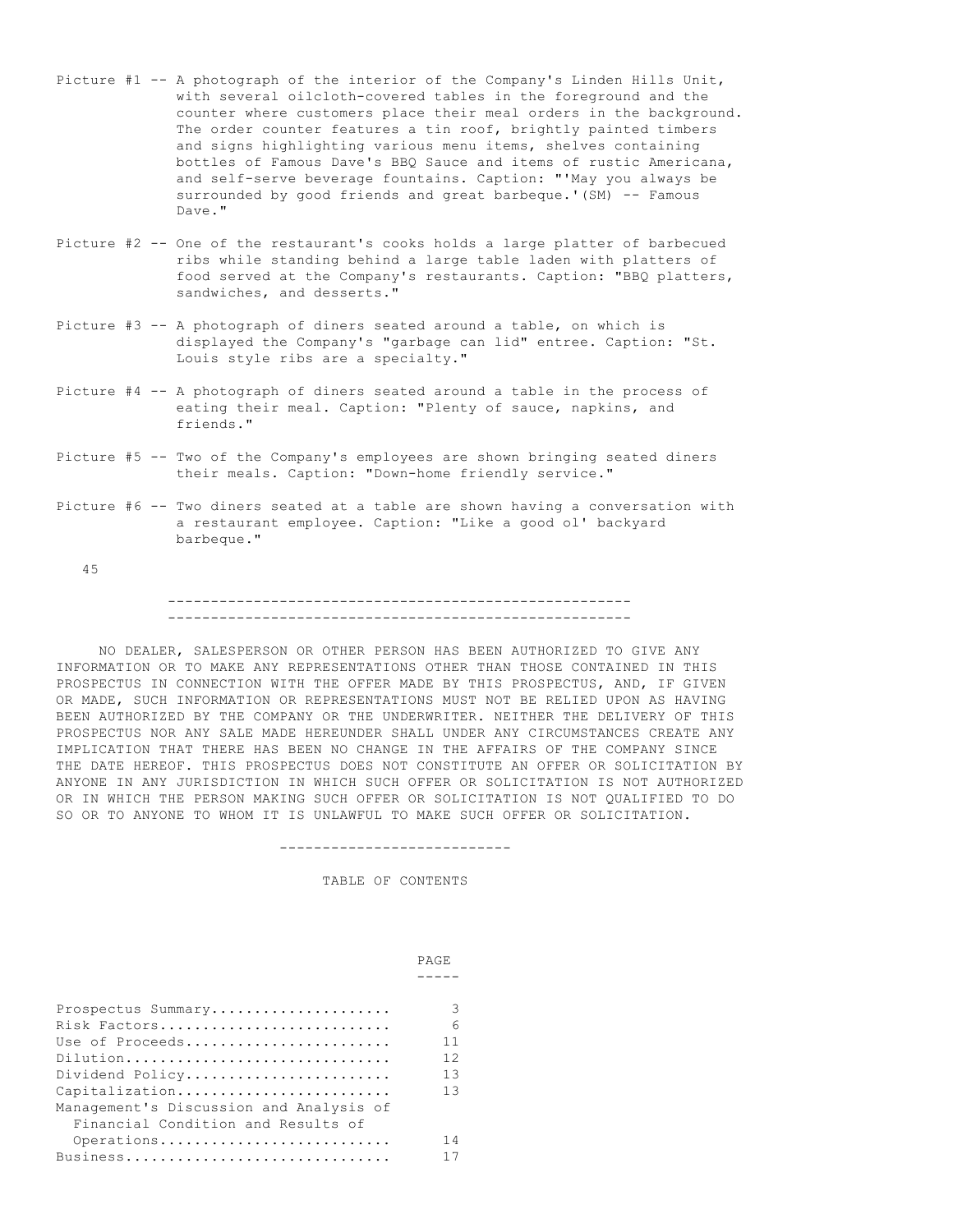Picture #1 -- A photograph of the interior of the Company's Linden Hills Unit, with several oilcloth-covered tables in the foreground and the counter where customers place their meal orders in the background. The order counter features a tin roof, brightly painted timbers and signs highlighting various menu items, shelves containing bottles of Famous Dave's BBQ Sauce and items of rustic Americana, and self-serve beverage fountains. Caption: "'May you always be surrounded by good friends and great barbeque.'(SM) -- Famous Dave."

Picture #2 -- One of the restaurant's cooks holds a large platter of barbecued ribs while standing behind a large table laden with platters of food served at the Company's restaurants. Caption: "BBQ platters, sandwiches, and desserts."

Picture #3 -- A photograph of diners seated around a table, on which is displayed the Company's "garbage can lid" entree. Caption: "St. Louis style ribs are a specialty."

Picture #4 -- A photograph of diners seated around a table in the process of eating their meal. Caption: "Plenty of sauce, napkins, and friends."

Picture #5 -- Two of the Company's employees are shown bringing seated diners their meals. Caption: "Down-home friendly service."

Picture #6 -- Two diners seated at a table are shown having a conversation with a restaurant employee. Caption: "Like a good ol' backyard barbeque."

---

NO DEALER, SALESPERSON OR OTHER PERSON HAS BEEN AUTHORIZED TO GIVE ANY INFORMATION OR TO MAKE ANY REPRESENTATIONS OTHER THAN THOSE CONTAINED IN THIS PROSPECTUS IN CONNECTION WITH THE OFFER MADE BY THIS PROSPECTUS, AND, IF GIVEN OR MADE, SUCH INFORMATION OR REPRESENTATIONS MUST NOT BE RELIED UPON AS HAVING BEEN AUTHORIZED BY THE COMPANY OR THE UNDERWRITER. NEITHER THE DELIVERY OF THIS PROSPECTUS NOR ANY SALE MADE HEREUNDER SHALL UNDER ANY CIRCUMSTANCES CREATE ANY IMPLICATION THAT THERE HAS BEEN NO CHANGE IN THE AFFAIRS OF THE COMPANY SINCE THE DATE HEREOF. THIS PROSPECTUS DOES NOT CONSTITUTE AN OFFER OR SOLICITATION BY ANYONE IN ANY JURISDICTION IN WHICH SUCH OFFER OR SOLICITATION IS NOT AUTHORIZED OR IN WHICH THE PERSON MAKING SUCH OFFER OR SOLICITATION IS NOT QUALIFIED TO DO SO OR TO ANYONE TO WHOM IT IS UNLAWFUL TO MAKE SUCH OFFER OR SOLICITATION.

---

TABLE OF CONTENTS

| | PAGE |
|---|---|
| Prospectus Summary | 3 |
| Risk Factors | 6 |
| Use of Proceeds | 11 |
| Dilution | 12 |
| Dividend Policy | 13 |
| Capitalization | 13 |
| Management's Discussion and Analysis of Financial Condition and Results of Operations | 14 |
| Business | 17 |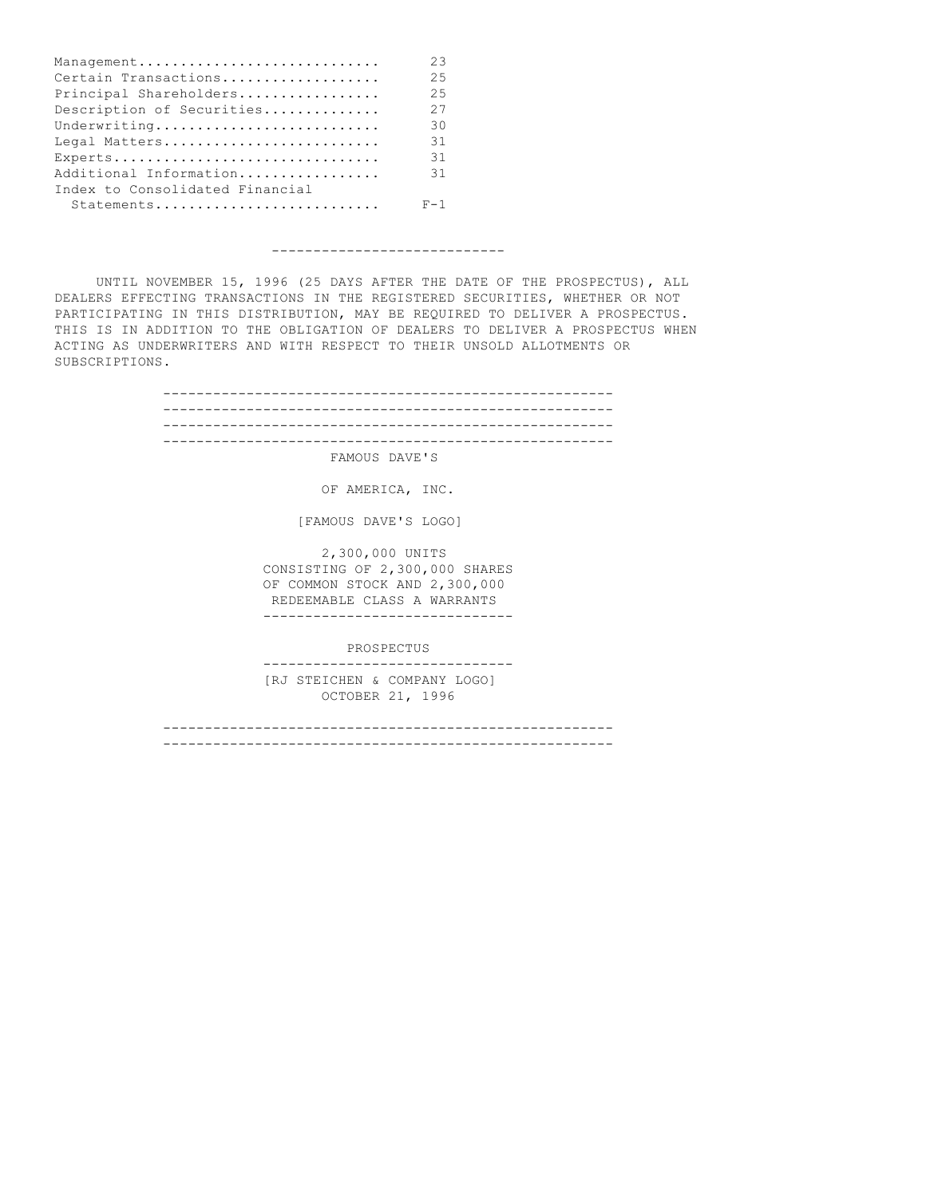| | |
|---|---|
| Management | 23 |
| Certain Transactions | 25 |
| Principal Shareholders | 25 |
| Description of Securities | 27 |
| Underwriting | 30 |
| Legal Matters | 31 |
| Experts | 31 |
| Additional Information | 31 |
| Index to Consolidated Financial Statements | F-1 |

---

UNTIL NOVEMBER 15, 1996 (25 DAYS AFTER THE DATE OF THE PROSPECTUS), ALL DEALERS EFFECTING TRANSACTIONS IN THE REGISTERED SECURITIES, WHETHER OR NOT PARTICIPATING IN THIS DISTRIBUTION, MAY BE REQUIRED TO DELIVER A PROSPECTUS. THIS IS IN ADDITION TO THE OBLIGATION OF DEALERS TO DELIVER A PROSPECTUS WHEN ACTING AS UNDERWRITERS AND WITH RESPECT TO THEIR UNSOLD ALLOTMENTS OR SUBSCRIPTIONS.

---

FAMOUS DAVE'S

OF AMERICA, INC.

[FAMOUS DAVE'S LOGO]

2,300,000 UNITS
CONSISTING OF 2,300,000 SHARES
OF COMMON STOCK AND 2,300,000
REDEEMABLE CLASS A WARRANTS

---

PROSPECTUS

---

[RJ STEICHEN & COMPANY LOGO]
OCTOBER 21, 1996